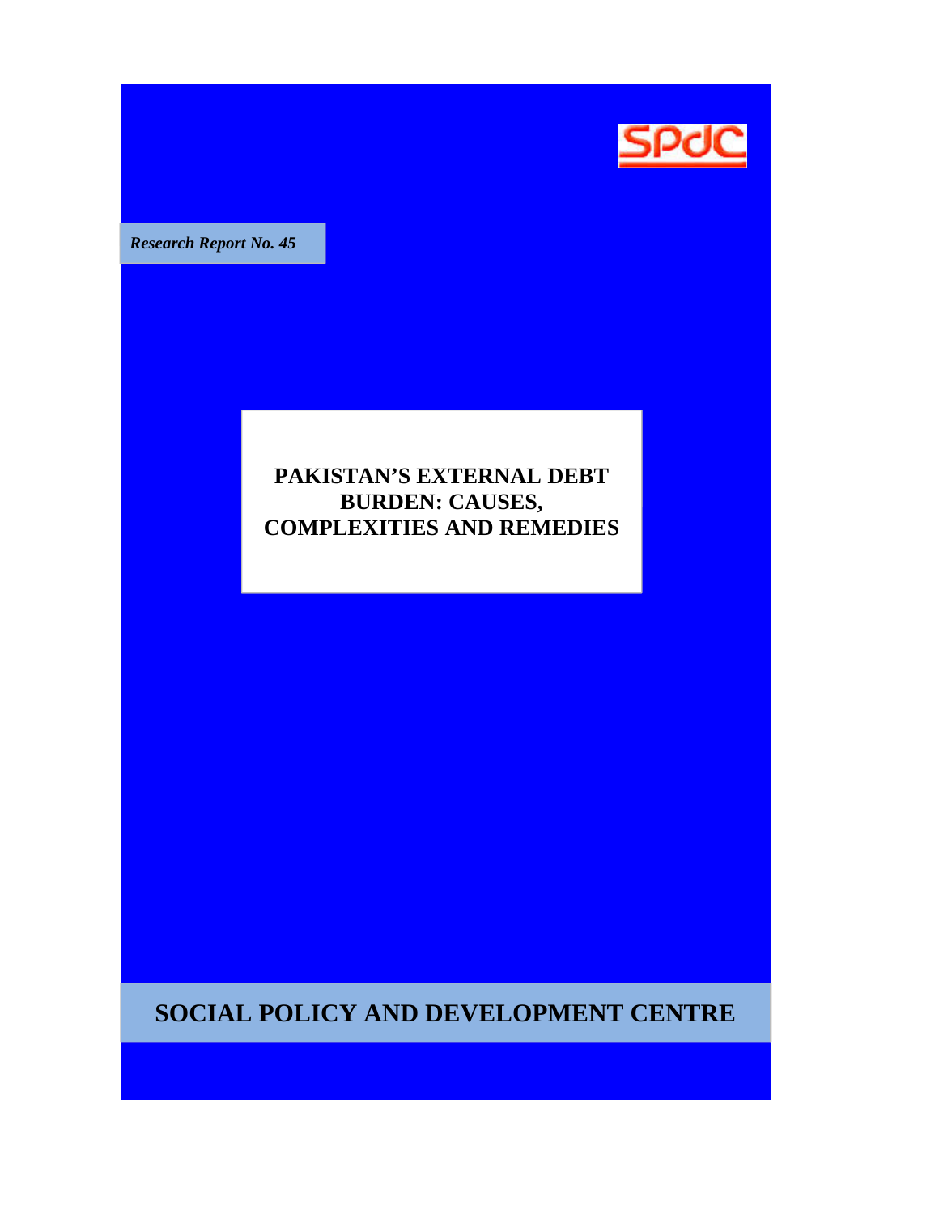SPDC

*Research Report No. 45*

# PAKISTAN'S EXTERNAL DEBT BURDEN: CAUSES, COMPLEXITIES AND REMEDIES

## SOCIAL POLICY AND DEVELOPMENT CENTRE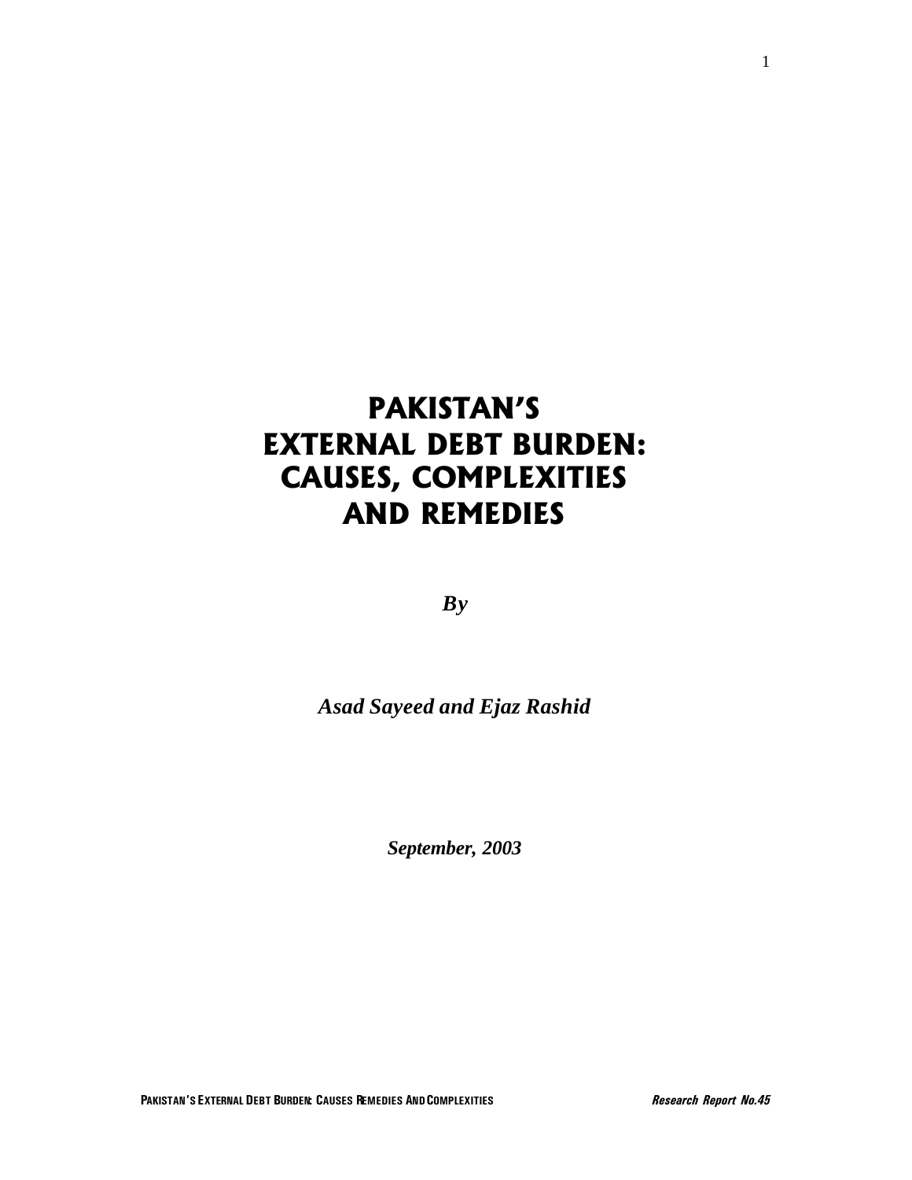# PAKISTAN'S EXTERNAL DEBT BURDEN: CAUSES, COMPLEXITIES AND REMEDIES

***By***

***Asad Sayeed and Ejaz Rashid***

***September, 2003***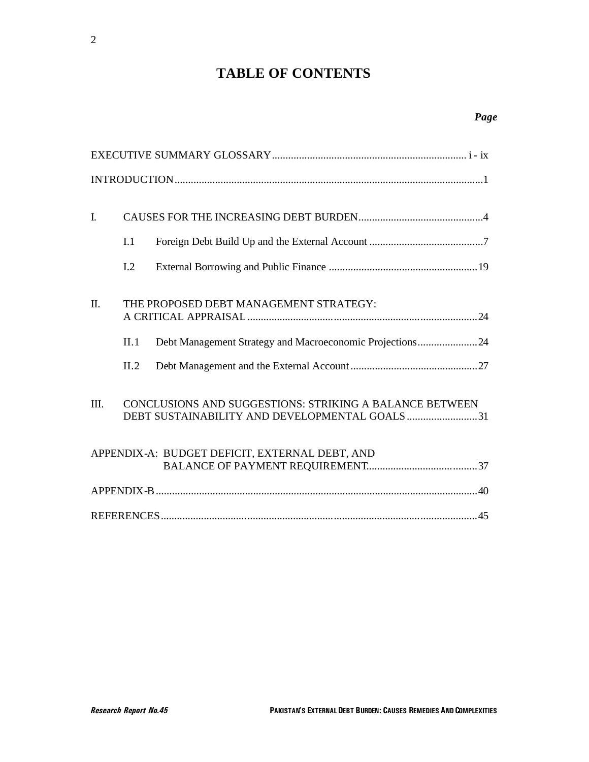# TABLE OF CONTENTS

| | | | *Page* |
|---|---|---|---|
| EXECUTIVE SUMMARY GLOSSARY | | | i - ix |
| INTRODUCTION | | | 1 |
| I. | CAUSES FOR THE INCREASING DEBT BURDEN | | 4 |
| | I.1 | Foreign Debt Build Up and the External Account | 7 |
| | I.2 | External Borrowing and Public Finance | 19 |
| II. | THE PROPOSED DEBT MANAGEMENT STRATEGY: A CRITICAL APPRAISAL | | 24 |
| | II.1 | Debt Management Strategy and Macroeconomic Projections | 24 |
| | II.2 | Debt Management and the External Account | 27 |
| III. | CONCLUSIONS AND SUGGESTIONS: STRIKING A BALANCE BETWEEN DEBT SUSTAINABILITY AND DEVELOPMENTAL GOALS | | 31 |
| APPENDIX-A: BUDGET DEFICIT, EXTERNAL DEBT, AND BALANCE OF PAYMENT REQUIREMENT | | | 37 |
| APPENDIX-B | | | 40 |
| REFERENCES | | | 45 |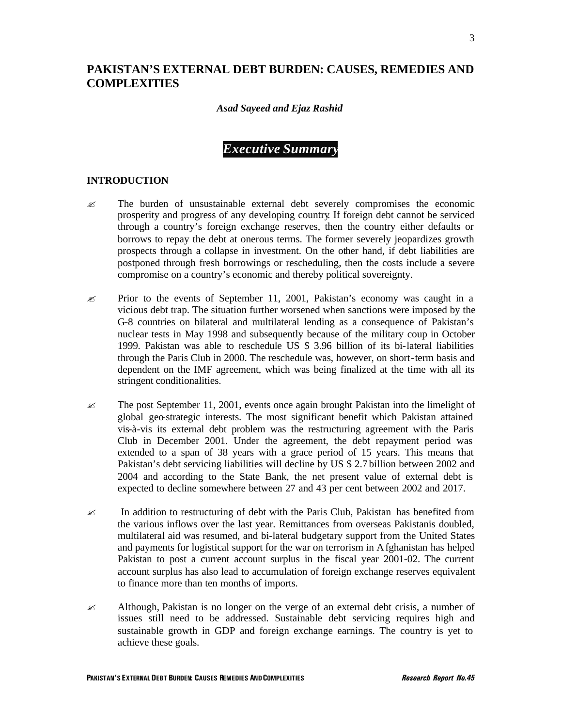# PAKISTAN'S EXTERNAL DEBT BURDEN: CAUSES, REMEDIES AND COMPLEXITIES

***Asad Sayeed and Ejaz Rashid***

## *Executive Summary*

### INTRODUCTION

- The burden of unsustainable external debt severely compromises the economic prosperity and progress of any developing country. If foreign debt cannot be serviced through a country's foreign exchange reserves, then the country either defaults or borrows to repay the debt at onerous terms. The former severely jeopardizes growth prospects through a collapse in investment. On the other hand, if debt liabilities are postponed through fresh borrowings or rescheduling, then the costs include a severe compromise on a country's economic and thereby political sovereignty.

- Prior to the events of September 11, 2001, Pakistan's economy was caught in a vicious debt trap. The situation further worsened when sanctions were imposed by the G-8 countries on bilateral and multilateral lending as a consequence of Pakistan's nuclear tests in May 1998 and subsequently because of the military coup in October 1999. Pakistan was able to reschedule US $ 3.96 billion of its bi-lateral liabilities through the Paris Club in 2000. The reschedule was, however, on short-term basis and dependent on the IMF agreement, which was being finalized at the time with all its stringent conditionalities.

- The post September 11, 2001, events once again brought Pakistan into the limelight of global geo-strategic interests. The most significant benefit which Pakistan attained vis-à-vis its external debt problem was the restructuring agreement with the Paris Club in December 2001. Under the agreement, the debt repayment period was extended to a span of 38 years with a grace period of 15 years. This means that Pakistan's debt servicing liabilities will decline by US $ 2.7 billion between 2002 and 2004 and according to the State Bank, the net present value of external debt is expected to decline somewhere between 27 and 43 per cent between 2002 and 2017.

- In addition to restructuring of debt with the Paris Club, Pakistan has benefited from the various inflows over the last year. Remittances from overseas Pakistanis doubled, multilateral aid was resumed, and bi-lateral budgetary support from the United States and payments for logistical support for the war on terrorism in Afghanistan has helped Pakistan to post a current account surplus in the fiscal year 2001-02. The current account surplus has also lead to accumulation of foreign exchange reserves equivalent to finance more than ten months of imports.

- Although, Pakistan is no longer on the verge of an external debt crisis, a number of issues still need to be addressed. Sustainable debt servicing requires high and sustainable growth in GDP and foreign exchange earnings. The country is yet to achieve these goals.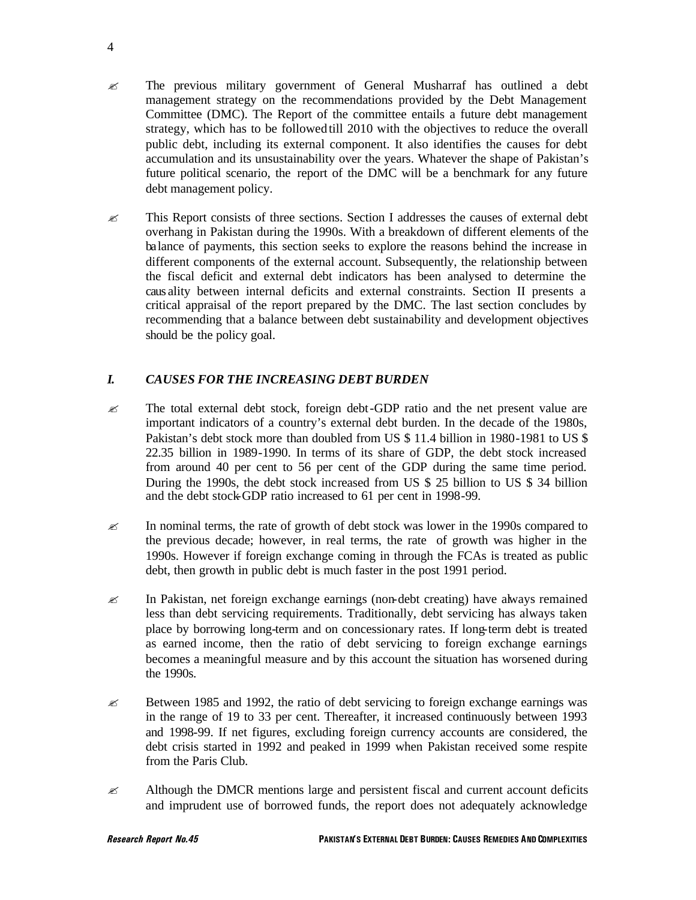- The previous military government of General Musharraf has outlined a debt management strategy on the recommendations provided by the Debt Management Committee (DMC). The Report of the committee entails a future debt management strategy, which has to be followed till 2010 with the objectives to reduce the overall public debt, including its external component. It also identifies the causes for debt accumulation and its unsustainability over the years. Whatever the shape of Pakistan's future political scenario, the report of the DMC will be a benchmark for any future debt management policy.

- This Report consists of three sections. Section I addresses the causes of external debt overhang in Pakistan during the 1990s. With a breakdown of different elements of the balance of payments, this section seeks to explore the reasons behind the increase in different components of the external account. Subsequently, the relationship between the fiscal deficit and external debt indicators has been analysed to determine the causality between internal deficits and external constraints. Section II presents a critical appraisal of the report prepared by the DMC. The last section concludes by recommending that a balance between debt sustainability and development objectives should be the policy goal.

## *I. CAUSES FOR THE INCREASING DEBT BURDEN*

- The total external debt stock, foreign debt-GDP ratio and the net present value are important indicators of a country's external debt burden. In the decade of the 1980s, Pakistan's debt stock more than doubled from US $ 11.4 billion in 1980-1981 to US $ 22.35 billion in 1989-1990. In terms of its share of GDP, the debt stock increased from around 40 per cent to 56 per cent of the GDP during the same time period. During the 1990s, the debt stock increased from US $ 25 billion to US $ 34 billion and the debt stock-GDP ratio increased to 61 per cent in 1998-99.

- In nominal terms, the rate of growth of debt stock was lower in the 1990s compared to the previous decade; however, in real terms, the rate of growth was higher in the 1990s. However if foreign exchange coming in through the FCAs is treated as public debt, then growth in public debt is much faster in the post 1991 period.

- In Pakistan, net foreign exchange earnings (non-debt creating) have always remained less than debt servicing requirements. Traditionally, debt servicing has always taken place by borrowing long-term and on concessionary rates. If long-term debt is treated as earned income, then the ratio of debt servicing to foreign exchange earnings becomes a meaningful measure and by this account the situation has worsened during the 1990s.

- Between 1985 and 1992, the ratio of debt servicing to foreign exchange earnings was in the range of 19 to 33 per cent. Thereafter, it increased continuously between 1993 and 1998-99. If net figures, excluding foreign currency accounts are considered, the debt crisis started in 1992 and peaked in 1999 when Pakistan received some respite from the Paris Club.

- Although the DMCR mentions large and persistent fiscal and current account deficits and imprudent use of borrowed funds, the report does not adequately acknowledge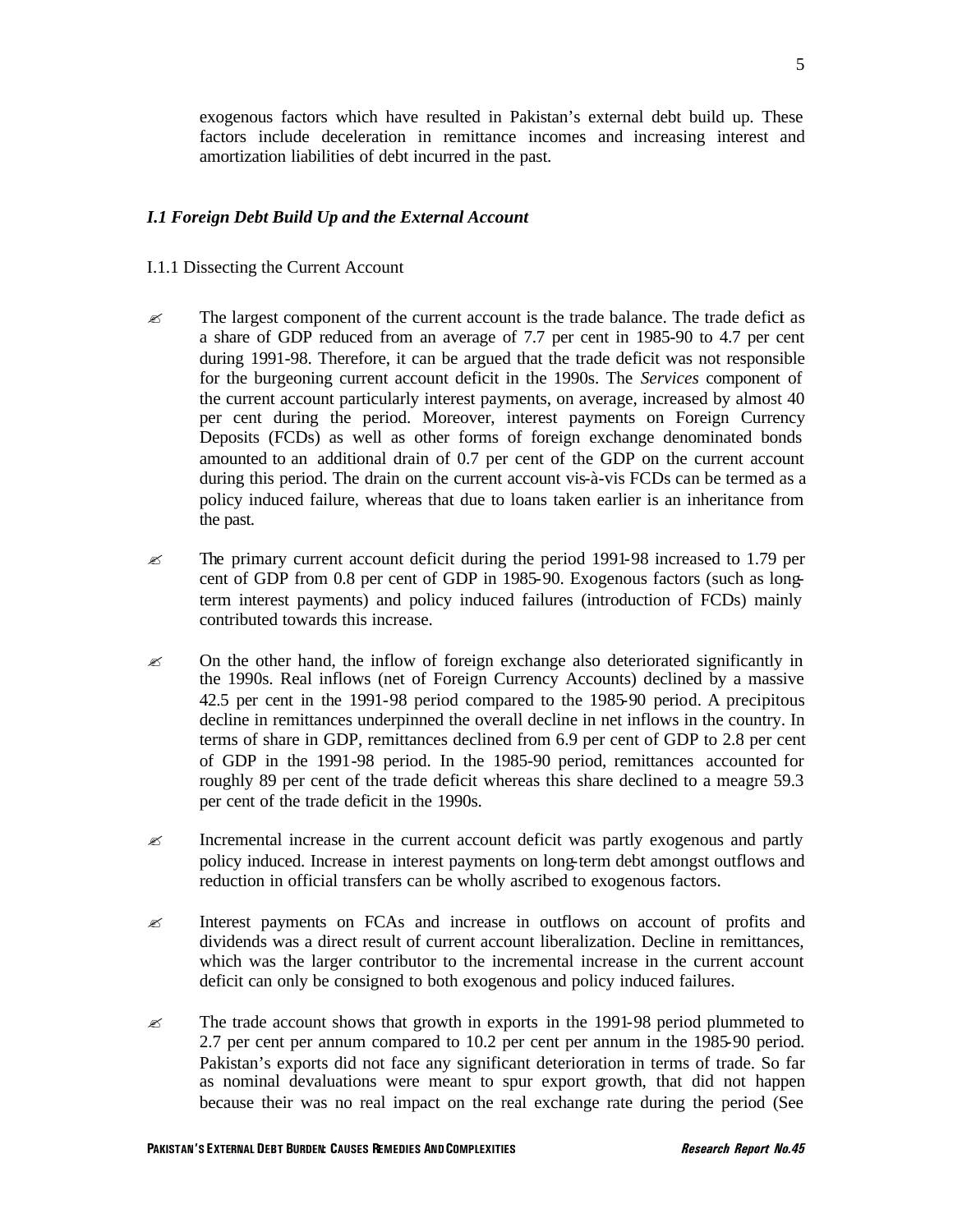exogenous factors which have resulted in Pakistan's external debt build up. These factors include deceleration in remittance incomes and increasing interest and amortization liabilities of debt incurred in the past.

### *I.1 Foreign Debt Build Up and the External Account*

I.1.1 Dissecting the Current Account

- The largest component of the current account is the trade balance. The trade deficit as a share of GDP reduced from an average of 7.7 per cent in 1985-90 to 4.7 per cent during 1991-98. Therefore, it can be argued that the trade deficit was not responsible for the burgeoning current account deficit in the 1990s. The *Services* component of the current account particularly interest payments, on average, increased by almost 40 per cent during the period. Moreover, interest payments on Foreign Currency Deposits (FCDs) as well as other forms of foreign exchange denominated bonds amounted to an additional drain of 0.7 per cent of the GDP on the current account during this period. The drain on the current account vis-à-vis FCDs can be termed as a policy induced failure, whereas that due to loans taken earlier is an inheritance from the past.

- The primary current account deficit during the period 1991-98 increased to 1.79 per cent of GDP from 0.8 per cent of GDP in 1985-90. Exogenous factors (such as long-term interest payments) and policy induced failures (introduction of FCDs) mainly contributed towards this increase.

- On the other hand, the inflow of foreign exchange also deteriorated significantly in the 1990s. Real inflows (net of Foreign Currency Accounts) declined by a massive 42.5 per cent in the 1991-98 period compared to the 1985-90 period. A precipitous decline in remittances underpinned the overall decline in net inflows in the country. In terms of share in GDP, remittances declined from 6.9 per cent of GDP to 2.8 per cent of GDP in the 1991-98 period. In the 1985-90 period, remittances accounted for roughly 89 per cent of the trade deficit whereas this share declined to a meagre 59.3 per cent of the trade deficit in the 1990s.

- Incremental increase in the current account deficit was partly exogenous and partly policy induced. Increase in interest payments on long-term debt amongst outflows and reduction in official transfers can be wholly ascribed to exogenous factors.

- Interest payments on FCAs and increase in outflows on account of profits and dividends was a direct result of current account liberalization. Decline in remittances, which was the larger contributor to the incremental increase in the current account deficit can only be consigned to both exogenous and policy induced failures.

- The trade account shows that growth in exports in the 1991-98 period plummeted to 2.7 per cent per annum compared to 10.2 per cent per annum in the 1985-90 period. Pakistan's exports did not face any significant deterioration in terms of trade. So far as nominal devaluations were meant to spur export growth, that did not happen because their was no real impact on the real exchange rate during the period (See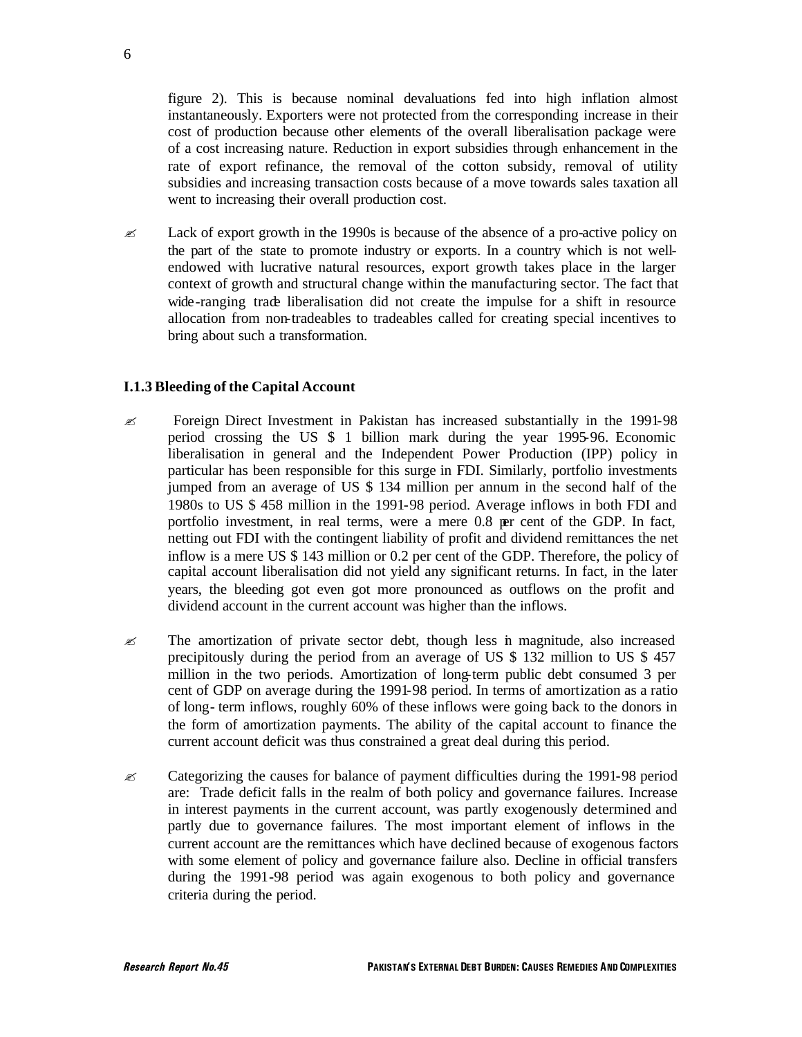figure 2). This is because nominal devaluations fed into high inflation almost instantaneously. Exporters were not protected from the corresponding increase in their cost of production because other elements of the overall liberalisation package were of a cost increasing nature. Reduction in export subsidies through enhancement in the rate of export refinance, the removal of the cotton subsidy, removal of utility subsidies and increasing transaction costs because of a move towards sales taxation all went to increasing their overall production cost.

- Lack of export growth in the 1990s is because of the absence of a pro-active policy on the part of the state to promote industry or exports. In a country which is not well-endowed with lucrative natural resources, export growth takes place in the larger context of growth and structural change within the manufacturing sector. The fact that wide-ranging trade liberalisation did not create the impulse for a shift in resource allocation from non-tradeables to tradeables called for creating special incentives to bring about such a transformation.

### I.1.3 Bleeding of the Capital Account

- Foreign Direct Investment in Pakistan has increased substantially in the 1991-98 period crossing the US $ 1 billion mark during the year 1995-96. Economic liberalisation in general and the Independent Power Production (IPP) policy in particular has been responsible for this surge in FDI. Similarly, portfolio investments jumped from an average of US $ 134 million per annum in the second half of the 1980s to US $ 458 million in the 1991-98 period. Average inflows in both FDI and portfolio investment, in real terms, were a mere 0.8 per cent of the GDP. In fact, netting out FDI with the contingent liability of profit and dividend remittances the net inflow is a mere US $ 143 million or 0.2 per cent of the GDP. Therefore, the policy of capital account liberalisation did not yield any significant returns. In fact, in the later years, the bleeding got even got more pronounced as outflows on the profit and dividend account in the current account was higher than the inflows.

- The amortization of private sector debt, though less in magnitude, also increased precipitously during the period from an average of US $ 132 million to US $ 457 million in the two periods. Amortization of long-term public debt consumed 3 per cent of GDP on average during the 1991-98 period. In terms of amortization as a ratio of long- term inflows, roughly 60% of these inflows were going back to the donors in the form of amortization payments. The ability of the capital account to finance the current account deficit was thus constrained a great deal during this period.

- Categorizing the causes for balance of payment difficulties during the 1991-98 period are: Trade deficit falls in the realm of both policy and governance failures. Increase in interest payments in the current account, was partly exogenously determined and partly due to governance failures. The most important element of inflows in the current account are the remittances which have declined because of exogenous factors with some element of policy and governance failure also. Decline in official transfers during the 1991-98 period was again exogenous to both policy and governance criteria during the period.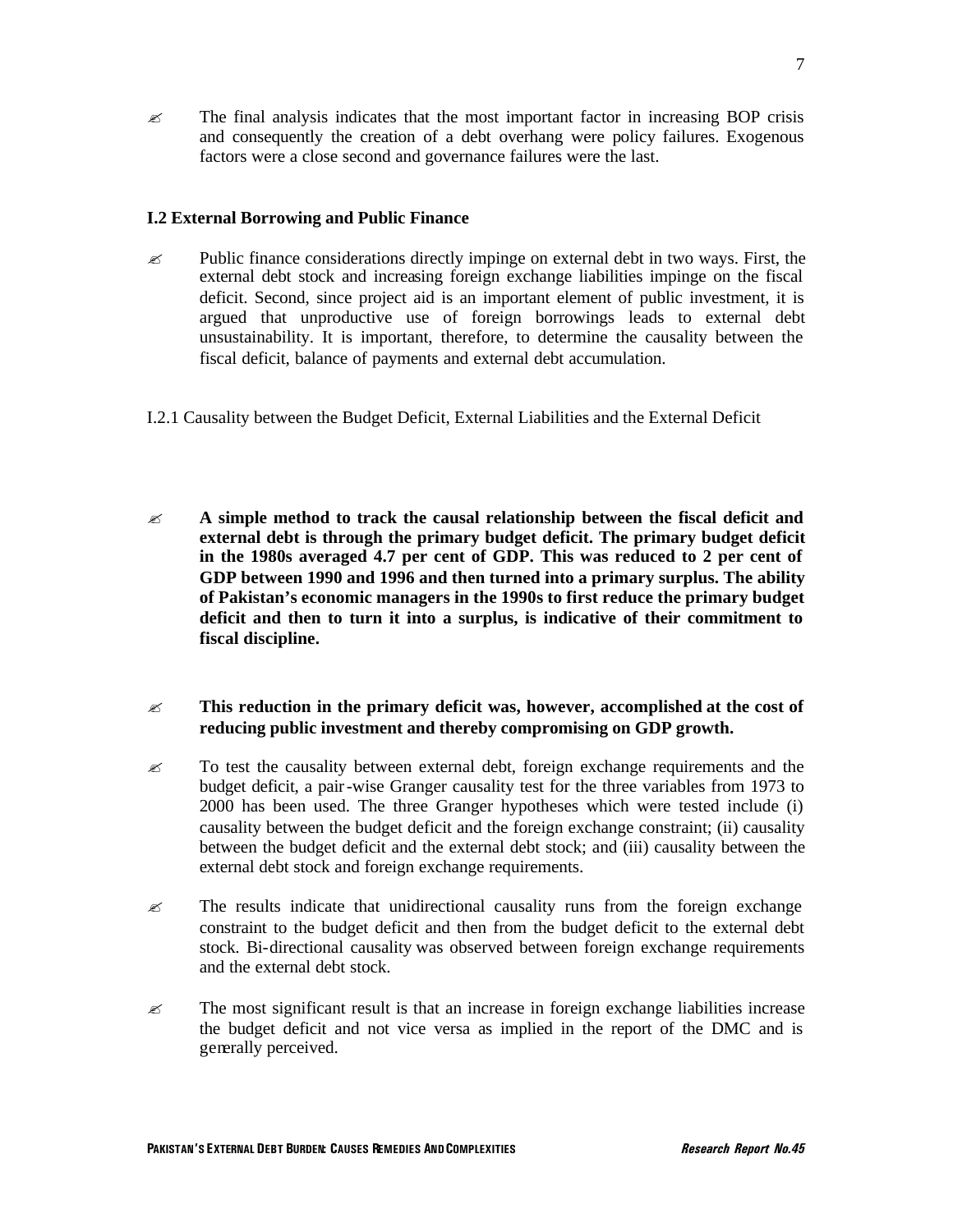- The final analysis indicates that the most important factor in increasing BOP crisis and consequently the creation of a debt overhang were policy failures. Exogenous factors were a close second and governance failures were the last.

### I.2 External Borrowing and Public Finance

- Public finance considerations directly impinge on external debt in two ways. First, the external debt stock and increasing foreign exchange liabilities impinge on the fiscal deficit. Second, since project aid is an important element of public investment, it is argued that unproductive use of foreign borrowings leads to external debt unsustainability. It is important, therefore, to determine the causality between the fiscal deficit, balance of payments and external debt accumulation.

I.2.1 Causality between the Budget Deficit, External Liabilities and the External Deficit

- **A simple method to track the causal relationship between the fiscal deficit and external debt is through the primary budget deficit. The primary budget deficit in the 1980s averaged 4.7 per cent of GDP. This was reduced to 2 per cent of GDP between 1990 and 1996 and then turned into a primary surplus. The ability of Pakistan's economic managers in the 1990s to first reduce the primary budget deficit and then to turn it into a surplus, is indicative of their commitment to fiscal discipline.**

- **This reduction in the primary deficit was, however, accomplished at the cost of reducing public investment and thereby compromising on GDP growth.**

- To test the causality between external debt, foreign exchange requirements and the budget deficit, a pair-wise Granger causality test for the three variables from 1973 to 2000 has been used. The three Granger hypotheses which were tested include (i) causality between the budget deficit and the foreign exchange constraint; (ii) causality between the budget deficit and the external debt stock; and (iii) causality between the external debt stock and foreign exchange requirements.

- The results indicate that unidirectional causality runs from the foreign exchange constraint to the budget deficit and then from the budget deficit to the external debt stock. Bi-directional causality was observed between foreign exchange requirements and the external debt stock.

- The most significant result is that an increase in foreign exchange liabilities increase the budget deficit and not vice versa as implied in the report of the DMC and is generally perceived.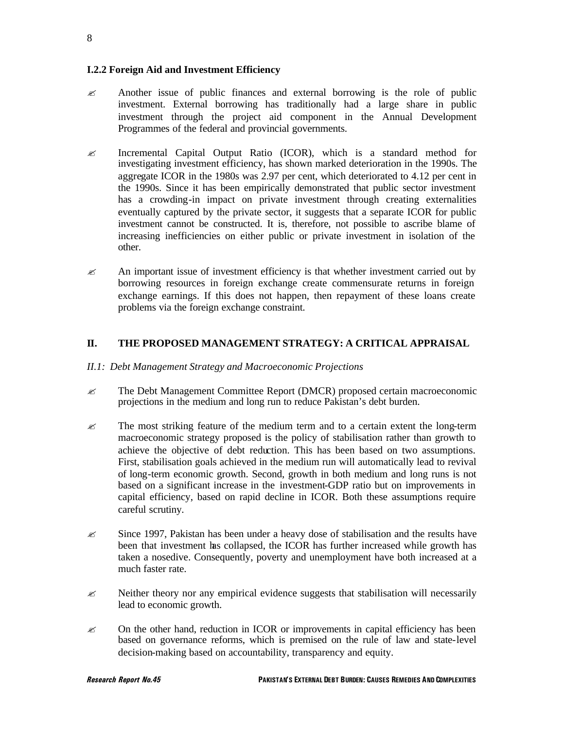### I.2.2 Foreign Aid and Investment Efficiency

- Another issue of public finances and external borrowing is the role of public investment. External borrowing has traditionally had a large share in public investment through the project aid component in the Annual Development Programmes of the federal and provincial governments.

- Incremental Capital Output Ratio (ICOR), which is a standard method for investigating investment efficiency, has shown marked deterioration in the 1990s. The aggregate ICOR in the 1980s was 2.97 per cent, which deteriorated to 4.12 per cent in the 1990s. Since it has been empirically demonstrated that public sector investment has a crowding-in impact on private investment through creating externalities eventually captured by the private sector, it suggests that a separate ICOR for public investment cannot be constructed. It is, therefore, not possible to ascribe blame of increasing inefficiencies on either public or private investment in isolation of the other.

- An important issue of investment efficiency is that whether investment carried out by borrowing resources in foreign exchange create commensurate returns in foreign exchange earnings. If this does not happen, then repayment of these loans create problems via the foreign exchange constraint.

## II. THE PROPOSED MANAGEMENT STRATEGY: A CRITICAL APPRAISAL

*II.1: Debt Management Strategy and Macroeconomic Projections*

- The Debt Management Committee Report (DMCR) proposed certain macroeconomic projections in the medium and long run to reduce Pakistan's debt burden.

- The most striking feature of the medium term and to a certain extent the long-term macroeconomic strategy proposed is the policy of stabilisation rather than growth to achieve the objective of debt reduction. This has been based on two assumptions. First, stabilisation goals achieved in the medium run will automatically lead to revival of long-term economic growth. Second, growth in both medium and long runs is not based on a significant increase in the investment-GDP ratio but on improvements in capital efficiency, based on rapid decline in ICOR. Both these assumptions require careful scrutiny.

- Since 1997, Pakistan has been under a heavy dose of stabilisation and the results have been that investment has collapsed, the ICOR has further increased while growth has taken a nosedive. Consequently, poverty and unemployment have both increased at a much faster rate.

- Neither theory nor any empirical evidence suggests that stabilisation will necessarily lead to economic growth.

- On the other hand, reduction in ICOR or improvements in capital efficiency has been based on governance reforms, which is premised on the rule of law and state-level decision-making based on accountability, transparency and equity.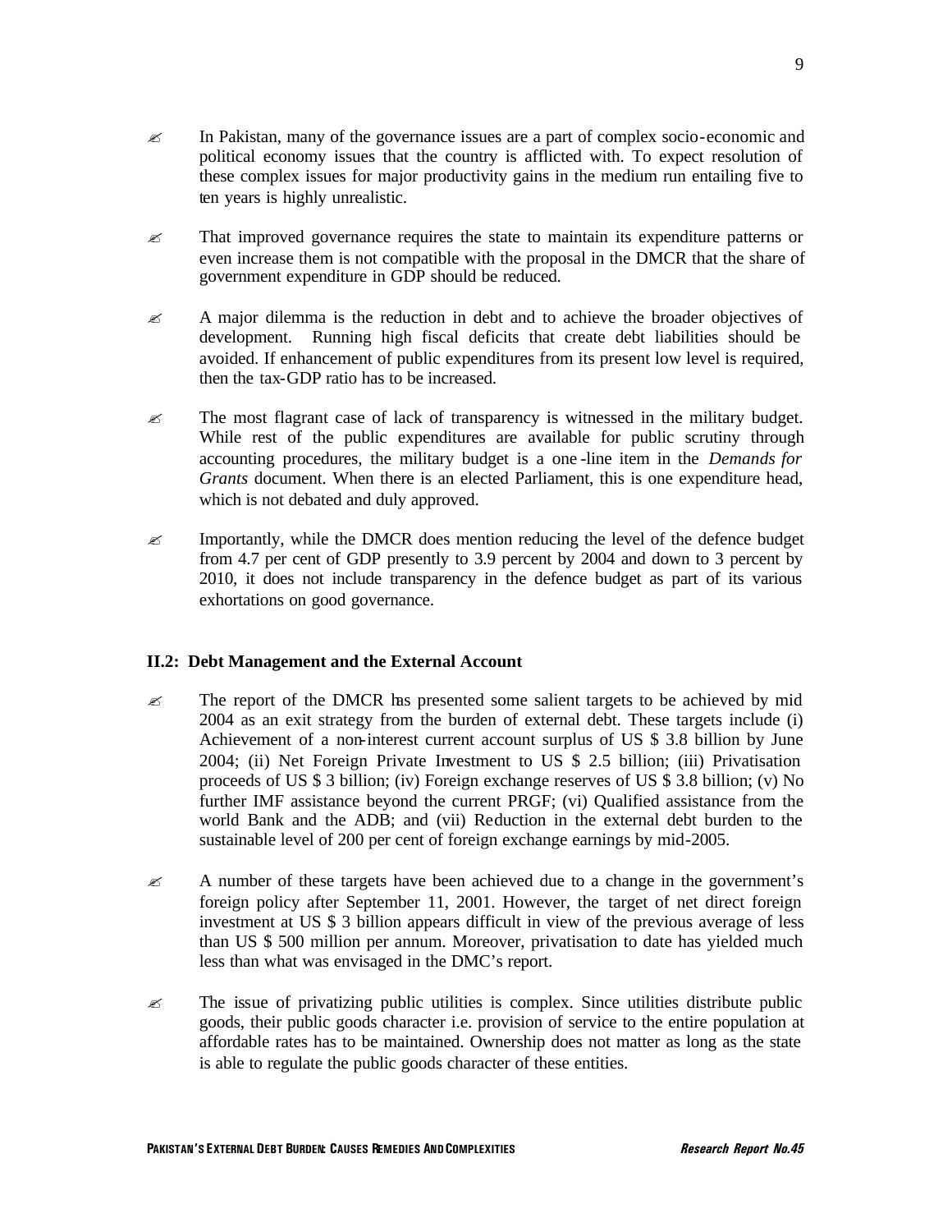- In Pakistan, many of the governance issues are a part of complex socio-economic and political economy issues that the country is afflicted with. To expect resolution of these complex issues for major productivity gains in the medium run entailing five to ten years is highly unrealistic.

- That improved governance requires the state to maintain its expenditure patterns or even increase them is not compatible with the proposal in the DMCR that the share of government expenditure in GDP should be reduced.

- A major dilemma is the reduction in debt and to achieve the broader objectives of development. Running high fiscal deficits that create debt liabilities should be avoided. If enhancement of public expenditures from its present low level is required, then the tax-GDP ratio has to be increased.

- The most flagrant case of lack of transparency is witnessed in the military budget. While rest of the public expenditures are available for public scrutiny through accounting procedures, the military budget is a one-line item in the *Demands for Grants* document. When there is an elected Parliament, this is one expenditure head, which is not debated and duly approved.

- Importantly, while the DMCR does mention reducing the level of the defence budget from 4.7 per cent of GDP presently to 3.9 percent by 2004 and down to 3 percent by 2010, it does not include transparency in the defence budget as part of its various exhortations on good governance.

### II.2: Debt Management and the External Account

- The report of the DMCR has presented some salient targets to be achieved by mid 2004 as an exit strategy from the burden of external debt. These targets include (i) Achievement of a non-interest current account surplus of US $ 3.8 billion by June 2004; (ii) Net Foreign Private Investment to US $ 2.5 billion; (iii) Privatisation proceeds of US $ 3 billion; (iv) Foreign exchange reserves of US $ 3.8 billion; (v) No further IMF assistance beyond the current PRGF; (vi) Qualified assistance from the world Bank and the ADB; and (vii) Reduction in the external debt burden to the sustainable level of 200 per cent of foreign exchange earnings by mid-2005.

- A number of these targets have been achieved due to a change in the government's foreign policy after September 11, 2001. However, the target of net direct foreign investment at US $ 3 billion appears difficult in view of the previous average of less than US $ 500 million per annum. Moreover, privatisation to date has yielded much less than what was envisaged in the DMC's report.

- The issue of privatizing public utilities is complex. Since utilities distribute public goods, their public goods character i.e. provision of service to the entire population at affordable rates has to be maintained. Ownership does not matter as long as the state is able to regulate the public goods character of these entities.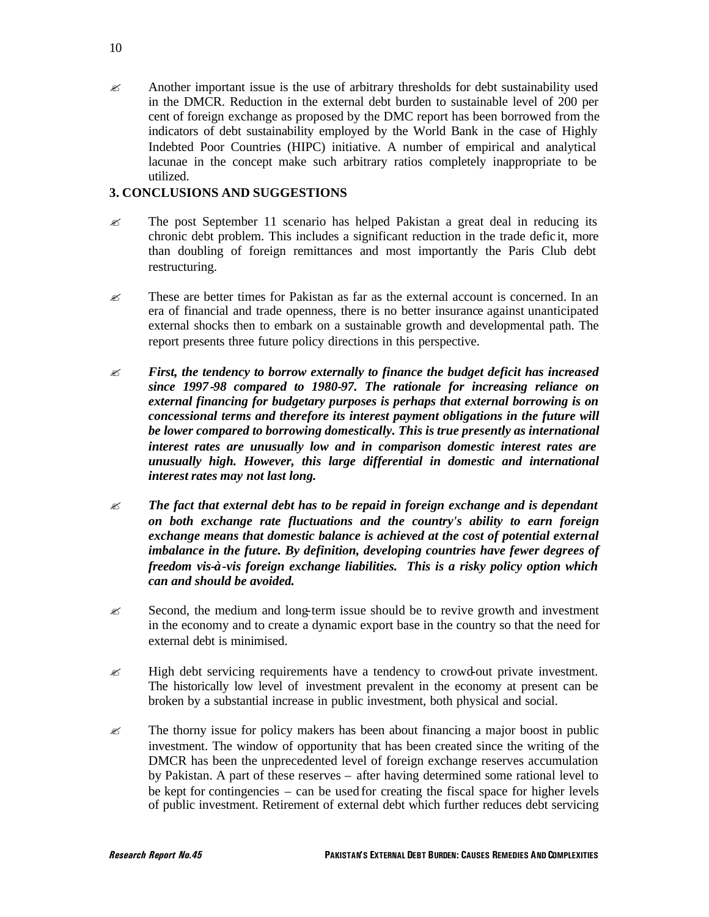- Another important issue is the use of arbitrary thresholds for debt sustainability used in the DMCR. Reduction in the external debt burden to sustainable level of 200 per cent of foreign exchange as proposed by the DMC report has been borrowed from the indicators of debt sustainability employed by the World Bank in the case of Highly Indebted Poor Countries (HIPC) initiative. A number of empirical and analytical lacunae in the concept make such arbitrary ratios completely inappropriate to be utilized.

## 3. CONCLUSIONS AND SUGGESTIONS

- The post September 11 scenario has helped Pakistan a great deal in reducing its chronic debt problem. This includes a significant reduction in the trade deficit, more than doubling of foreign remittances and most importantly the Paris Club debt restructuring.

- These are better times for Pakistan as far as the external account is concerned. In an era of financial and trade openness, there is no better insurance against unanticipated external shocks then to embark on a sustainable growth and developmental path. The report presents three future policy directions in this perspective.

- ***First, the tendency to borrow externally to finance the budget deficit has increased since 1997-98 compared to 1980-97. The rationale for increasing reliance on external financing for budgetary purposes is perhaps that external borrowing is on concessional terms and therefore its interest payment obligations in the future will be lower compared to borrowing domestically. This is true presently as international interest rates are unusually low and in comparison domestic interest rates are unusually high. However, this large differential in domestic and international interest rates may not last long.***

- ***The fact that external debt has to be repaid in foreign exchange and is dependant on both exchange rate fluctuations and the country's ability to earn foreign exchange means that domestic balance is achieved at the cost of potential external imbalance in the future. By definition, developing countries have fewer degrees of freedom vis-à-vis foreign exchange liabilities. This is a risky policy option which can and should be avoided.***

- Second, the medium and long-term issue should be to revive growth and investment in the economy and to create a dynamic export base in the country so that the need for external debt is minimised.

- High debt servicing requirements have a tendency to crowd-out private investment. The historically low level of investment prevalent in the economy at present can be broken by a substantial increase in public investment, both physical and social.

- The thorny issue for policy makers has been about financing a major boost in public investment. The window of opportunity that has been created since the writing of the DMCR has been the unprecedented level of foreign exchange reserves accumulation by Pakistan. A part of these reserves – after having determined some rational level to be kept for contingencies – can be used for creating the fiscal space for higher levels of public investment. Retirement of external debt which further reduces debt servicing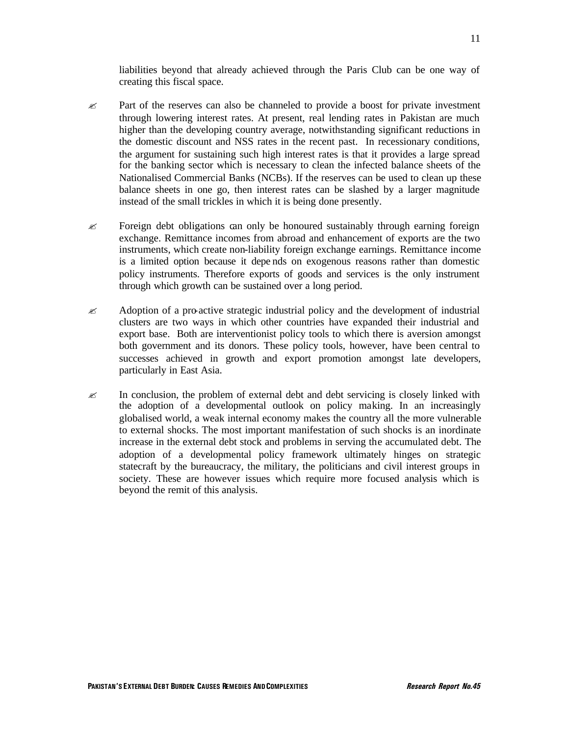liabilities beyond that already achieved through the Paris Club can be one way of creating this fiscal space.

- Part of the reserves can also be channeled to provide a boost for private investment through lowering interest rates. At present, real lending rates in Pakistan are much higher than the developing country average, notwithstanding significant reductions in the domestic discount and NSS rates in the recent past. In recessionary conditions, the argument for sustaining such high interest rates is that it provides a large spread for the banking sector which is necessary to clean the infected balance sheets of the Nationalised Commercial Banks (NCBs). If the reserves can be used to clean up these balance sheets in one go, then interest rates can be slashed by a larger magnitude instead of the small trickles in which it is being done presently.

- Foreign debt obligations can only be honoured sustainably through earning foreign exchange. Remittance incomes from abroad and enhancement of exports are the two instruments, which create non-liability foreign exchange earnings. Remittance income is a limited option because it depends on exogenous reasons rather than domestic policy instruments. Therefore exports of goods and services is the only instrument through which growth can be sustained over a long period.

- Adoption of a pro-active strategic industrial policy and the development of industrial clusters are two ways in which other countries have expanded their industrial and export base. Both are interventionist policy tools to which there is aversion amongst both government and its donors. These policy tools, however, have been central to successes achieved in growth and export promotion amongst late developers, particularly in East Asia.

- In conclusion, the problem of external debt and debt servicing is closely linked with the adoption of a developmental outlook on policy making. In an increasingly globalised world, a weak internal economy makes the country all the more vulnerable to external shocks. The most important manifestation of such shocks is an inordinate increase in the external debt stock and problems in serving the accumulated debt. The adoption of a developmental policy framework ultimately hinges on strategic statecraft by the bureaucracy, the military, the politicians and civil interest groups in society. These are however issues which require more focused analysis which is beyond the remit of this analysis.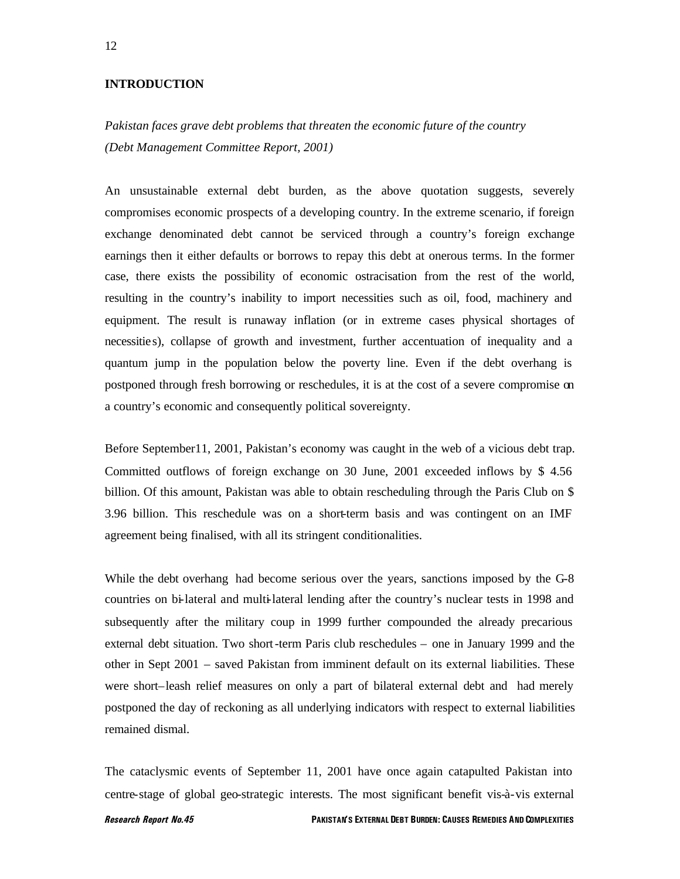## INTRODUCTION

*Pakistan faces grave debt problems that threaten the economic future of the country (Debt Management Committee Report, 2001)*

An unsustainable external debt burden, as the above quotation suggests, severely compromises economic prospects of a developing country. In the extreme scenario, if foreign exchange denominated debt cannot be serviced through a country's foreign exchange earnings then it either defaults or borrows to repay this debt at onerous terms. In the former case, there exists the possibility of economic ostracisation from the rest of the world, resulting in the country's inability to import necessities such as oil, food, machinery and equipment. The result is runaway inflation (or in extreme cases physical shortages of necessities), collapse of growth and investment, further accentuation of inequality and a quantum jump in the population below the poverty line. Even if the debt overhang is postponed through fresh borrowing or reschedules, it is at the cost of a severe compromise on a country's economic and consequently political sovereignty.

Before September11, 2001, Pakistan's economy was caught in the web of a vicious debt trap. Committed outflows of foreign exchange on 30 June, 2001 exceeded inflows by $ 4.56 billion. Of this amount, Pakistan was able to obtain rescheduling through the Paris Club on $ 3.96 billion. This reschedule was on a short-term basis and was contingent on an IMF agreement being finalised, with all its stringent conditionalities.

While the debt overhang had become serious over the years, sanctions imposed by the G-8 countries on bi-lateral and multi-lateral lending after the country's nuclear tests in 1998 and subsequently after the military coup in 1999 further compounded the already precarious external debt situation. Two short-term Paris club reschedules – one in January 1999 and the other in Sept 2001 – saved Pakistan from imminent default on its external liabilities. These were short–leash relief measures on only a part of bilateral external debt and had merely postponed the day of reckoning as all underlying indicators with respect to external liabilities remained dismal.

The cataclysmic events of September 11, 2001 have once again catapulted Pakistan into centre-stage of global geo-strategic interests. The most significant benefit vis-à-vis external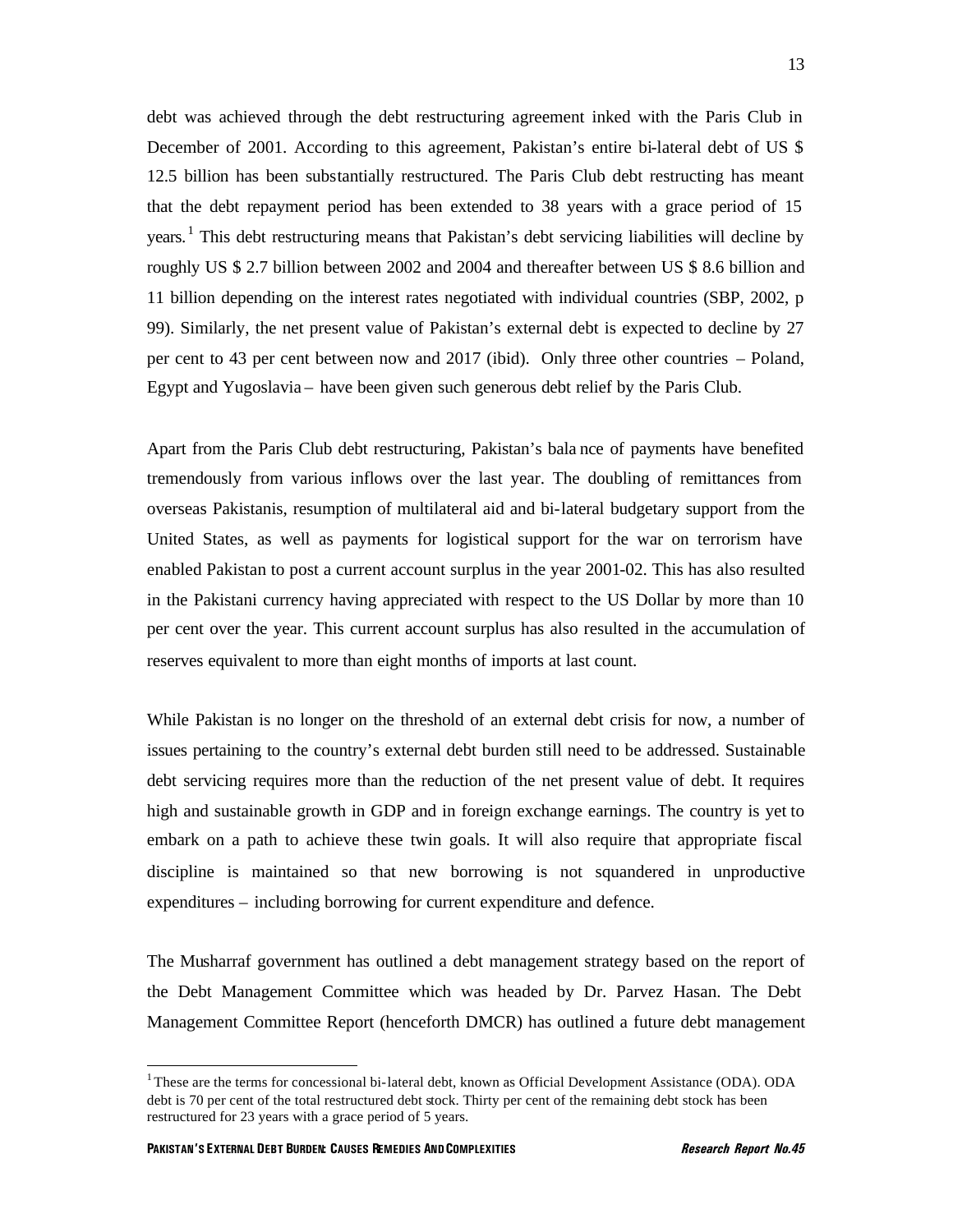debt was achieved through the debt restructuring agreement inked with the Paris Club in December of 2001. According to this agreement, Pakistan's entire bi-lateral debt of US $ 12.5 billion has been substantially restructured. The Paris Club debt restructing has meant that the debt repayment period has been extended to 38 years with a grace period of 15 years.[1] This debt restructuring means that Pakistan's debt servicing liabilities will decline by roughly US $ 2.7 billion between 2002 and 2004 and thereafter between US $ 8.6 billion and 11 billion depending on the interest rates negotiated with individual countries (SBP, 2002, p 99). Similarly, the net present value of Pakistan's external debt is expected to decline by 27 per cent to 43 per cent between now and 2017 (ibid). Only three other countries – Poland, Egypt and Yugoslavia – have been given such generous debt relief by the Paris Club.

Apart from the Paris Club debt restructuring, Pakistan's balance of payments have benefited tremendously from various inflows over the last year. The doubling of remittances from overseas Pakistanis, resumption of multilateral aid and bi-lateral budgetary support from the United States, as well as payments for logistical support for the war on terrorism have enabled Pakistan to post a current account surplus in the year 2001-02. This has also resulted in the Pakistani currency having appreciated with respect to the US Dollar by more than 10 per cent over the year. This current account surplus has also resulted in the accumulation of reserves equivalent to more than eight months of imports at last count.

While Pakistan is no longer on the threshold of an external debt crisis for now, a number of issues pertaining to the country's external debt burden still need to be addressed. Sustainable debt servicing requires more than the reduction of the net present value of debt. It requires high and sustainable growth in GDP and in foreign exchange earnings. The country is yet to embark on a path to achieve these twin goals. It will also require that appropriate fiscal discipline is maintained so that new borrowing is not squandered in unproductive expenditures – including borrowing for current expenditure and defence.

The Musharraf government has outlined a debt management strategy based on the report of the Debt Management Committee which was headed by Dr. Parvez Hasan. The Debt Management Committee Report (henceforth DMCR) has outlined a future debt management

---

[1] These are the terms for concessional bi-lateral debt, known as Official Development Assistance (ODA). ODA debt is 70 per cent of the total restructured debt stock. Thirty per cent of the remaining debt stock has been restructured for 23 years with a grace period of 5 years.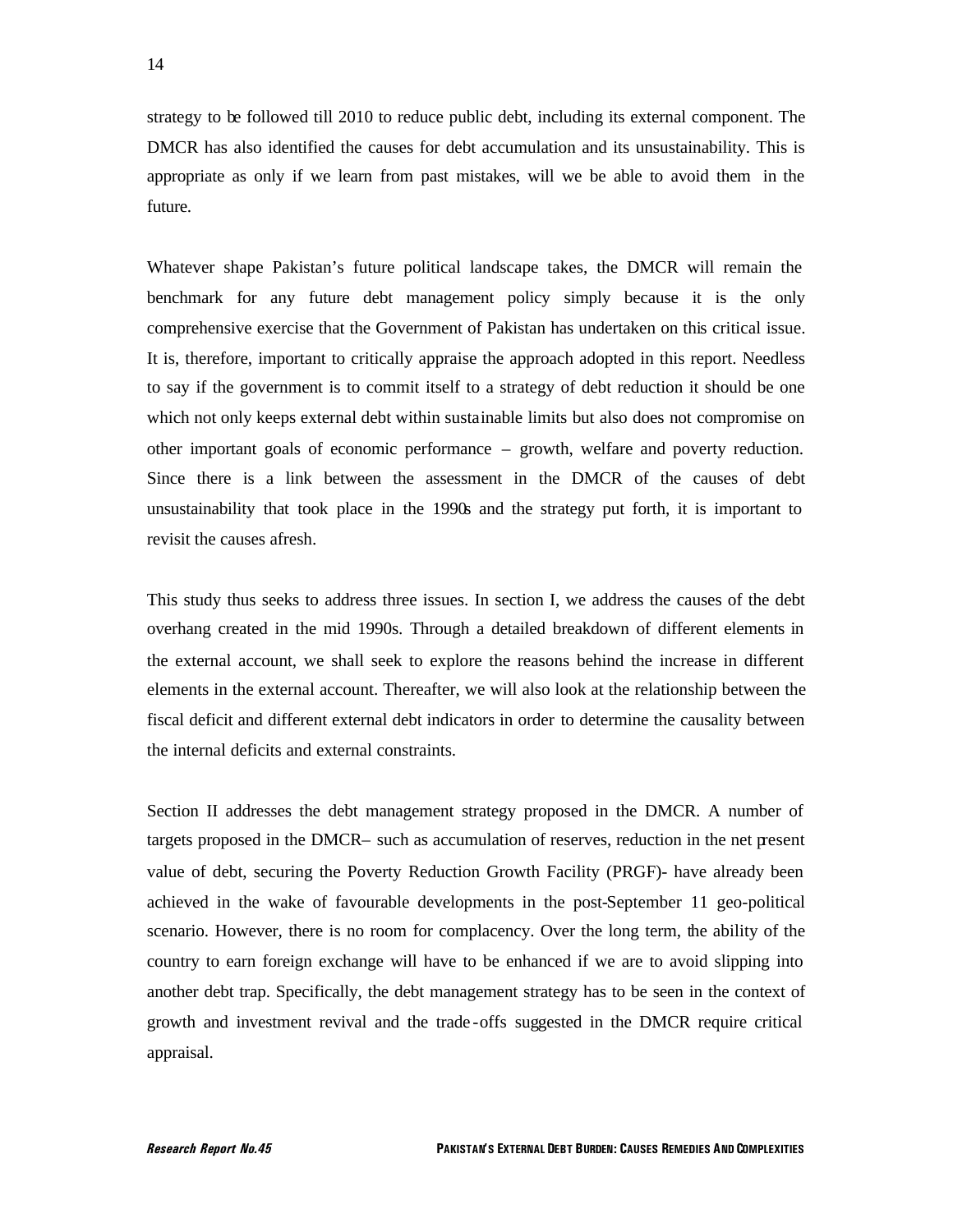strategy to be followed till 2010 to reduce public debt, including its external component. The DMCR has also identified the causes for debt accumulation and its unsustainability. This is appropriate as only if we learn from past mistakes, will we be able to avoid them in the future.

Whatever shape Pakistan's future political landscape takes, the DMCR will remain the benchmark for any future debt management policy simply because it is the only comprehensive exercise that the Government of Pakistan has undertaken on this critical issue. It is, therefore, important to critically appraise the approach adopted in this report. Needless to say if the government is to commit itself to a strategy of debt reduction it should be one which not only keeps external debt within sustainable limits but also does not compromise on other important goals of economic performance – growth, welfare and poverty reduction. Since there is a link between the assessment in the DMCR of the causes of debt unsustainability that took place in the 1990s and the strategy put forth, it is important to revisit the causes afresh.

This study thus seeks to address three issues. In section I, we address the causes of the debt overhang created in the mid 1990s. Through a detailed breakdown of different elements in the external account, we shall seek to explore the reasons behind the increase in different elements in the external account. Thereafter, we will also look at the relationship between the fiscal deficit and different external debt indicators in order to determine the causality between the internal deficits and external constraints.

Section II addresses the debt management strategy proposed in the DMCR. A number of targets proposed in the DMCR– such as accumulation of reserves, reduction in the net present value of debt, securing the Poverty Reduction Growth Facility (PRGF)- have already been achieved in the wake of favourable developments in the post-September 11 geo-political scenario. However, there is no room for complacency. Over the long term, the ability of the country to earn foreign exchange will have to be enhanced if we are to avoid slipping into another debt trap. Specifically, the debt management strategy has to be seen in the context of growth and investment revival and the trade-offs suggested in the DMCR require critical appraisal.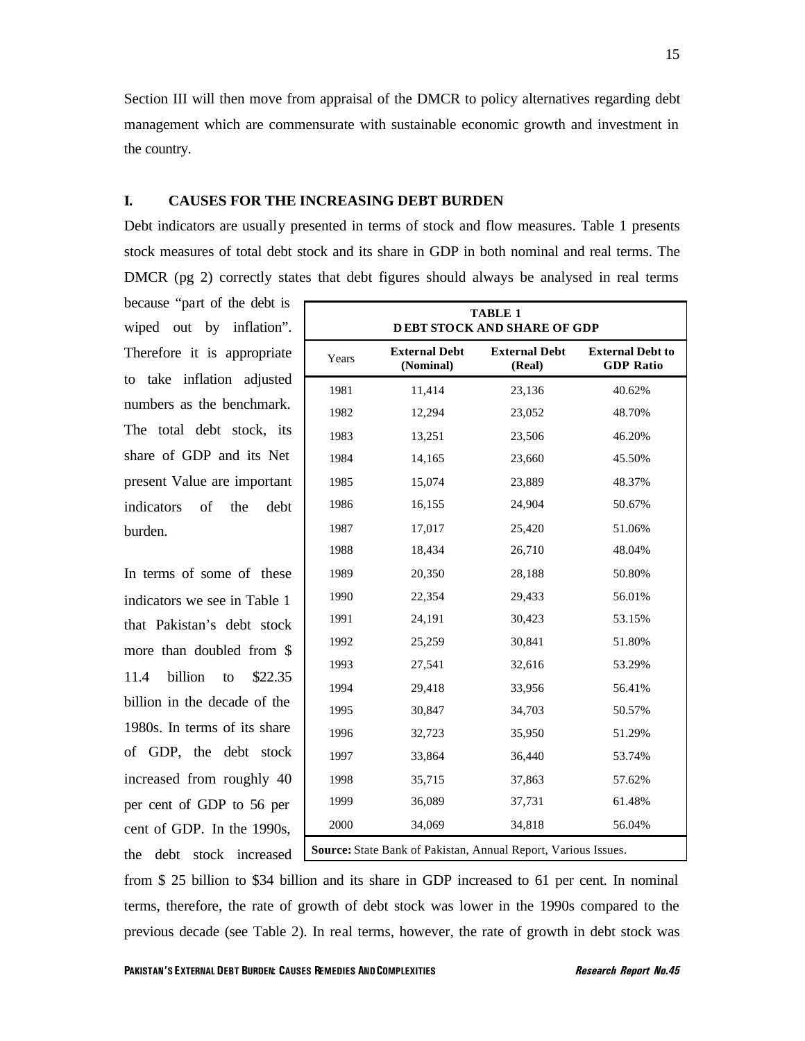Section III will then move from appraisal of the DMCR to policy alternatives regarding debt management which are commensurate with sustainable economic growth and investment in the country.

## I. CAUSES FOR THE INCREASING DEBT BURDEN

Debt indicators are usually presented in terms of stock and flow measures. Table 1 presents stock measures of total debt stock and its share in GDP in both nominal and real terms. The DMCR (pg 2) correctly states that debt figures should always be analysed in real terms because "part of the debt is wiped out by inflation". Therefore it is appropriate to take inflation adjusted numbers as the benchmark. The total debt stock, its share of GDP and its Net present Value are important indicators of the debt burden.

**TABLE 1**
**DEBT STOCK AND SHARE OF GDP**

| Years | External Debt (Nominal) | External Debt (Real) | External Debt to GDP Ratio |
|---|---|---|---|
| 1981 | 11,414 | 23,136 | 40.62% |
| 1982 | 12,294 | 23,052 | 48.70% |
| 1983 | 13,251 | 23,506 | 46.20% |
| 1984 | 14,165 | 23,660 | 45.50% |
| 1985 | 15,074 | 23,889 | 48.37% |
| 1986 | 16,155 | 24,904 | 50.67% |
| 1987 | 17,017 | 25,420 | 51.06% |
| 1988 | 18,434 | 26,710 | 48.04% |
| 1989 | 20,350 | 28,188 | 50.80% |
| 1990 | 22,354 | 29,433 | 56.01% |
| 1991 | 24,191 | 30,423 | 53.15% |
| 1992 | 25,259 | 30,841 | 51.80% |
| 1993 | 27,541 | 32,616 | 53.29% |
| 1994 | 29,418 | 33,956 | 56.41% |
| 1995 | 30,847 | 34,703 | 50.57% |
| 1996 | 32,723 | 35,950 | 51.29% |
| 1997 | 33,864 | 36,440 | 53.74% |
| 1998 | 35,715 | 37,863 | 57.62% |
| 1999 | 36,089 | 37,731 | 61.48% |
| 2000 | 34,069 | 34,818 | 56.04% |

**Source:** State Bank of Pakistan, Annual Report, Various Issues.

In terms of some of these indicators we see in Table 1 that Pakistan's debt stock more than doubled from $ 11.4 billion to $22.35 billion in the decade of the 1980s. In terms of its share of GDP, the debt stock increased from roughly 40 per cent of GDP to 56 per cent of GDP. In the 1990s, the debt stock increased from $ 25 billion to $34 billion and its share in GDP increased to 61 per cent. In nominal terms, therefore, the rate of growth of debt stock was lower in the 1990s compared to the previous decade (see Table 2). In real terms, however, the rate of growth in debt stock was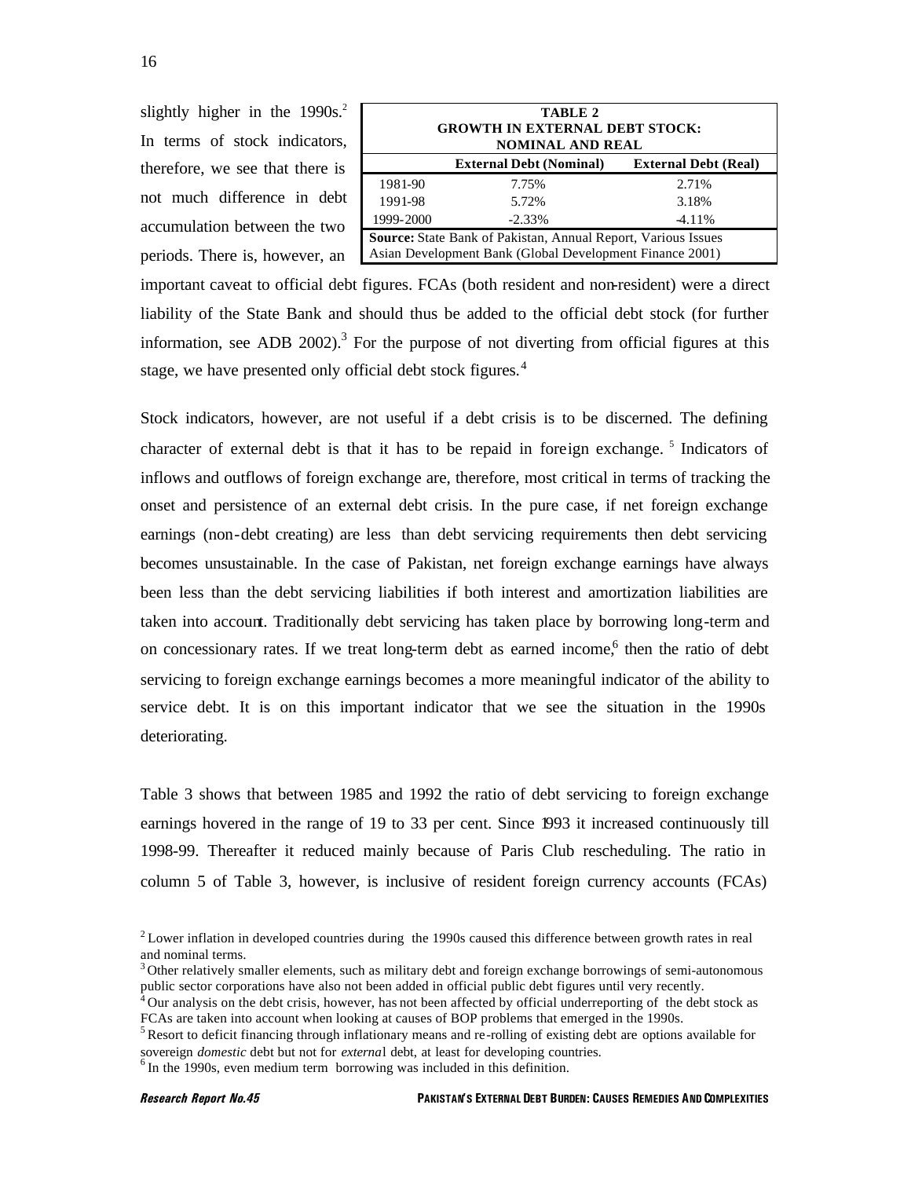slightly higher in the 1990s.[2] In terms of stock indicators, therefore, we see that there is not much difference in debt accumulation between the two periods. There is, however, an important caveat to official debt figures. FCAs (both resident and non-resident) were a direct liability of the State Bank and should thus be added to the official debt stock (for further information, see ADB 2002).[3] For the purpose of not diverting from official figures at this stage, we have presented only official debt stock figures.[4]

**TABLE 2**
**GROWTH IN EXTERNAL DEBT STOCK: NOMINAL AND REAL**

| | External Debt (Nominal) | External Debt (Real) |
|---|---|---|
| 1981-90 | 7.75% | 2.71% |
| 1991-98 | 5.72% | 3.18% |
| 1999-2000 | -2.33% | -4.11% |

**Source:** State Bank of Pakistan, Annual Report, Various Issues
Asian Development Bank (Global Development Finance 2001)

Stock indicators, however, are not useful if a debt crisis is to be discerned. The defining character of external debt is that it has to be repaid in foreign exchange.[5] Indicators of inflows and outflows of foreign exchange are, therefore, most critical in terms of tracking the onset and persistence of an external debt crisis. In the pure case, if net foreign exchange earnings (non-debt creating) are less than debt servicing requirements then debt servicing becomes unsustainable. In the case of Pakistan, net foreign exchange earnings have always been less than the debt servicing liabilities if both interest and amortization liabilities are taken into account. Traditionally debt servicing has taken place by borrowing long-term and on concessionary rates. If we treat long-term debt as earned income,[6] then the ratio of debt servicing to foreign exchange earnings becomes a more meaningful indicator of the ability to service debt. It is on this important indicator that we see the situation in the 1990s deteriorating.

Table 3 shows that between 1985 and 1992 the ratio of debt servicing to foreign exchange earnings hovered in the range of 19 to 33 per cent. Since 1993 it increased continuously till 1998-99. Thereafter it reduced mainly because of Paris Club rescheduling. The ratio in column 5 of Table 3, however, is inclusive of resident foreign currency accounts (FCAs)

[2] Lower inflation in developed countries during the 1990s caused this difference between growth rates in real and nominal terms.

[3] Other relatively smaller elements, such as military debt and foreign exchange borrowings of semi-autonomous public sector corporations have also not been added in official public debt figures until very recently.

[4] Our analysis on the debt crisis, however, has not been affected by official underreporting of the debt stock as FCAs are taken into account when looking at causes of BOP problems that emerged in the 1990s.

[5] Resort to deficit financing through inflationary means and re-rolling of existing debt are options available for sovereign *domestic* debt but not for *externa*l debt, at least for developing countries.

[6] In the 1990s, even medium term borrowing was included in this definition.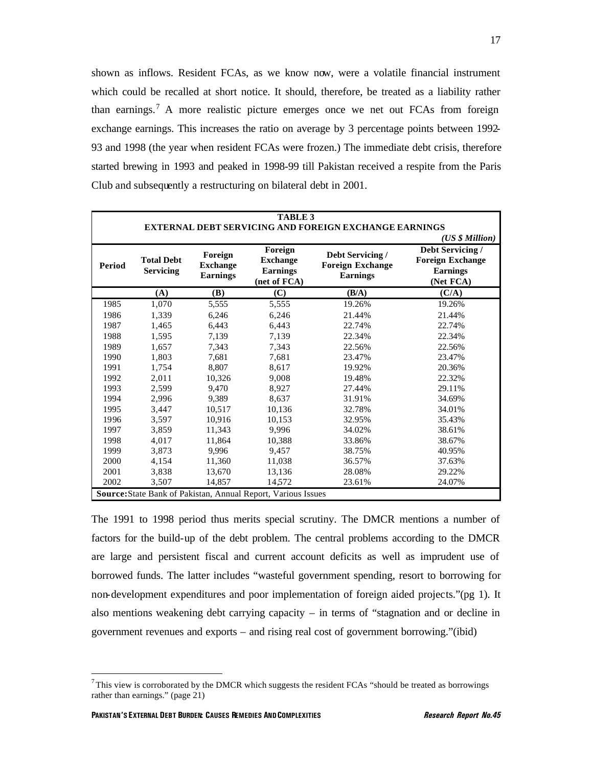shown as inflows. Resident FCAs, as we know now, were a volatile financial instrument which could be recalled at short notice. It should, therefore, be treated as a liability rather than earnings.[7] A more realistic picture emerges once we net out FCAs from foreign exchange earnings. This increases the ratio on average by 3 percentage points between 1992-93 and 1998 (the year when resident FCAs were frozen.) The immediate debt crisis, therefore started brewing in 1993 and peaked in 1998-99 till Pakistan received a respite from the Paris Club and subsequently a restructuring on bilateral debt in 2001.

**TABLE 3**
**EXTERNAL DEBT SERVICING AND FOREIGN EXCHANGE EARNINGS**
*(US $ Million)*

| Period | Total Debt Servicing | Foreign Exchange Earnings | Foreign Exchange Earnings (net of FCA) | Debt Servicing / Foreign Exchange Earnings | Debt Servicing / Foreign Exchange Earnings (Net FCA) |
|---|---|---|---|---|---|
| | (A) | (B) | (C) | (B/A) | (C/A) |
| 1985 | 1,070 | 5,555 | 5,555 | 19.26% | 19.26% |
| 1986 | 1,339 | 6,246 | 6,246 | 21.44% | 21.44% |
| 1987 | 1,465 | 6,443 | 6,443 | 22.74% | 22.74% |
| 1988 | 1,595 | 7,139 | 7,139 | 22.34% | 22.34% |
| 1989 | 1,657 | 7,343 | 7,343 | 22.56% | 22.56% |
| 1990 | 1,803 | 7,681 | 7,681 | 23.47% | 23.47% |
| 1991 | 1,754 | 8,807 | 8,617 | 19.92% | 20.36% |
| 1992 | 2,011 | 10,326 | 9,008 | 19.48% | 22.32% |
| 1993 | 2,599 | 9,470 | 8,927 | 27.44% | 29.11% |
| 1994 | 2,996 | 9,389 | 8,637 | 31.91% | 34.69% |
| 1995 | 3,447 | 10,517 | 10,136 | 32.78% | 34.01% |
| 1996 | 3,597 | 10,916 | 10,153 | 32.95% | 35.43% |
| 1997 | 3,859 | 11,343 | 9,996 | 34.02% | 38.61% |
| 1998 | 4,017 | 11,864 | 10,388 | 33.86% | 38.67% |
| 1999 | 3,873 | 9,996 | 9,457 | 38.75% | 40.95% |
| 2000 | 4,154 | 11,360 | 11,038 | 36.57% | 37.63% |
| 2001 | 3,838 | 13,670 | 13,136 | 28.08% | 29.22% |
| 2002 | 3,507 | 14,857 | 14,572 | 23.61% | 24.07% |

**Source:** State Bank of Pakistan, Annual Report, Various Issues

The 1991 to 1998 period thus merits special scrutiny. The DMCR mentions a number of factors for the build-up of the debt problem. The central problems according to the DMCR are large and persistent fiscal and current account deficits as well as imprudent use of borrowed funds. The latter includes "wasteful government spending, resort to borrowing for non-development expenditures and poor implementation of foreign aided projects."(pg 1). It also mentions weakening debt carrying capacity – in terms of "stagnation and or decline in government revenues and exports – and rising real cost of government borrowing."(ibid)

[7] This view is corroborated by the DMCR which suggests the resident FCAs "should be treated as borrowings rather than earnings." (page 21)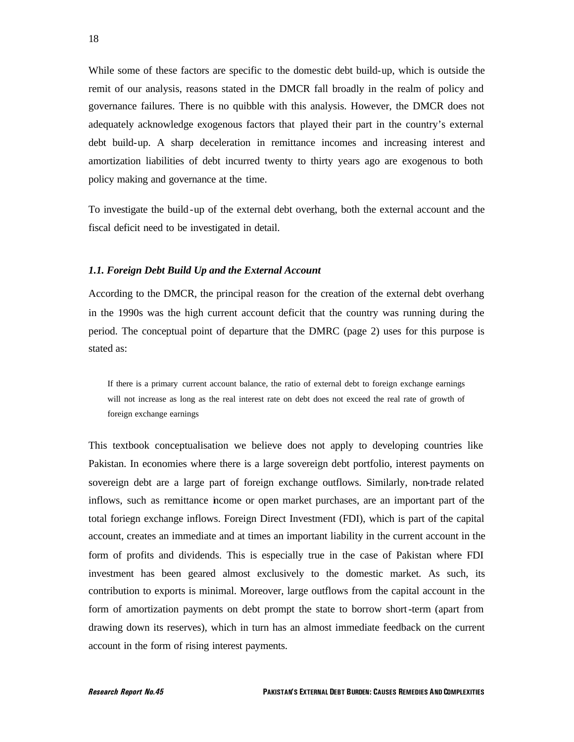While some of these factors are specific to the domestic debt build-up, which is outside the remit of our analysis, reasons stated in the DMCR fall broadly in the realm of policy and governance failures. There is no quibble with this analysis. However, the DMCR does not adequately acknowledge exogenous factors that played their part in the country's external debt build-up. A sharp deceleration in remittance incomes and increasing interest and amortization liabilities of debt incurred twenty to thirty years ago are exogenous to both policy making and governance at the time.

To investigate the build-up of the external debt overhang, both the external account and the fiscal deficit need to be investigated in detail.

### *1.1. Foreign Debt Build Up and the External Account*

According to the DMCR, the principal reason for the creation of the external debt overhang in the 1990s was the high current account deficit that the country was running during the period. The conceptual point of departure that the DMRC (page 2) uses for this purpose is stated as:

> If there is a primary current account balance, the ratio of external debt to foreign exchange earnings will not increase as long as the real interest rate on debt does not exceed the real rate of growth of foreign exchange earnings

This textbook conceptualisation we believe does not apply to developing countries like Pakistan. In economies where there is a large sovereign debt portfolio, interest payments on sovereign debt are a large part of foreign exchange outflows. Similarly, non-trade related inflows, such as remittance income or open market purchases, are an important part of the total foriegn exchange inflows. Foreign Direct Investment (FDI), which is part of the capital account, creates an immediate and at times an important liability in the current account in the form of profits and dividends. This is especially true in the case of Pakistan where FDI investment has been geared almost exclusively to the domestic market. As such, its contribution to exports is minimal. Moreover, large outflows from the capital account in the form of amortization payments on debt prompt the state to borrow short-term (apart from drawing down its reserves), which in turn has an almost immediate feedback on the current account in the form of rising interest payments.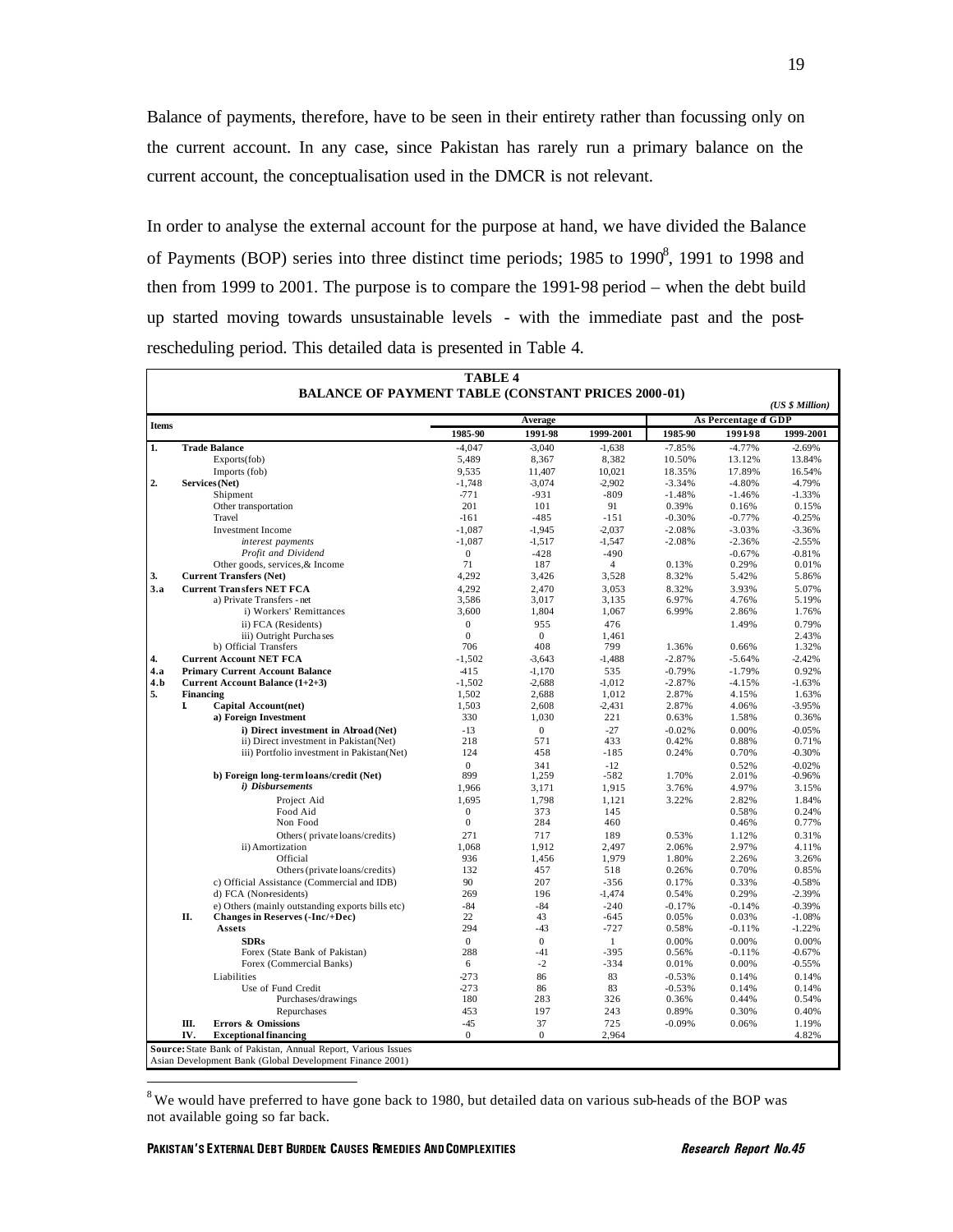Balance of payments, therefore, have to be seen in their entirety rather than focussing only on the current account. In any case, since Pakistan has rarely run a primary balance on the current account, the conceptualisation used in the DMCR is not relevant.

In order to analyse the external account for the purpose at hand, we have divided the Balance of Payments (BOP) series into three distinct time periods; 1985 to 1990[8], 1991 to 1998 and then from 1999 to 2001. The purpose is to compare the 1991-98 period – when the debt build up started moving towards unsustainable levels - with the immediate past and the post-rescheduling period. This detailed data is presented in Table 4.

**TABLE 4**
**BALANCE OF PAYMENT TABLE (CONSTANT PRICES 2000-01)**

*(US $ Million)*

| Items | | | Average | | | As Percentage of GDP | | |
|---|---|---|---|---|---|---|---|---|
| | | | 1985-90 | 1991-98 | 1999-2001 | 1985-90 | 1991-98 | 1999-2001 |
| 1. | | **Trade Balance** | -4,047 | -3,040 | -1,638 | -7.85% | -4.77% | -2.69% |
| | | Exports(fob) | 5,489 | 8,367 | 8,382 | 10.50% | 13.12% | 13.84% |
| | | Imports (fob) | 9,535 | 11,407 | 10,021 | 18.35% | 17.89% | 16.54% |
| 2. | | **Services (Net)** | -1,748 | -3,074 | -2,902 | -3.34% | -4.80% | -4.79% |
| | | Shipment | -771 | -931 | -809 | -1.48% | -1.46% | -1.33% |
| | | Other transportation | 201 | 101 | 91 | 0.39% | 0.16% | 0.15% |
| | | Travel | -161 | -485 | -151 | -0.30% | -0.77% | -0.25% |
| | | Investment Income | -1,087 | -1,945 | -2,037 | -2.08% | -3.03% | -3.36% |
| | | *interest payments* | -1,087 | -1,517 | -1,547 | -2.08% | -2.36% | -2.55% |
| | | *Profit and Dividend* | 0 | -428 | -490 | | -0.67% | -0.81% |
| | | Other goods, services,& Income | 71 | 187 | 4 | 0.13% | 0.29% | 0.01% |
| 3. | | **Current Transfers (Net)** | 4,292 | 3,426 | 3,528 | 8.32% | 5.42% | 5.86% |
| 3.a | | **Current Transfers NET FCA** | 4,292 | 2,470 | 3,053 | 8.32% | 3.93% | 5.07% |
| | | a) Private Transfers - net | 3,586 | 3,017 | 3,135 | 6.97% | 4.76% | 5.19% |
| | | i) Workers' Remittances | 3,600 | 1,804 | 1,067 | 6.99% | 2.86% | 1.76% |
| | | ii) FCA (Residents) | 0 | 955 | 476 | | 1.49% | 0.79% |
| | | iii) Outright Purchases | 0 | 0 | 1,461 | | | 2.43% |
| | | b) Official Transfers | 706 | 408 | 799 | 1.36% | 0.66% | 1.32% |
| 4. | | **Current Account NET FCA** | -1,502 | -3,643 | -1,488 | -2.87% | -5.64% | -2.42% |
| 4.a | | **Primary Current Account Balance** | -415 | -1,170 | 535 | -0.79% | -1.79% | 0.92% |
| 4.b | | **Current Account Balance (1+2+3)** | -1,502 | -2,688 | -1,012 | -2.87% | -4.15% | -1.63% |
| 5. | | **Financing** | 1,502 | 2,688 | 1,012 | 2.87% | 4.15% | 1.63% |
| | I. | **Capital Account(net)** | 1,503 | 2,608 | -2,431 | 2.87% | 4.06% | -3.95% |
| | | **a) Foreign Investment** | 330 | 1,030 | 221 | 0.63% | 1.58% | 0.36% |
| | | **i) Direct investment in Abroad (Net)** | -13 | 0 | -27 | -0.02% | 0.00% | -0.05% |
| | | ii) Direct investment in Pakistan(Net) | 218 | 571 | 433 | 0.42% | 0.88% | 0.71% |
| | | iii) Portfolio investment in Pakistan(Net) | 124 | 458 | -185 | 0.24% | 0.70% | -0.30% |
| | | | 0 | 341 | -12 | | 0.52% | -0.02% |
| | | **b) Foreign long-term loans/credit (Net)** | 899 | 1,259 | -582 | 1.70% | 2.01% | -0.96% |
| | | ***i) Disbursements*** | 1,966 | 3,171 | 1,915 | 3.76% | 4.97% | 3.15% |
| | | Project Aid | 1,695 | 1,798 | 1,121 | 3.22% | 2.82% | 1.84% |
| | | Food Aid | 0 | 373 | 145 | | 0.58% | 0.24% |
| | | Non Food | 0 | 284 | 460 | | 0.46% | 0.77% |
| | | Others ( private loans/credits) | 271 | 717 | 189 | 0.53% | 1.12% | 0.31% |
| | | ii) Amortization | 1,068 | 1,912 | 2,497 | 2.06% | 2.97% | 4.11% |
| | | Official | 936 | 1,456 | 1,979 | 1.80% | 2.26% | 3.26% |
| | | Others (private loans/credits) | 132 | 457 | 518 | 0.26% | 0.70% | 0.85% |
| | | c) Official Assistance (Commercial and IDB) | 90 | 207 | -356 | 0.17% | 0.33% | -0.58% |
| | | d) FCA (Non-residents) | 269 | 196 | -1,474 | 0.54% | 0.29% | -2.39% |
| | | e) Others (mainly outstanding exports bills etc) | -84 | -84 | -240 | -0.17% | -0.14% | -0.39% |
| | II. | **Changes in Reserves (-Inc/+Dec)** | 22 | 43 | -645 | 0.05% | 0.03% | -1.08% |
| | | **Assets** | 294 | -43 | -727 | 0.58% | -0.11% | -1.22% |
| | | **SDRs** | 0 | 0 | 1 | 0.00% | 0.00% | 0.00% |
| | | Forex (State Bank of Pakistan) | 288 | -41 | -395 | 0.56% | -0.11% | -0.67% |
| | | Forex (Commercial Banks) | 6 | -2 | -334 | 0.01% | 0.00% | -0.55% |
| | | Liabilities | -273 | 86 | 83 | -0.53% | 0.14% | 0.14% |
| | | Use of Fund Credit | -273 | 86 | 83 | -0.53% | 0.14% | 0.14% |
| | | Purchases/drawings | 180 | 283 | 326 | 0.36% | 0.44% | 0.54% |
| | | Repurchases | 453 | 197 | 243 | 0.89% | 0.30% | 0.40% |
| | III. | **Errors & Omissions** | -45 | 37 | 725 | -0.09% | 0.06% | 1.19% |
| | IV. | **Exceptional financing** | 0 | 0 | 2,964 | | | 4.82% |

**Source:** State Bank of Pakistan, Annual Report, Various Issues
Asian Development Bank (Global Development Finance 2001)

[8] We would have preferred to have gone back to 1980, but detailed data on various sub-heads of the BOP was not available going so far back.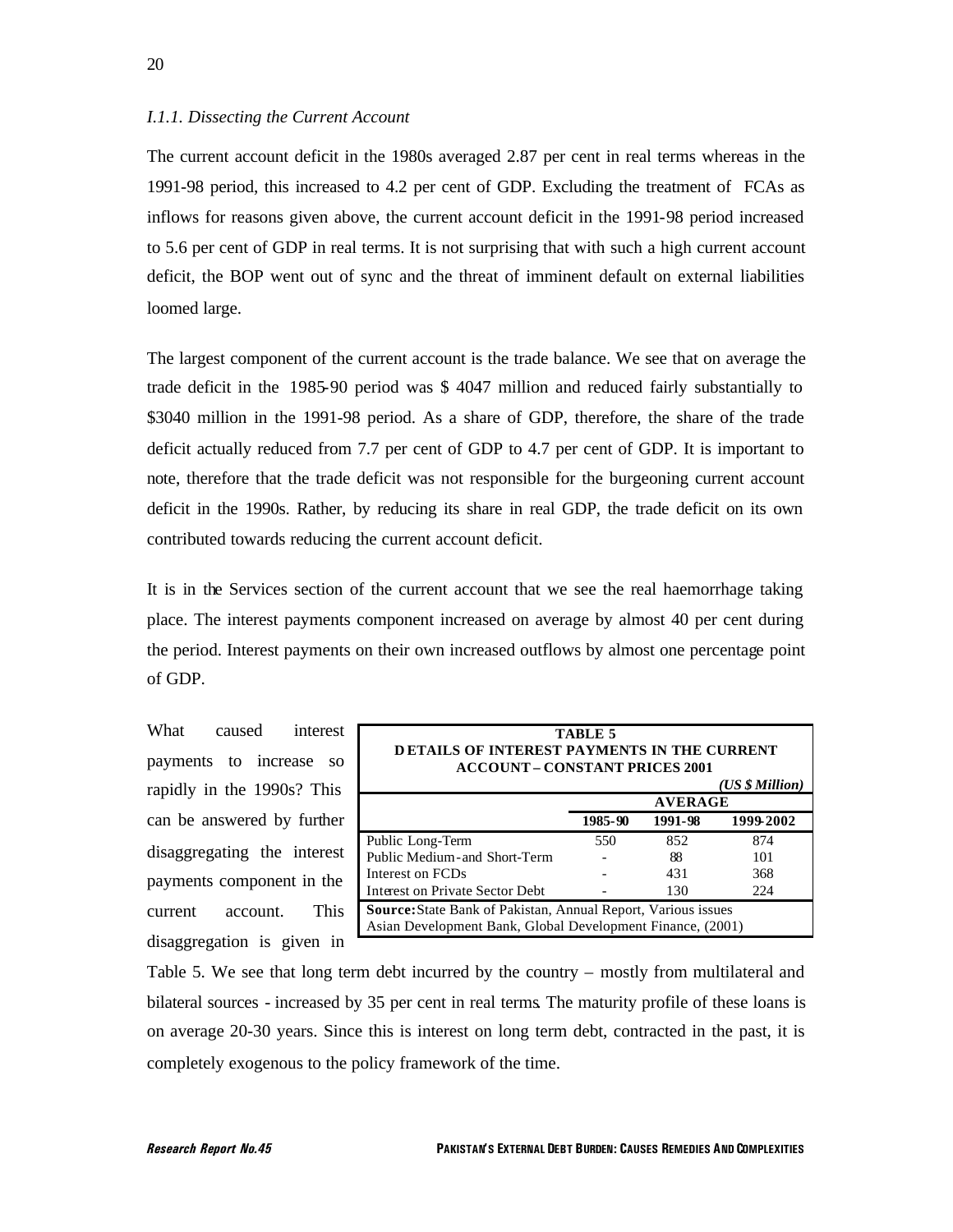### *I.1.1. Dissecting the Current Account*

The current account deficit in the 1980s averaged 2.87 per cent in real terms whereas in the 1991-98 period, this increased to 4.2 per cent of GDP. Excluding the treatment of FCAs as inflows for reasons given above, the current account deficit in the 1991-98 period increased to 5.6 per cent of GDP in real terms. It is not surprising that with such a high current account deficit, the BOP went out of sync and the threat of imminent default on external liabilities loomed large.

The largest component of the current account is the trade balance. We see that on average the trade deficit in the 1985-90 period was $ 4047 million and reduced fairly substantially to $3040 million in the 1991-98 period. As a share of GDP, therefore, the share of the trade deficit actually reduced from 7.7 per cent of GDP to 4.7 per cent of GDP. It is important to note, therefore that the trade deficit was not responsible for the burgeoning current account deficit in the 1990s. Rather, by reducing its share in real GDP, the trade deficit on its own contributed towards reducing the current account deficit.

It is in the Services section of the current account that we see the real haemorrhage taking place. The interest payments component increased on average by almost 40 per cent during the period. Interest payments on their own increased outflows by almost one percentage point of GDP.

What caused interest payments to increase so rapidly in the 1990s? This can be answered by further disaggregating the interest payments component in the current account. This disaggregation is given in Table 5. We see that long term debt incurred by the country – mostly from multilateral and bilateral sources - increased by 35 per cent in real terms. The maturity profile of these loans is on average 20-30 years. Since this is interest on long term debt, contracted in the past, it is completely exogenous to the policy framework of the time.

**TABLE 5**
**DETAILS OF INTEREST PAYMENTS IN THE CURRENT ACCOUNT – CONSTANT PRICES 2001**

*(US $ Million)*

| | AVERAGE | | |
|---|---|---|---|
| | **1985-90** | **1991-98** | **1999-2002** |
| Public Long-Term | 550 | 852 | 874 |
| Public Medium-and Short-Term | - | 88 | 101 |
| Interest on FCDs | - | 431 | 368 |
| Interest on Private Sector Debt | - | 130 | 224 |

**Source:** State Bank of Pakistan, Annual Report, Various issues
Asian Development Bank, Global Development Finance, (2001)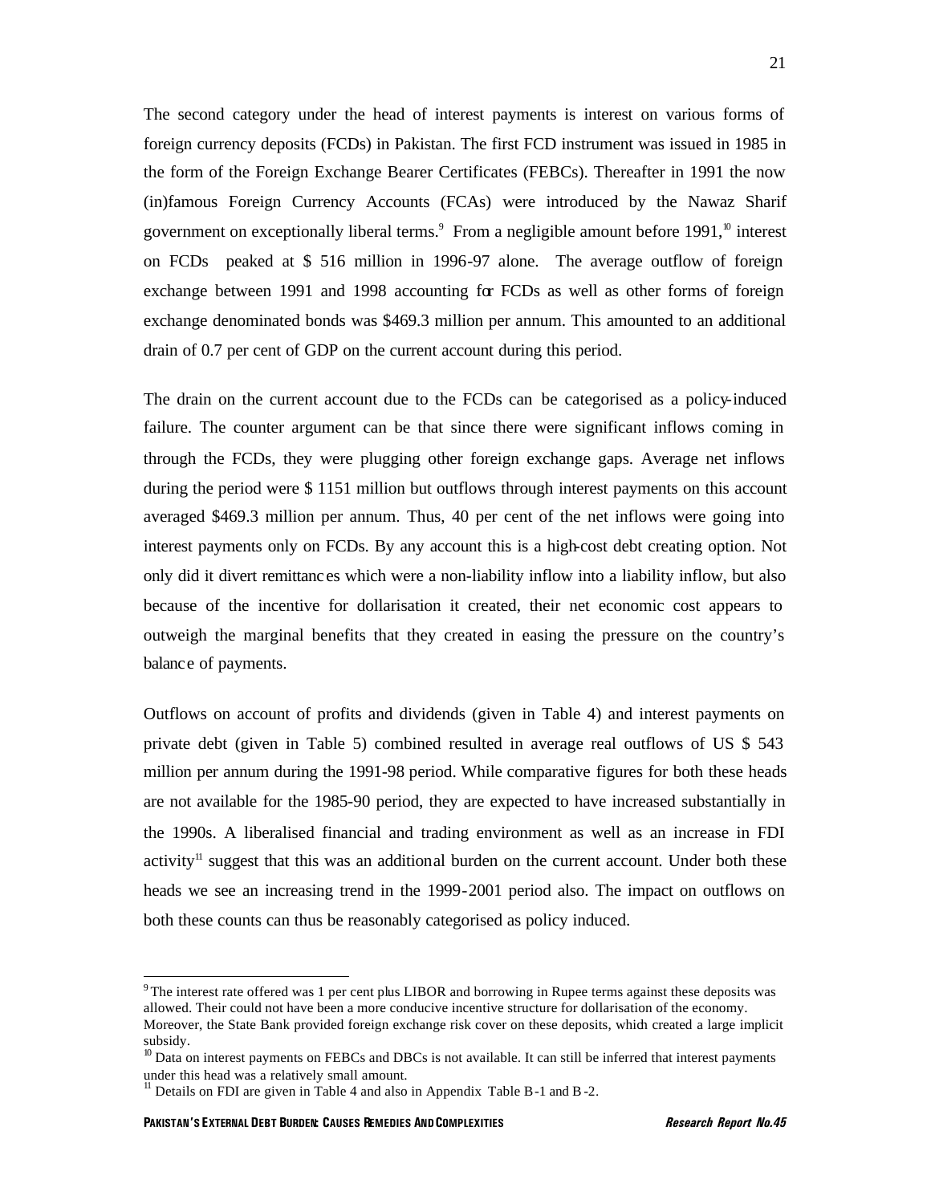The second category under the head of interest payments is interest on various forms of foreign currency deposits (FCDs) in Pakistan. The first FCD instrument was issued in 1985 in the form of the Foreign Exchange Bearer Certificates (FEBCs). Thereafter in 1991 the now (in)famous Foreign Currency Accounts (FCAs) were introduced by the Nawaz Sharif government on exceptionally liberal terms.[9] From a negligible amount before 1991,[10] interest on FCDs peaked at $ 516 million in 1996-97 alone. The average outflow of foreign exchange between 1991 and 1998 accounting for FCDs as well as other forms of foreign exchange denominated bonds was $469.3 million per annum. This amounted to an additional drain of 0.7 per cent of GDP on the current account during this period.

The drain on the current account due to the FCDs can be categorised as a policy-induced failure. The counter argument can be that since there were significant inflows coming in through the FCDs, they were plugging other foreign exchange gaps. Average net inflows during the period were $ 1151 million but outflows through interest payments on this account averaged $469.3 million per annum. Thus, 40 per cent of the net inflows were going into interest payments only on FCDs. By any account this is a high-cost debt creating option. Not only did it divert remittances which were a non-liability inflow into a liability inflow, but also because of the incentive for dollarisation it created, their net economic cost appears to outweigh the marginal benefits that they created in easing the pressure on the country's balance of payments.

Outflows on account of profits and dividends (given in Table 4) and interest payments on private debt (given in Table 5) combined resulted in average real outflows of US $ 543 million per annum during the 1991-98 period. While comparative figures for both these heads are not available for the 1985-90 period, they are expected to have increased substantially in the 1990s. A liberalised financial and trading environment as well as an increase in FDI activity[11] suggest that this was an additional burden on the current account. Under both these heads we see an increasing trend in the 1999-2001 period also. The impact on outflows on both these counts can thus be reasonably categorised as policy induced.

---

[9] The interest rate offered was 1 per cent plus LIBOR and borrowing in Rupee terms against these deposits was allowed. Their could not have been a more conducive incentive structure for dollarisation of the economy. Moreover, the State Bank provided foreign exchange risk cover on these deposits, which created a large implicit subsidy.

[10] Data on interest payments on FEBCs and DBCs is not available. It can still be inferred that interest payments under this head was a relatively small amount.

[11] Details on FDI are given in Table 4 and also in Appendix Table B-1 and B-2.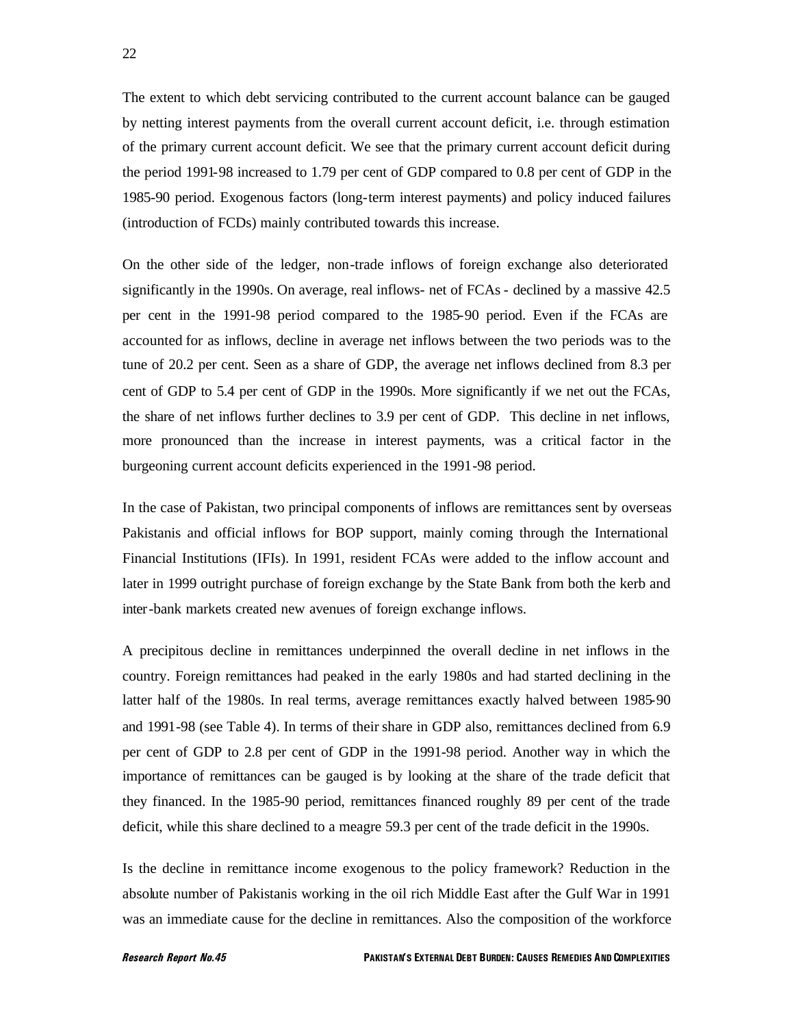The extent to which debt servicing contributed to the current account balance can be gauged by netting interest payments from the overall current account deficit, i.e. through estimation of the primary current account deficit. We see that the primary current account deficit during the period 1991-98 increased to 1.79 per cent of GDP compared to 0.8 per cent of GDP in the 1985-90 period. Exogenous factors (long-term interest payments) and policy induced failures (introduction of FCDs) mainly contributed towards this increase.

On the other side of the ledger, non-trade inflows of foreign exchange also deteriorated significantly in the 1990s. On average, real inflows- net of FCAs - declined by a massive 42.5 per cent in the 1991-98 period compared to the 1985-90 period. Even if the FCAs are accounted for as inflows, decline in average net inflows between the two periods was to the tune of 20.2 per cent. Seen as a share of GDP, the average net inflows declined from 8.3 per cent of GDP to 5.4 per cent of GDP in the 1990s. More significantly if we net out the FCAs, the share of net inflows further declines to 3.9 per cent of GDP. This decline in net inflows, more pronounced than the increase in interest payments, was a critical factor in the burgeoning current account deficits experienced in the 1991-98 period.

In the case of Pakistan, two principal components of inflows are remittances sent by overseas Pakistanis and official inflows for BOP support, mainly coming through the International Financial Institutions (IFIs). In 1991, resident FCAs were added to the inflow account and later in 1999 outright purchase of foreign exchange by the State Bank from both the kerb and inter-bank markets created new avenues of foreign exchange inflows.

A precipitous decline in remittances underpinned the overall decline in net inflows in the country. Foreign remittances had peaked in the early 1980s and had started declining in the latter half of the 1980s. In real terms, average remittances exactly halved between 1985-90 and 1991-98 (see Table 4). In terms of their share in GDP also, remittances declined from 6.9 per cent of GDP to 2.8 per cent of GDP in the 1991-98 period. Another way in which the importance of remittances can be gauged is by looking at the share of the trade deficit that they financed. In the 1985-90 period, remittances financed roughly 89 per cent of the trade deficit, while this share declined to a meagre 59.3 per cent of the trade deficit in the 1990s.

Is the decline in remittance income exogenous to the policy framework? Reduction in the absolute number of Pakistanis working in the oil rich Middle East after the Gulf War in 1991 was an immediate cause for the decline in remittances. Also the composition of the workforce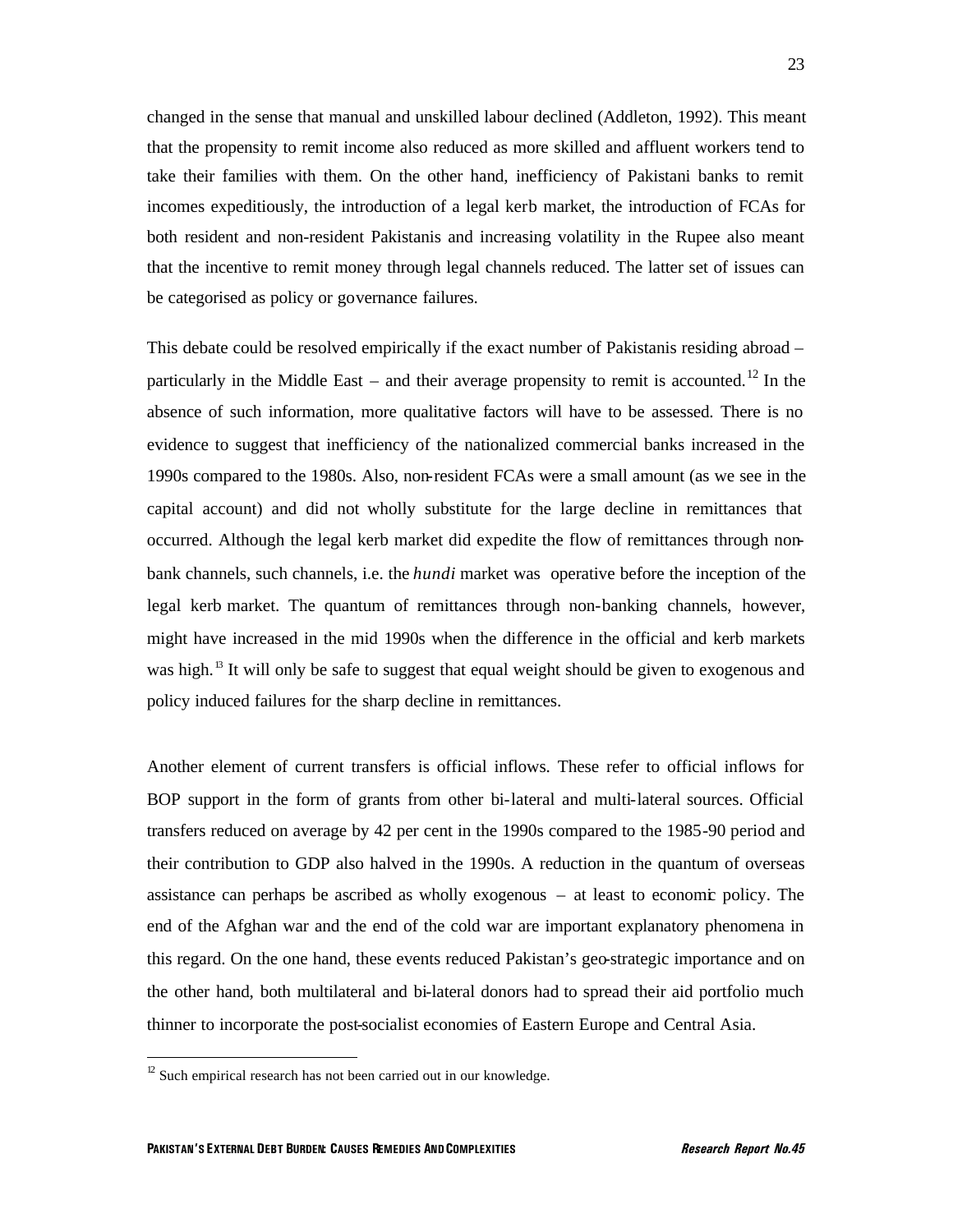changed in the sense that manual and unskilled labour declined (Addleton, 1992). This meant that the propensity to remit income also reduced as more skilled and affluent workers tend to take their families with them. On the other hand, inefficiency of Pakistani banks to remit incomes expeditiously, the introduction of a legal kerb market, the introduction of FCAs for both resident and non-resident Pakistanis and increasing volatility in the Rupee also meant that the incentive to remit money through legal channels reduced. The latter set of issues can be categorised as policy or governance failures.

This debate could be resolved empirically if the exact number of Pakistanis residing abroad – particularly in the Middle East – and their average propensity to remit is accounted.[12] In the absence of such information, more qualitative factors will have to be assessed. There is no evidence to suggest that inefficiency of the nationalized commercial banks increased in the 1990s compared to the 1980s. Also, non-resident FCAs were a small amount (as we see in the capital account) and did not wholly substitute for the large decline in remittances that occurred. Although the legal kerb market did expedite the flow of remittances through non-bank channels, such channels, i.e. the *hundi* market was operative before the inception of the legal kerb market. The quantum of remittances through non-banking channels, however, might have increased in the mid 1990s when the difference in the official and kerb markets was high.[13] It will only be safe to suggest that equal weight should be given to exogenous and policy induced failures for the sharp decline in remittances.

Another element of current transfers is official inflows. These refer to official inflows for BOP support in the form of grants from other bi-lateral and multi-lateral sources. Official transfers reduced on average by 42 per cent in the 1990s compared to the 1985-90 period and their contribution to GDP also halved in the 1990s. A reduction in the quantum of overseas assistance can perhaps be ascribed as wholly exogenous – at least to economic policy. The end of the Afghan war and the end of the cold war are important explanatory phenomena in this regard. On the one hand, these events reduced Pakistan's geo-strategic importance and on the other hand, both multilateral and bi-lateral donors had to spread their aid portfolio much thinner to incorporate the post-socialist economies of Eastern Europe and Central Asia.

[12] Such empirical research has not been carried out in our knowledge.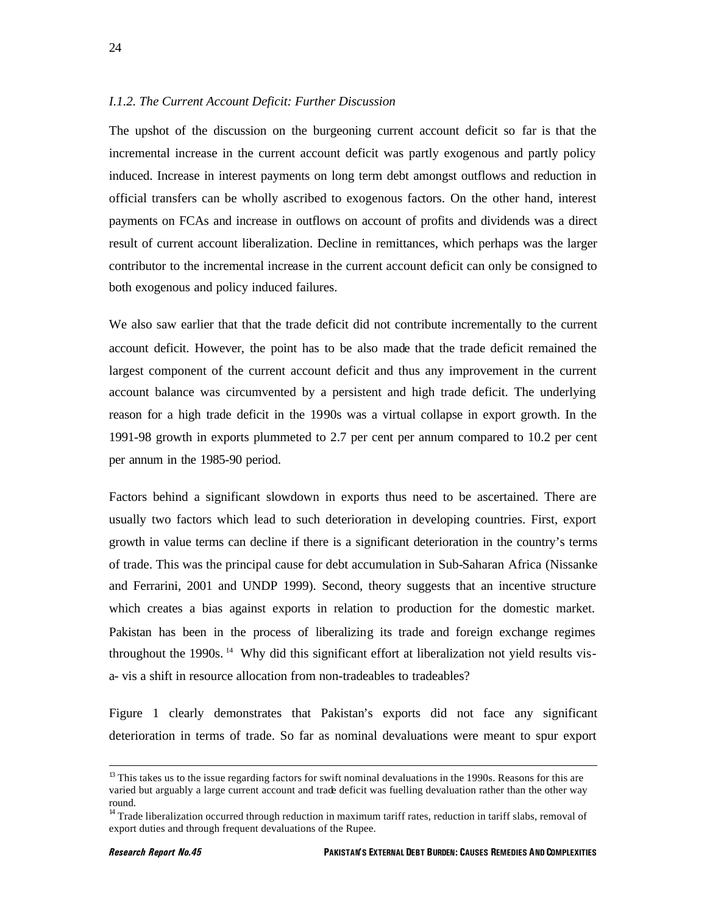*I.1.2. The Current Account Deficit: Further Discussion*

The upshot of the discussion on the burgeoning current account deficit so far is that the incremental increase in the current account deficit was partly exogenous and partly policy induced. Increase in interest payments on long term debt amongst outflows and reduction in official transfers can be wholly ascribed to exogenous factors. On the other hand, interest payments on FCAs and increase in outflows on account of profits and dividends was a direct result of current account liberalization. Decline in remittances, which perhaps was the larger contributor to the incremental increase in the current account deficit can only be consigned to both exogenous and policy induced failures.

We also saw earlier that that the trade deficit did not contribute incrementally to the current account deficit. However, the point has to be also made that the trade deficit remained the largest component of the current account deficit and thus any improvement in the current account balance was circumvented by a persistent and high trade deficit. The underlying reason for a high trade deficit in the 1990s was a virtual collapse in export growth. In the 1991-98 growth in exports plummeted to 2.7 per cent per annum compared to 10.2 per cent per annum in the 1985-90 period.

Factors behind a significant slowdown in exports thus need to be ascertained. There are usually two factors which lead to such deterioration in developing countries. First, export growth in value terms can decline if there is a significant deterioration in the country's terms of trade. This was the principal cause for debt accumulation in Sub-Saharan Africa (Nissanke and Ferrarini, 2001 and UNDP 1999). Second, theory suggests that an incentive structure which creates a bias against exports in relation to production for the domestic market. Pakistan has been in the process of liberalizing its trade and foreign exchange regimes throughout the 1990s.[14] Why did this significant effort at liberalization not yield results vis-a- vis a shift in resource allocation from non-tradeables to tradeables?

Figure 1 clearly demonstrates that Pakistan's exports did not face any significant deterioration in terms of trade. So far as nominal devaluations were meant to spur export

---

[13] This takes us to the issue regarding factors for swift nominal devaluations in the 1990s. Reasons for this are varied but arguably a large current account and trade deficit was fuelling devaluation rather than the other way round.

[14] Trade liberalization occurred through reduction in maximum tariff rates, reduction in tariff slabs, removal of export duties and through frequent devaluations of the Rupee.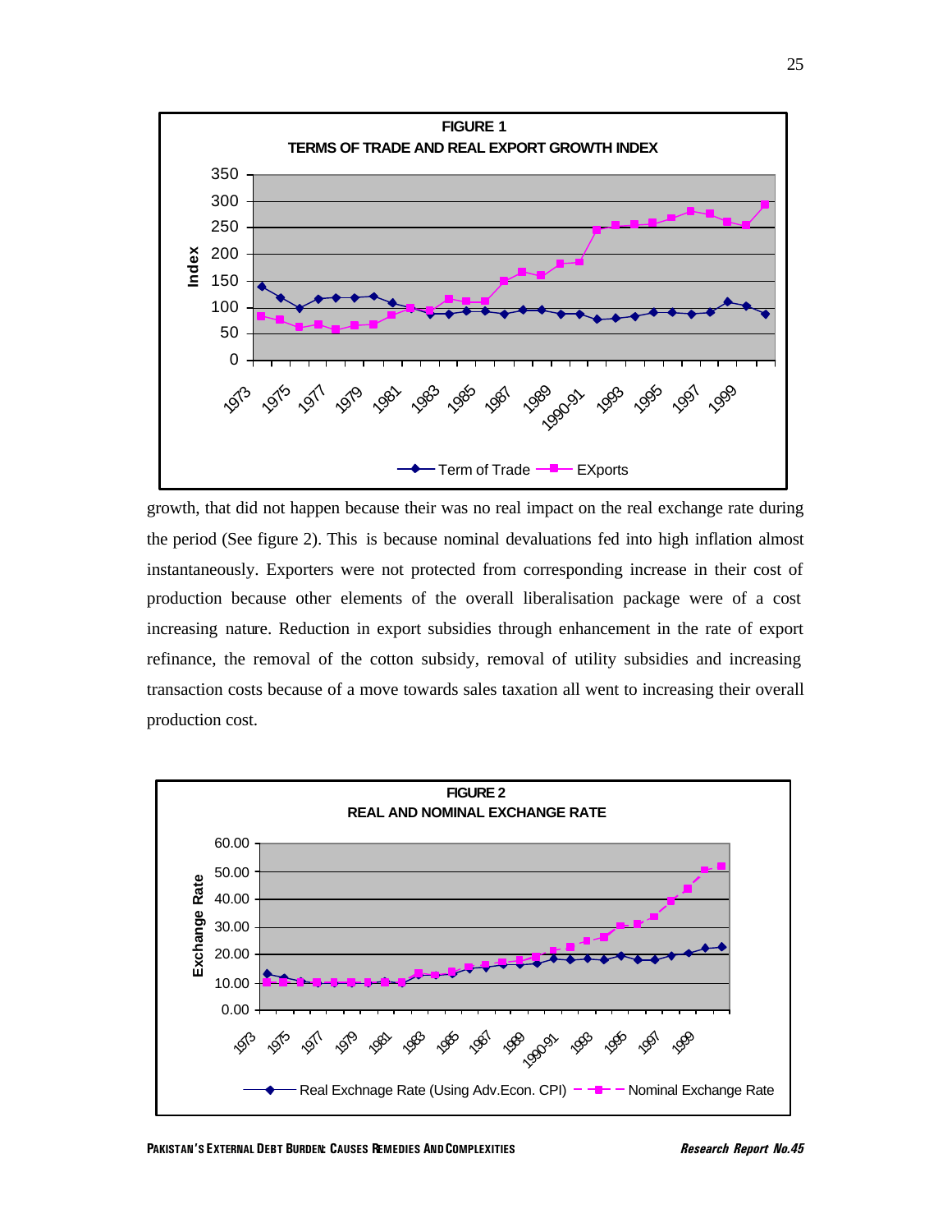**FIGURE 1**
**TERMS OF TRADE AND REAL EXPORT GROWTH INDEX**

growth, that did not happen because their was no real impact on the real exchange rate during the period (See figure 2). This is because nominal devaluations fed into high inflation almost instantaneously. Exporters were not protected from corresponding increase in their cost of production because other elements of the overall liberalisation package were of a cost increasing nature. Reduction in export subsidies through enhancement in the rate of export refinance, the removal of the cotton subsidy, removal of utility subsidies and increasing transaction costs because of a move towards sales taxation all went to increasing their overall production cost.

**FIGURE 2**
**REAL AND NOMINAL EXCHANGE RATE**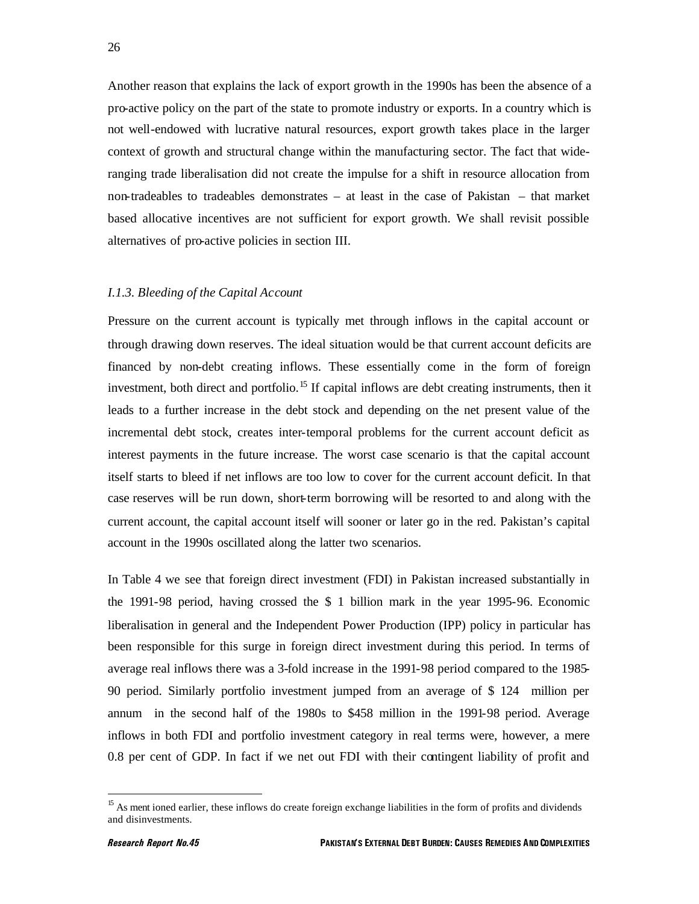Another reason that explains the lack of export growth in the 1990s has been the absence of a pro-active policy on the part of the state to promote industry or exports. In a country which is not well-endowed with lucrative natural resources, export growth takes place in the larger context of growth and structural change within the manufacturing sector. The fact that wide-ranging trade liberalisation did not create the impulse for a shift in resource allocation from non-tradeables to tradeables demonstrates – at least in the case of Pakistan – that market based allocative incentives are not sufficient for export growth. We shall revisit possible alternatives of pro-active policies in section III.

### *I.1.3. Bleeding of the Capital Account*

Pressure on the current account is typically met through inflows in the capital account or through drawing down reserves. The ideal situation would be that current account deficits are financed by non-debt creating inflows. These essentially come in the form of foreign investment, both direct and portfolio.[15] If capital inflows are debt creating instruments, then it leads to a further increase in the debt stock and depending on the net present value of the incremental debt stock, creates inter-temporal problems for the current account deficit as interest payments in the future increase. The worst case scenario is that the capital account itself starts to bleed if net inflows are too low to cover for the current account deficit. In that case reserves will be run down, short-term borrowing will be resorted to and along with the current account, the capital account itself will sooner or later go in the red. Pakistan's capital account in the 1990s oscillated along the latter two scenarios.

In Table 4 we see that foreign direct investment (FDI) in Pakistan increased substantially in the 1991-98 period, having crossed the $ 1 billion mark in the year 1995-96. Economic liberalisation in general and the Independent Power Production (IPP) policy in particular has been responsible for this surge in foreign direct investment during this period. In terms of average real inflows there was a 3-fold increase in the 1991-98 period compared to the 1985-90 period. Similarly portfolio investment jumped from an average of $ 124 million per annum in the second half of the 1980s to $458 million in the 1991-98 period. Average inflows in both FDI and portfolio investment category in real terms were, however, a mere 0.8 per cent of GDP. In fact if we net out FDI with their contingent liability of profit and

---

[15] As mentioned earlier, these inflows do create foreign exchange liabilities in the form of profits and dividends and disinvestments.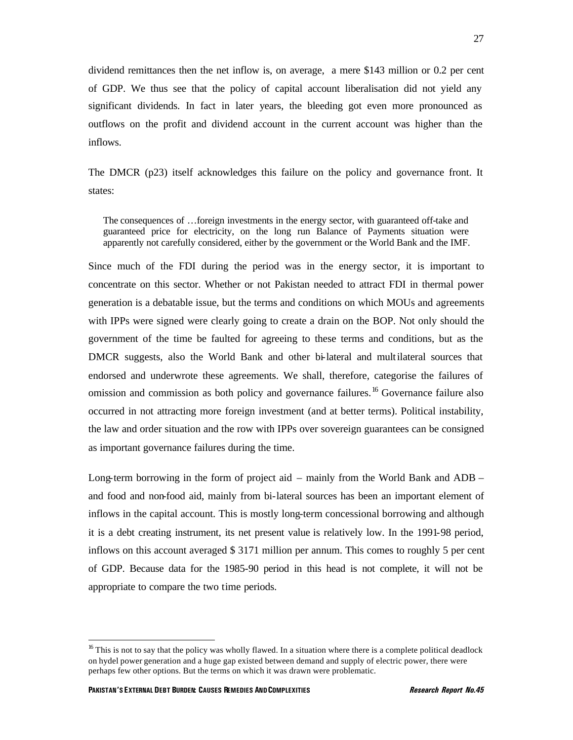dividend remittances then the net inflow is, on average, a mere $143 million or 0.2 per cent of GDP. We thus see that the policy of capital account liberalisation did not yield any significant dividends. In fact in later years, the bleeding got even more pronounced as outflows on the profit and dividend account in the current account was higher than the inflows.

The DMCR (p23) itself acknowledges this failure on the policy and governance front. It states:

> The consequences of …foreign investments in the energy sector, with guaranteed off-take and guaranteed price for electricity, on the long run Balance of Payments situation were apparently not carefully considered, either by the government or the World Bank and the IMF.

Since much of the FDI during the period was in the energy sector, it is important to concentrate on this sector. Whether or not Pakistan needed to attract FDI in thermal power generation is a debatable issue, but the terms and conditions on which MOUs and agreements with IPPs were signed were clearly going to create a drain on the BOP. Not only should the government of the time be faulted for agreeing to these terms and conditions, but as the DMCR suggests, also the World Bank and other bi-lateral and multilateral sources that endorsed and underwrote these agreements. We shall, therefore, categorise the failures of omission and commission as both policy and governance failures.[16] Governance failure also occurred in not attracting more foreign investment (and at better terms). Political instability, the law and order situation and the row with IPPs over sovereign guarantees can be consigned as important governance failures during the time.

Long-term borrowing in the form of project aid – mainly from the World Bank and ADB – and food and non-food aid, mainly from bi-lateral sources has been an important element of inflows in the capital account. This is mostly long-term concessional borrowing and although it is a debt creating instrument, its net present value is relatively low. In the 1991-98 period, inflows on this account averaged $ 3171 million per annum. This comes to roughly 5 per cent of GDP. Because data for the 1985-90 period in this head is not complete, it will not be appropriate to compare the two time periods.

[16] This is not to say that the policy was wholly flawed. In a situation where there is a complete political deadlock on hydel power generation and a huge gap existed between demand and supply of electric power, there were perhaps few other options. But the terms on which it was drawn were problematic.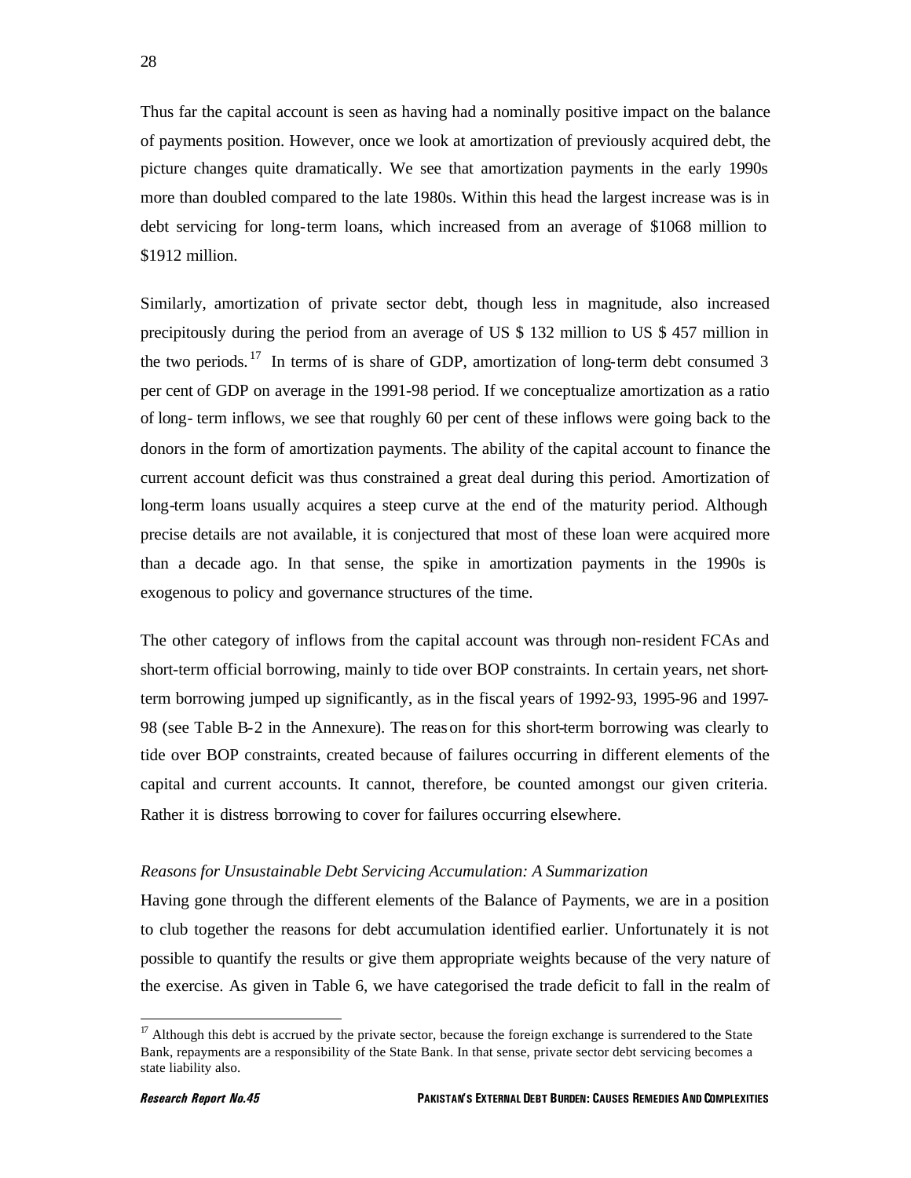Thus far the capital account is seen as having had a nominally positive impact on the balance of payments position. However, once we look at amortization of previously acquired debt, the picture changes quite dramatically. We see that amortization payments in the early 1990s more than doubled compared to the late 1980s. Within this head the largest increase was is in debt servicing for long-term loans, which increased from an average of $1068 million to $1912 million.

Similarly, amortization of private sector debt, though less in magnitude, also increased precipitously during the period from an average of US $ 132 million to US $ 457 million in the two periods.[17] In terms of is share of GDP, amortization of long-term debt consumed 3 per cent of GDP on average in the 1991-98 period. If we conceptualize amortization as a ratio of long- term inflows, we see that roughly 60 per cent of these inflows were going back to the donors in the form of amortization payments. The ability of the capital account to finance the current account deficit was thus constrained a great deal during this period. Amortization of long-term loans usually acquires a steep curve at the end of the maturity period. Although precise details are not available, it is conjectured that most of these loan were acquired more than a decade ago. In that sense, the spike in amortization payments in the 1990s is exogenous to policy and governance structures of the time.

The other category of inflows from the capital account was through non-resident FCAs and short-term official borrowing, mainly to tide over BOP constraints. In certain years, net short-term borrowing jumped up significantly, as in the fiscal years of 1992-93, 1995-96 and 1997-98 (see Table B-2 in the Annexure). The reason for this short-term borrowing was clearly to tide over BOP constraints, created because of failures occurring in different elements of the capital and current accounts. It cannot, therefore, be counted amongst our given criteria. Rather it is distress borrowing to cover for failures occurring elsewhere.

*Reasons for Unsustainable Debt Servicing Accumulation: A Summarization*

Having gone through the different elements of the Balance of Payments, we are in a position to club together the reasons for debt accumulation identified earlier. Unfortunately it is not possible to quantify the results or give them appropriate weights because of the very nature of the exercise. As given in Table 6, we have categorised the trade deficit to fall in the realm of

[17] Although this debt is accrued by the private sector, because the foreign exchange is surrendered to the State Bank, repayments are a responsibility of the State Bank. In that sense, private sector debt servicing becomes a state liability also.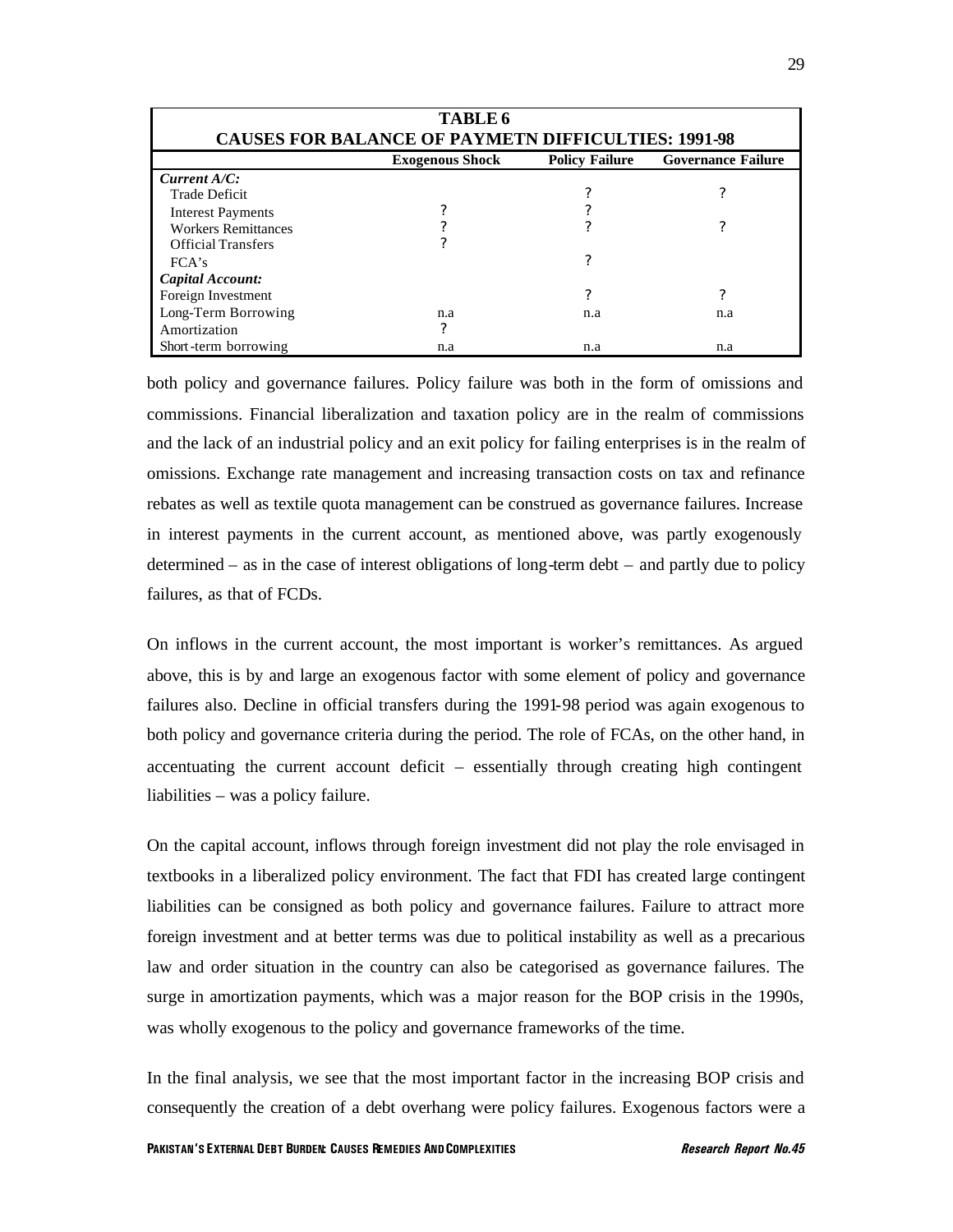| TABLE 6 CAUSES FOR BALANCE OF PAYMETN DIFFICULTIES: 1991-98 | | | |
|---|---|---|---|
| | **Exogenous Shock** | **Policy Failure** | **Governance Failure** |
| ***Current A/C:*** | | | |
| Trade Deficit | | ? | ? |
| Interest Payments | ? | ? | |
| Workers Remittances | ? | ? | ? |
| Official Transfers | ? | | |
| FCA's | | ? | |
| ***Capital Account:*** | | | |
| Foreign Investment | | ? | ? |
| Long-Term Borrowing | n.a | n.a | n.a |
| Amortization | ? | | |
| Short-term borrowing | n.a | n.a | n.a |

both policy and governance failures. Policy failure was both in the form of omissions and commissions. Financial liberalization and taxation policy are in the realm of commissions and the lack of an industrial policy and an exit policy for failing enterprises is in the realm of omissions. Exchange rate management and increasing transaction costs on tax and refinance rebates as well as textile quota management can be construed as governance failures. Increase in interest payments in the current account, as mentioned above, was partly exogenously determined – as in the case of interest obligations of long-term debt – and partly due to policy failures, as that of FCDs.

On inflows in the current account, the most important is worker's remittances. As argued above, this is by and large an exogenous factor with some element of policy and governance failures also. Decline in official transfers during the 1991-98 period was again exogenous to both policy and governance criteria during the period. The role of FCAs, on the other hand, in accentuating the current account deficit – essentially through creating high contingent liabilities – was a policy failure.

On the capital account, inflows through foreign investment did not play the role envisaged in textbooks in a liberalized policy environment. The fact that FDI has created large contingent liabilities can be consigned as both policy and governance failures. Failure to attract more foreign investment and at better terms was due to political instability as well as a precarious law and order situation in the country can also be categorised as governance failures. The surge in amortization payments, which was a major reason for the BOP crisis in the 1990s, was wholly exogenous to the policy and governance frameworks of the time.

In the final analysis, we see that the most important factor in the increasing BOP crisis and consequently the creation of a debt overhang were policy failures. Exogenous factors were a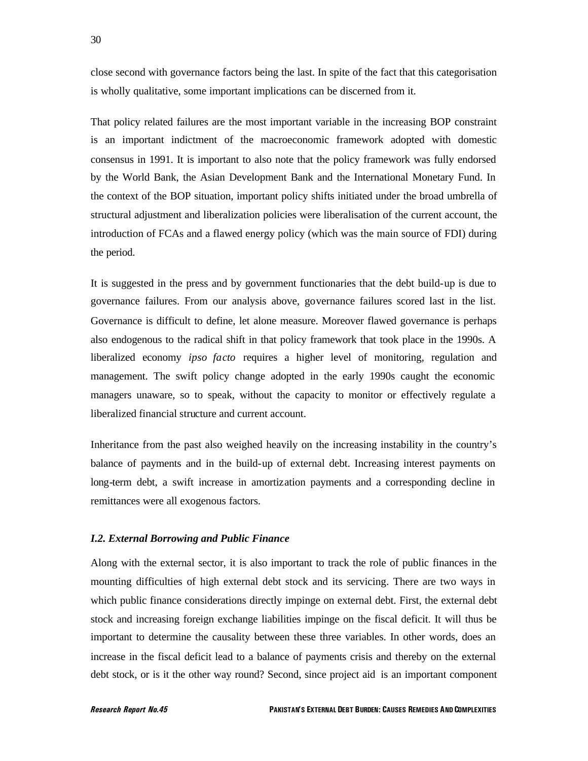close second with governance factors being the last. In spite of the fact that this categorisation is wholly qualitative, some important implications can be discerned from it.

That policy related failures are the most important variable in the increasing BOP constraint is an important indictment of the macroeconomic framework adopted with domestic consensus in 1991. It is important to also note that the policy framework was fully endorsed by the World Bank, the Asian Development Bank and the International Monetary Fund. In the context of the BOP situation, important policy shifts initiated under the broad umbrella of structural adjustment and liberalization policies were liberalisation of the current account, the introduction of FCAs and a flawed energy policy (which was the main source of FDI) during the period.

It is suggested in the press and by government functionaries that the debt build-up is due to governance failures. From our analysis above, governance failures scored last in the list. Governance is difficult to define, let alone measure. Moreover flawed governance is perhaps also endogenous to the radical shift in that policy framework that took place in the 1990s. A liberalized economy *ipso facto* requires a higher level of monitoring, regulation and management. The swift policy change adopted in the early 1990s caught the economic managers unaware, so to speak, without the capacity to monitor or effectively regulate a liberalized financial structure and current account.

Inheritance from the past also weighed heavily on the increasing instability in the country's balance of payments and in the build-up of external debt. Increasing interest payments on long-term debt, a swift increase in amortization payments and a corresponding decline in remittances were all exogenous factors.

### *I.2. External Borrowing and Public Finance*

Along with the external sector, it is also important to track the role of public finances in the mounting difficulties of high external debt stock and its servicing. There are two ways in which public finance considerations directly impinge on external debt. First, the external debt stock and increasing foreign exchange liabilities impinge on the fiscal deficit. It will thus be important to determine the causality between these three variables. In other words, does an increase in the fiscal deficit lead to a balance of payments crisis and thereby on the external debt stock, or is it the other way round? Second, since project aid is an important component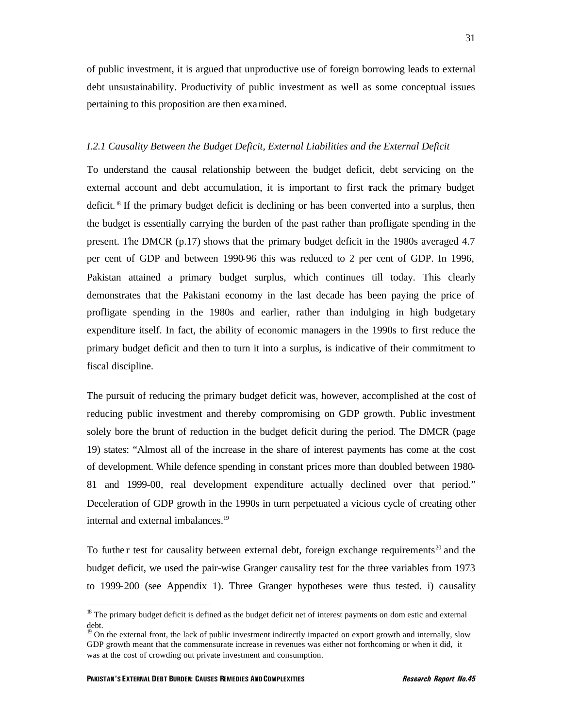of public investment, it is argued that unproductive use of foreign borrowing leads to external debt unsustainability. Productivity of public investment as well as some conceptual issues pertaining to this proposition are then examined.

*I.2.1 Causality Between the Budget Deficit, External Liabilities and the External Deficit*

To understand the causal relationship between the budget deficit, debt servicing on the external account and debt accumulation, it is important to first track the primary budget deficit.[18] If the primary budget deficit is declining or has been converted into a surplus, then the budget is essentially carrying the burden of the past rather than profligate spending in the present. The DMCR (p.17) shows that the primary budget deficit in the 1980s averaged 4.7 per cent of GDP and between 1990-96 this was reduced to 2 per cent of GDP. In 1996, Pakistan attained a primary budget surplus, which continues till today. This clearly demonstrates that the Pakistani economy in the last decade has been paying the price of profligate spending in the 1980s and earlier, rather than indulging in high budgetary expenditure itself. In fact, the ability of economic managers in the 1990s to first reduce the primary budget deficit and then to turn it into a surplus, is indicative of their commitment to fiscal discipline.

The pursuit of reducing the primary budget deficit was, however, accomplished at the cost of reducing public investment and thereby compromising on GDP growth. Public investment solely bore the brunt of reduction in the budget deficit during the period. The DMCR (page 19) states: "Almost all of the increase in the share of interest payments has come at the cost of development. While defence spending in constant prices more than doubled between 1980-81 and 1999-00, real development expenditure actually declined over that period." Deceleration of GDP growth in the 1990s in turn perpetuated a vicious cycle of creating other internal and external imbalances.[19]

To further test for causality between external debt, foreign exchange requirements[20] and the budget deficit, we used the pair-wise Granger causality test for the three variables from 1973 to 1999-200 (see Appendix 1). Three Granger hypotheses were thus tested. i) causality

---

[18] The primary budget deficit is defined as the budget deficit net of interest payments on domestic and external debt.

[19] On the external front, the lack of public investment indirectly impacted on export growth and internally, slow GDP growth meant that the commensurate increase in revenues was either not forthcoming or when it did, it was at the cost of crowding out private investment and consumption.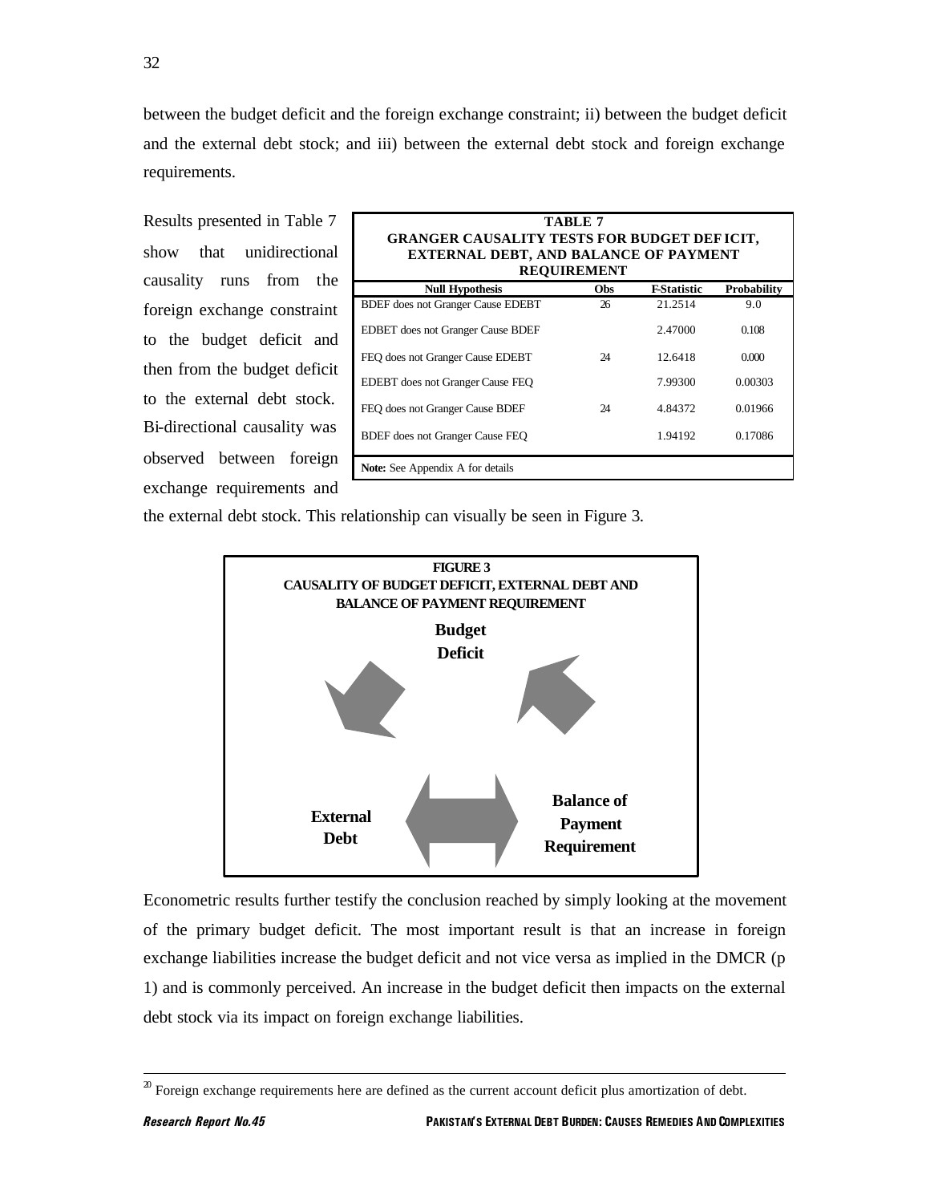between the budget deficit and the foreign exchange constraint; ii) between the budget deficit and the external debt stock; and iii) between the external debt stock and foreign exchange requirements.

Results presented in Table 7 show that unidirectional causality runs from the foreign exchange constraint to the budget deficit and then from the budget deficit to the external debt stock. Bi-directional causality was observed between foreign exchange requirements and the external debt stock. This relationship can visually be seen in Figure 3.

**TABLE 7**
**GRANGER CAUSALITY TESTS FOR BUDGET DEFICIT, EXTERNAL DEBT, AND BALANCE OF PAYMENT REQUIREMENT**

| Null Hypothesis | Obs | F-Statistic | Probability |
|---|---|---|---|
| BDEF does not Granger Cause EDEBT | 26 | 21.2514 | 9.0 |
| EDBET does not Granger Cause BDEF | | 2.47000 | 0.108 |
| FEQ does not Granger Cause EDEBT | 24 | 12.6418 | 0.000 |
| EDEBT does not Granger Cause FEQ | | 7.99300 | 0.00303 |
| FEQ does not Granger Cause BDEF | 24 | 4.84372 | 0.01966 |
| BDEF does not Granger Cause FEQ | | 1.94192 | 0.17086 |

**Note:** See Appendix A for details

**FIGURE 3**
**CAUSALITY OF BUDGET DEFICIT, EXTERNAL DEBT AND BALANCE OF PAYMENT REQUIREMENT**

Budget Deficit

External Debt

Balance of Payment Requirement

Econometric results further testify the conclusion reached by simply looking at the movement of the primary budget deficit. The most important result is that an increase in foreign exchange liabilities increase the budget deficit and not vice versa as implied in the DMCR (p 1) and is commonly perceived. An increase in the budget deficit then impacts on the external debt stock via its impact on foreign exchange liabilities.

[20] Foreign exchange requirements here are defined as the current account deficit plus amortization of debt.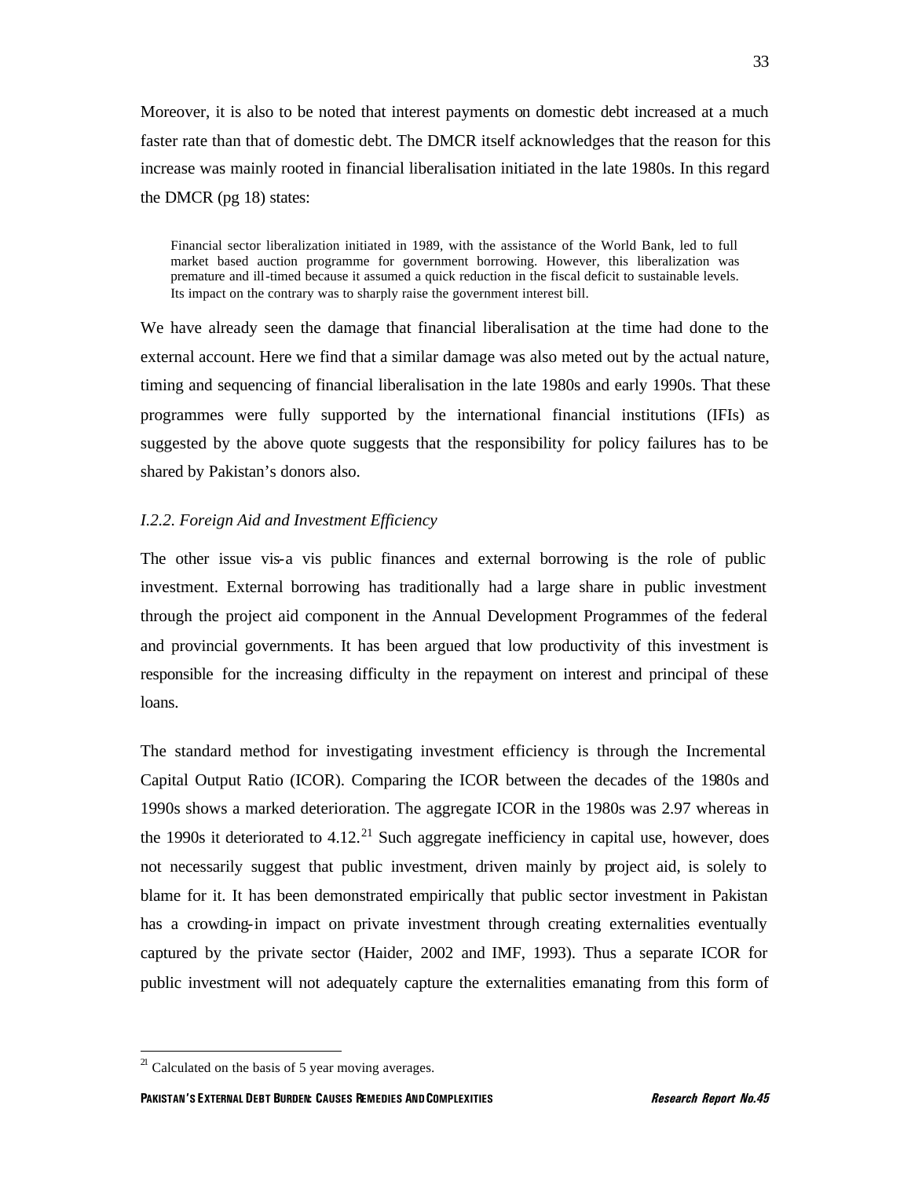Moreover, it is also to be noted that interest payments on domestic debt increased at a much faster rate than that of domestic debt. The DMCR itself acknowledges that the reason for this increase was mainly rooted in financial liberalisation initiated in the late 1980s. In this regard the DMCR (pg 18) states:

> Financial sector liberalization initiated in 1989, with the assistance of the World Bank, led to full market based auction programme for government borrowing. However, this liberalization was premature and ill-timed because it assumed a quick reduction in the fiscal deficit to sustainable levels. Its impact on the contrary was to sharply raise the government interest bill.

We have already seen the damage that financial liberalisation at the time had done to the external account. Here we find that a similar damage was also meted out by the actual nature, timing and sequencing of financial liberalisation in the late 1980s and early 1990s. That these programmes were fully supported by the international financial institutions (IFIs) as suggested by the above quote suggests that the responsibility for policy failures has to be shared by Pakistan's donors also.

### *I.2.2. Foreign Aid and Investment Efficiency*

The other issue vis-a vis public finances and external borrowing is the role of public investment. External borrowing has traditionally had a large share in public investment through the project aid component in the Annual Development Programmes of the federal and provincial governments. It has been argued that low productivity of this investment is responsible for the increasing difficulty in the repayment on interest and principal of these loans.

The standard method for investigating investment efficiency is through the Incremental Capital Output Ratio (ICOR). Comparing the ICOR between the decades of the 1980s and 1990s shows a marked deterioration. The aggregate ICOR in the 1980s was 2.97 whereas in the 1990s it deteriorated to 4.12.[21] Such aggregate inefficiency in capital use, however, does not necessarily suggest that public investment, driven mainly by project aid, is solely to blame for it. It has been demonstrated empirically that public sector investment in Pakistan has a crowding-in impact on private investment through creating externalities eventually captured by the private sector (Haider, 2002 and IMF, 1993). Thus a separate ICOR for public investment will not adequately capture the externalities emanating from this form of

[21] Calculated on the basis of 5 year moving averages.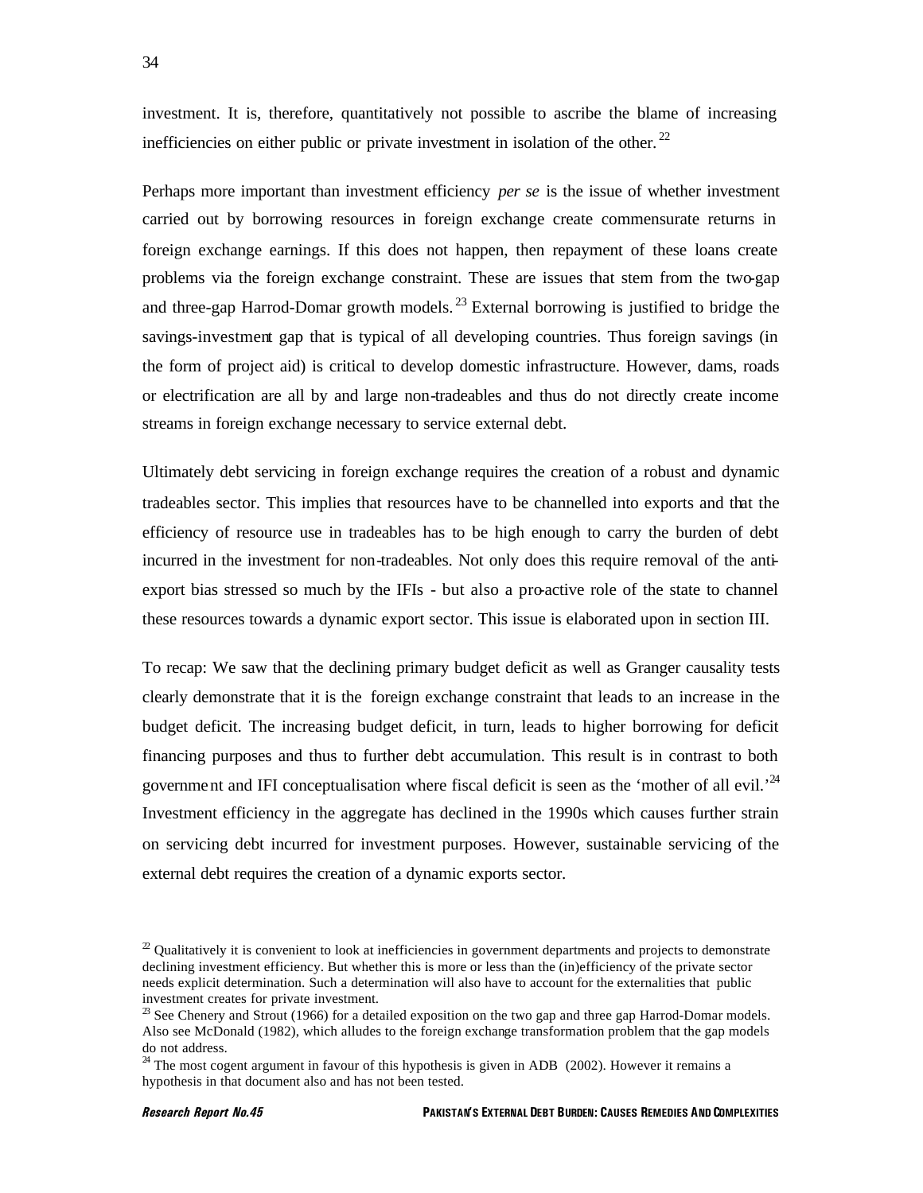investment. It is, therefore, quantitatively not possible to ascribe the blame of increasing inefficiencies on either public or private investment in isolation of the other.[22]

Perhaps more important than investment efficiency *per se* is the issue of whether investment carried out by borrowing resources in foreign exchange create commensurate returns in foreign exchange earnings. If this does not happen, then repayment of these loans create problems via the foreign exchange constraint. These are issues that stem from the two-gap and three-gap Harrod-Domar growth models.[23] External borrowing is justified to bridge the savings-investment gap that is typical of all developing countries. Thus foreign savings (in the form of project aid) is critical to develop domestic infrastructure. However, dams, roads or electrification are all by and large non-tradeables and thus do not directly create income streams in foreign exchange necessary to service external debt.

Ultimately debt servicing in foreign exchange requires the creation of a robust and dynamic tradeables sector. This implies that resources have to be channelled into exports and that the efficiency of resource use in tradeables has to be high enough to carry the burden of debt incurred in the investment for non-tradeables. Not only does this require removal of the anti-export bias stressed so much by the IFIs - but also a pro-active role of the state to channel these resources towards a dynamic export sector. This issue is elaborated upon in section III.

To recap: We saw that the declining primary budget deficit as well as Granger causality tests clearly demonstrate that it is the foreign exchange constraint that leads to an increase in the budget deficit. The increasing budget deficit, in turn, leads to higher borrowing for deficit financing purposes and thus to further debt accumulation. This result is in contrast to both government and IFI conceptualisation where fiscal deficit is seen as the 'mother of all evil.'[24] Investment efficiency in the aggregate has declined in the 1990s which causes further strain on servicing debt incurred for investment purposes. However, sustainable servicing of the external debt requires the creation of a dynamic exports sector.

[22] Qualitatively it is convenient to look at inefficiencies in government departments and projects to demonstrate declining investment efficiency. But whether this is more or less than the (in)efficiency of the private sector needs explicit determination. Such a determination will also have to account for the externalities that public investment creates for private investment.

[23] See Chenery and Strout (1966) for a detailed exposition on the two gap and three gap Harrod-Domar models. Also see McDonald (1982), which alludes to the foreign exchange transformation problem that the gap models do not address.

[24] The most cogent argument in favour of this hypothesis is given in ADB (2002). However it remains a hypothesis in that document also and has not been tested.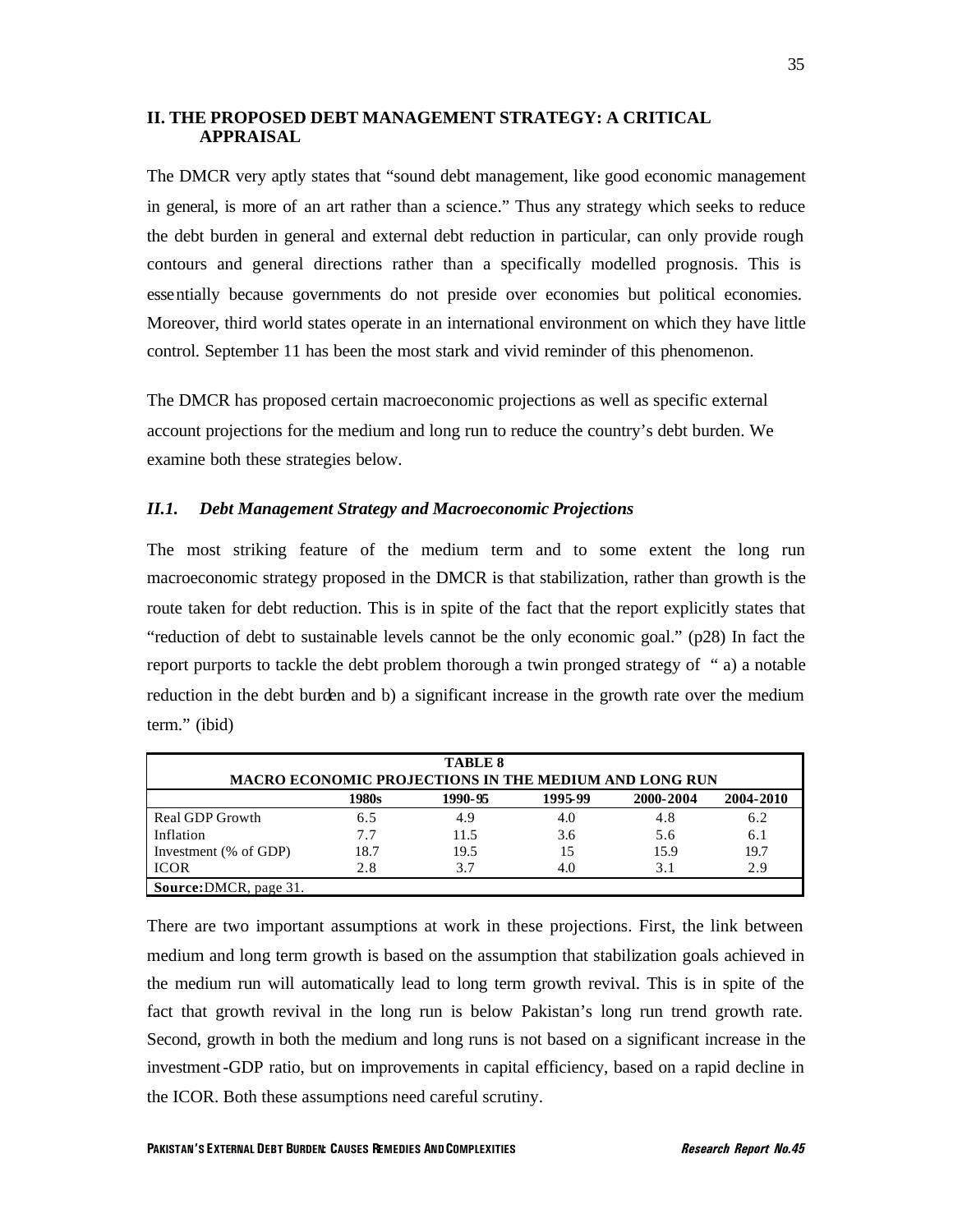## II. THE PROPOSED DEBT MANAGEMENT STRATEGY: A CRITICAL APPRAISAL

The DMCR very aptly states that "sound debt management, like good economic management in general, is more of an art rather than a science." Thus any strategy which seeks to reduce the debt burden in general and external debt reduction in particular, can only provide rough contours and general directions rather than a specifically modelled prognosis. This is essentially because governments do not preside over economies but political economies. Moreover, third world states operate in an international environment on which they have little control. September 11 has been the most stark and vivid reminder of this phenomenon.

The DMCR has proposed certain macroeconomic projections as well as specific external account projections for the medium and long run to reduce the country's debt burden. We examine both these strategies below.

### *II.1. Debt Management Strategy and Macroeconomic Projections*

The most striking feature of the medium term and to some extent the long run macroeconomic strategy proposed in the DMCR is that stabilization, rather than growth is the route taken for debt reduction. This is in spite of the fact that the report explicitly states that "reduction of debt to sustainable levels cannot be the only economic goal." (p28) In fact the report purports to tackle the debt problem thorough a twin pronged strategy of " a) a notable reduction in the debt burden and b) a significant increase in the growth rate over the medium term." (ibid)

**TABLE 8**
**MACRO ECONOMIC PROJECTIONS IN THE MEDIUM AND LONG RUN**

| | 1980s | 1990-95 | 1995-99 | 2000-2004 | 2004-2010 |
|---|---|---|---|---|---|
| Real GDP Growth | 6.5 | 4.9 | 4.0 | 4.8 | 6.2 |
| Inflation | 7.7 | 11.5 | 3.6 | 5.6 | 6.1 |
| Investment (% of GDP) | 18.7 | 19.5 | 15 | 15.9 | 19.7 |
| ICOR | 2.8 | 3.7 | 4.0 | 3.1 | 2.9 |

**Source:** DMCR, page 31.

There are two important assumptions at work in these projections. First, the link between medium and long term growth is based on the assumption that stabilization goals achieved in the medium run will automatically lead to long term growth revival. This is in spite of the fact that growth revival in the long run is below Pakistan's long run trend growth rate. Second, growth in both the medium and long runs is not based on a significant increase in the investment-GDP ratio, but on improvements in capital efficiency, based on a rapid decline in the ICOR. Both these assumptions need careful scrutiny.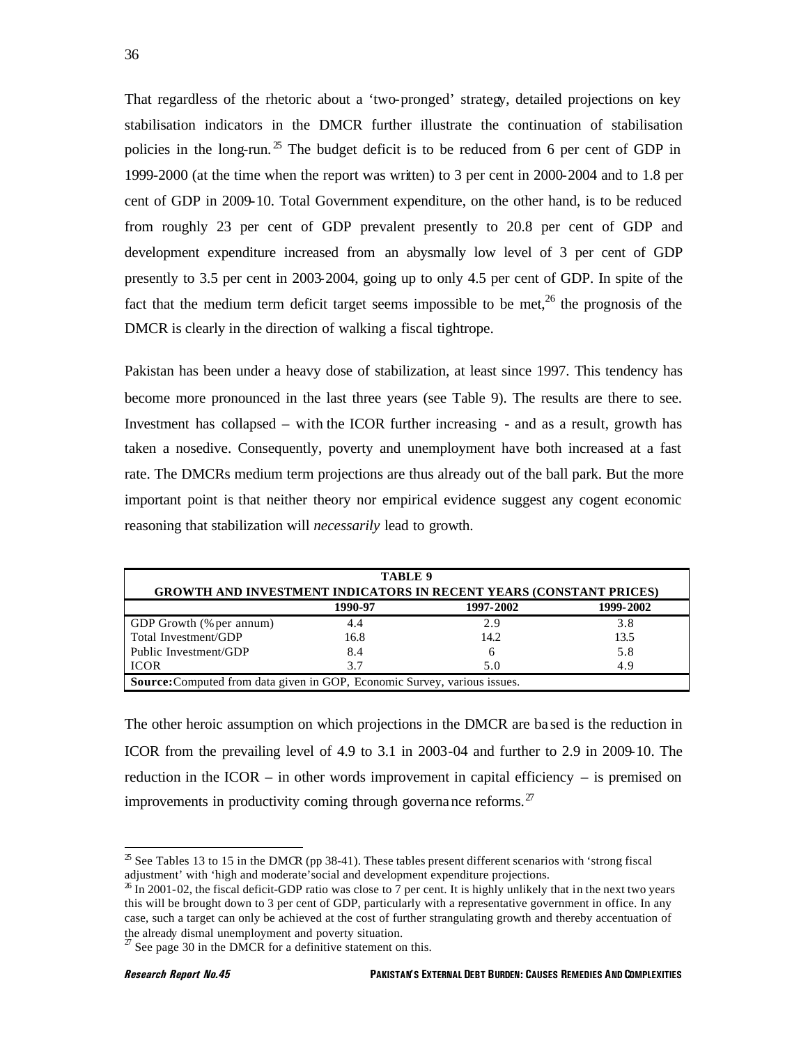That regardless of the rhetoric about a 'two-pronged' strategy, detailed projections on key stabilisation indicators in the DMCR further illustrate the continuation of stabilisation policies in the long-run.[25] The budget deficit is to be reduced from 6 per cent of GDP in 1999-2000 (at the time when the report was written) to 3 per cent in 2000-2004 and to 1.8 per cent of GDP in 2009-10. Total Government expenditure, on the other hand, is to be reduced from roughly 23 per cent of GDP prevalent presently to 20.8 per cent of GDP and development expenditure increased from an abysmally low level of 3 per cent of GDP presently to 3.5 per cent in 2003-2004, going up to only 4.5 per cent of GDP. In spite of the fact that the medium term deficit target seems impossible to be met,[26] the prognosis of the DMCR is clearly in the direction of walking a fiscal tightrope.

Pakistan has been under a heavy dose of stabilization, at least since 1997. This tendency has become more pronounced in the last three years (see Table 9). The results are there to see. Investment has collapsed – with the ICOR further increasing - and as a result, growth has taken a nosedive. Consequently, poverty and unemployment have both increased at a fast rate. The DMCRs medium term projections are thus already out of the ball park. But the more important point is that neither theory nor empirical evidence suggest any cogent economic reasoning that stabilization will *necessarily* lead to growth.

**TABLE 9**
**GROWTH AND INVESTMENT INDICATORS IN RECENT YEARS (CONSTANT PRICES)**

| | 1990-97 | 1997-2002 | 1999-2002 |
|---|---|---|---|
| GDP Growth (% per annum) | 4.4 | 2.9 | 3.8 |
| Total Investment/GDP | 16.8 | 14.2 | 13.5 |
| Public Investment/GDP | 8.4 | 6 | 5.8 |
| ICOR | 3.7 | 5.0 | 4.9 |

**Source:** Computed from data given in GOP, Economic Survey, various issues.

The other heroic assumption on which projections in the DMCR are based is the reduction in ICOR from the prevailing level of 4.9 to 3.1 in 2003-04 and further to 2.9 in 2009-10. The reduction in the ICOR – in other words improvement in capital efficiency – is premised on improvements in productivity coming through governance reforms.[27]

---

[25] See Tables 13 to 15 in the DMCR (pp 38-41). These tables present different scenarios with 'strong fiscal adjustment' with 'high and moderate' social and development expenditure projections.

[26] In 2001-02, the fiscal deficit-GDP ratio was close to 7 per cent. It is highly unlikely that in the next two years this will be brought down to 3 per cent of GDP, particularly with a representative government in office. In any case, such a target can only be achieved at the cost of further strangulating growth and thereby accentuation of the already dismal unemployment and poverty situation.

[27] See page 30 in the DMCR for a definitive statement on this.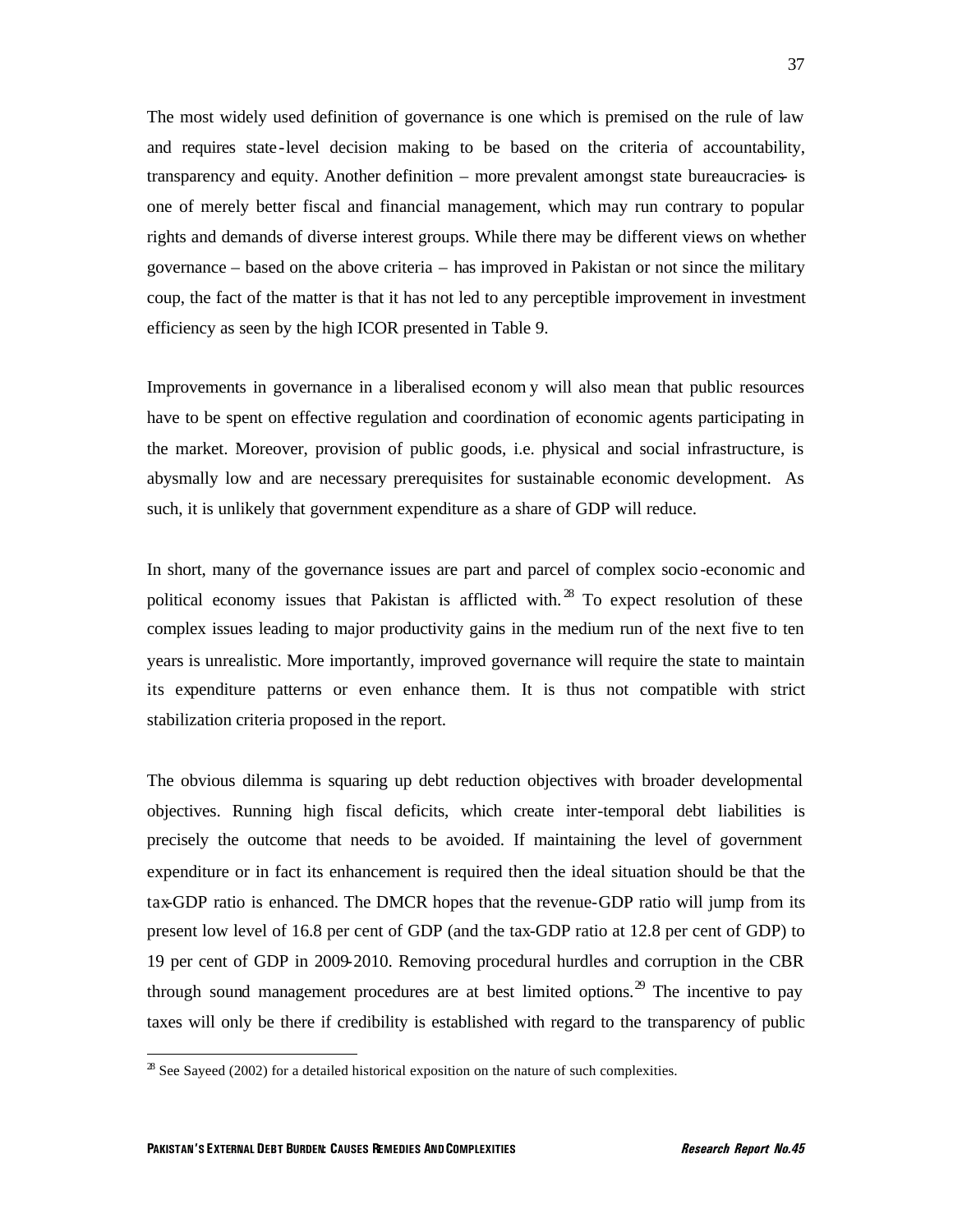The most widely used definition of governance is one which is premised on the rule of law and requires state-level decision making to be based on the criteria of accountability, transparency and equity. Another definition – more prevalent amongst state bureaucracies- is one of merely better fiscal and financial management, which may run contrary to popular rights and demands of diverse interest groups. While there may be different views on whether governance – based on the above criteria – has improved in Pakistan or not since the military coup, the fact of the matter is that it has not led to any perceptible improvement in investment efficiency as seen by the high ICOR presented in Table 9.

Improvements in governance in a liberalised economy will also mean that public resources have to be spent on effective regulation and coordination of economic agents participating in the market. Moreover, provision of public goods, i.e. physical and social infrastructure, is abysmally low and are necessary prerequisites for sustainable economic development. As such, it is unlikely that government expenditure as a share of GDP will reduce.

In short, many of the governance issues are part and parcel of complex socio-economic and political economy issues that Pakistan is afflicted with.[28] To expect resolution of these complex issues leading to major productivity gains in the medium run of the next five to ten years is unrealistic. More importantly, improved governance will require the state to maintain its expenditure patterns or even enhance them. It is thus not compatible with strict stabilization criteria proposed in the report.

The obvious dilemma is squaring up debt reduction objectives with broader developmental objectives. Running high fiscal deficits, which create inter-temporal debt liabilities is precisely the outcome that needs to be avoided. If maintaining the level of government expenditure or in fact its enhancement is required then the ideal situation should be that the tax-GDP ratio is enhanced. The DMCR hopes that the revenue-GDP ratio will jump from its present low level of 16.8 per cent of GDP (and the tax-GDP ratio at 12.8 per cent of GDP) to 19 per cent of GDP in 2009-2010. Removing procedural hurdles and corruption in the CBR through sound management procedures are at best limited options.[29] The incentive to pay taxes will only be there if credibility is established with regard to the transparency of public

---

[28] See Sayeed (2002) for a detailed historical exposition on the nature of such complexities.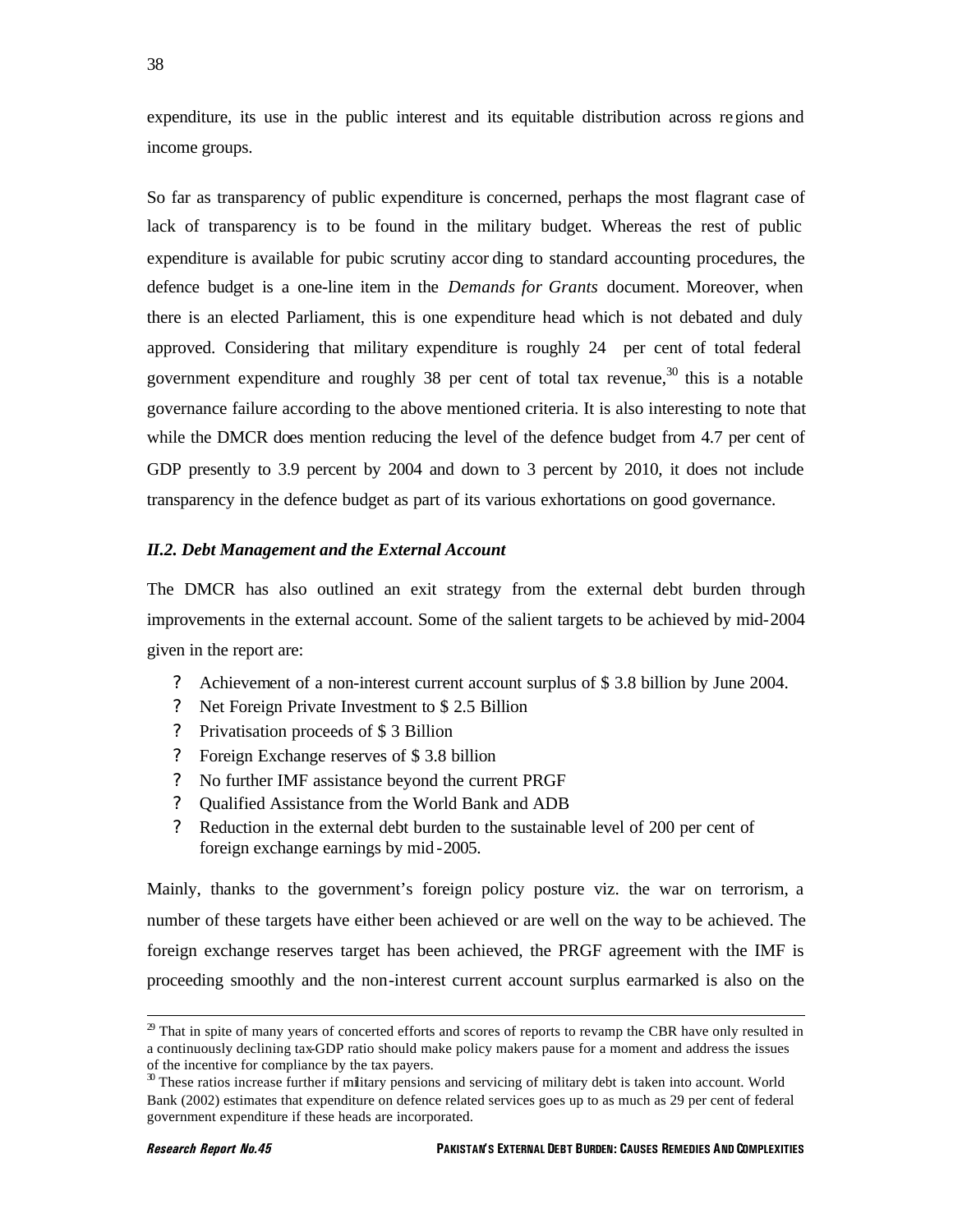expenditure, its use in the public interest and its equitable distribution across regions and income groups.

So far as transparency of public expenditure is concerned, perhaps the most flagrant case of lack of transparency is to be found in the military budget. Whereas the rest of public expenditure is available for pubic scrutiny according to standard accounting procedures, the defence budget is a one-line item in the *Demands for Grants* document. Moreover, when there is an elected Parliament, this is one expenditure head which is not debated and duly approved. Considering that military expenditure is roughly 24 per cent of total federal government expenditure and roughly 38 per cent of total tax revenue,[30] this is a notable governance failure according to the above mentioned criteria. It is also interesting to note that while the DMCR does mention reducing the level of the defence budget from 4.7 per cent of GDP presently to 3.9 percent by 2004 and down to 3 percent by 2010, it does not include transparency in the defence budget as part of its various exhortations on good governance.

### *II.2. Debt Management and the External Account*

The DMCR has also outlined an exit strategy from the external debt burden through improvements in the external account. Some of the salient targets to be achieved by mid-2004 given in the report are:

- Achievement of a non-interest current account surplus of $ 3.8 billion by June 2004.
- Net Foreign Private Investment to $ 2.5 Billion
- Privatisation proceeds of $ 3 Billion
- Foreign Exchange reserves of $ 3.8 billion
- No further IMF assistance beyond the current PRGF
- Qualified Assistance from the World Bank and ADB
- Reduction in the external debt burden to the sustainable level of 200 per cent of foreign exchange earnings by mid-2005.

Mainly, thanks to the government's foreign policy posture viz. the war on terrorism, a number of these targets have either been achieved or are well on the way to be achieved. The foreign exchange reserves target has been achieved, the PRGF agreement with the IMF is proceeding smoothly and the non-interest current account surplus earmarked is also on the

---

[29] That in spite of many years of concerted efforts and scores of reports to revamp the CBR have only resulted in a continuously declining tax-GDP ratio should make policy makers pause for a moment and address the issues of the incentive for compliance by the tax payers.

[30] These ratios increase further if military pensions and servicing of military debt is taken into account. World Bank (2002) estimates that expenditure on defence related services goes up to as much as 29 per cent of federal government expenditure if these heads are incorporated.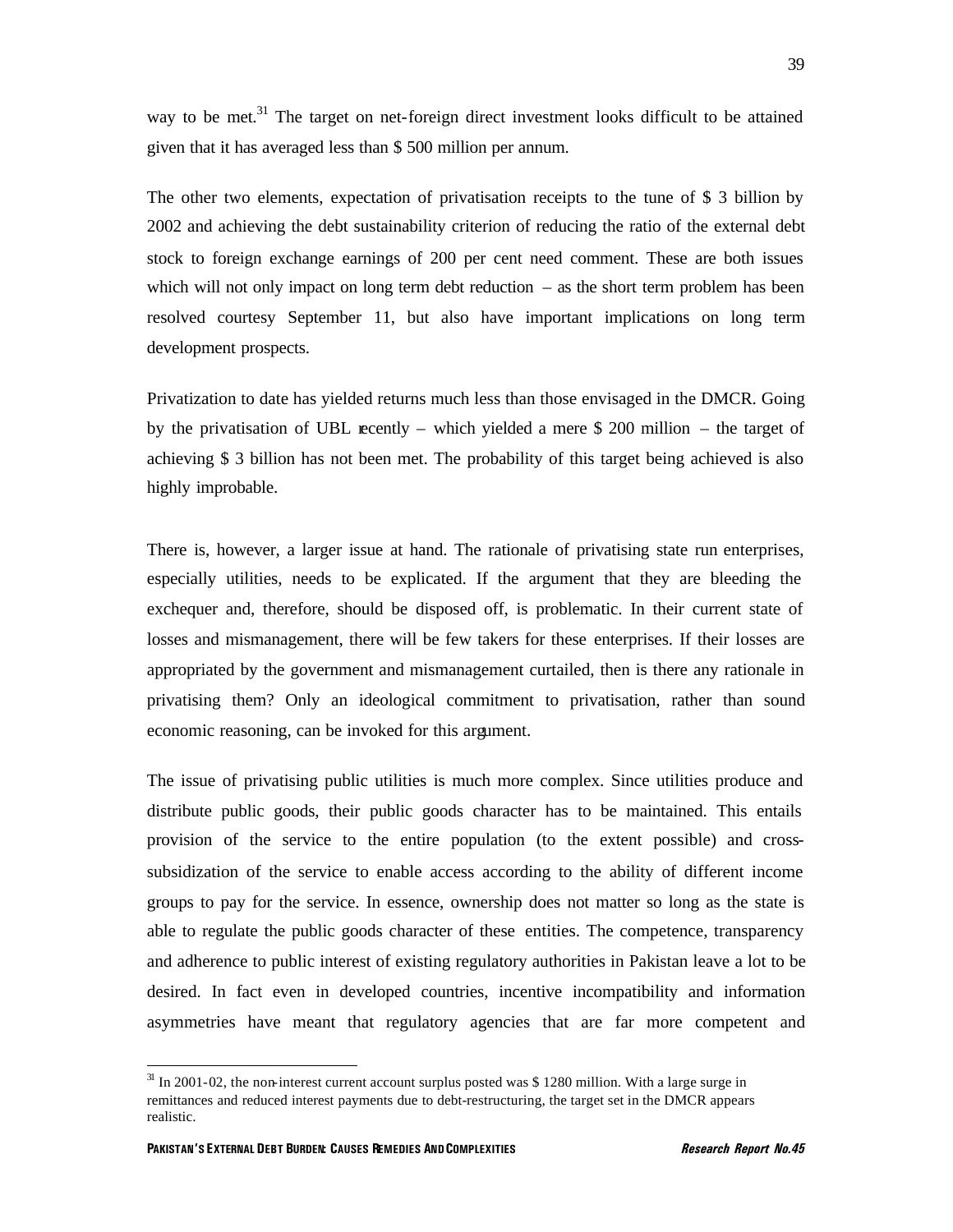way to be met.[31] The target on net-foreign direct investment looks difficult to be attained given that it has averaged less than $ 500 million per annum.

The other two elements, expectation of privatisation receipts to the tune of $ 3 billion by 2002 and achieving the debt sustainability criterion of reducing the ratio of the external debt stock to foreign exchange earnings of 200 per cent need comment. These are both issues which will not only impact on long term debt reduction – as the short term problem has been resolved courtesy September 11, but also have important implications on long term development prospects.

Privatization to date has yielded returns much less than those envisaged in the DMCR. Going by the privatisation of UBL recently – which yielded a mere $ 200 million – the target of achieving $ 3 billion has not been met. The probability of this target being achieved is also highly improbable.

There is, however, a larger issue at hand. The rationale of privatising state run enterprises, especially utilities, needs to be explicated. If the argument that they are bleeding the exchequer and, therefore, should be disposed off, is problematic. In their current state of losses and mismanagement, there will be few takers for these enterprises. If their losses are appropriated by the government and mismanagement curtailed, then is there any rationale in privatising them? Only an ideological commitment to privatisation, rather than sound economic reasoning, can be invoked for this argument.

The issue of privatising public utilities is much more complex. Since utilities produce and distribute public goods, their public goods character has to be maintained. This entails provision of the service to the entire population (to the extent possible) and cross-subsidization of the service to enable access according to the ability of different income groups to pay for the service. In essence, ownership does not matter so long as the state is able to regulate the public goods character of these entities. The competence, transparency and adherence to public interest of existing regulatory authorities in Pakistan leave a lot to be desired. In fact even in developed countries, incentive incompatibility and information asymmetries have meant that regulatory agencies that are far more competent and

---

[31] In 2001-02, the non-interest current account surplus posted was $ 1280 million. With a large surge in remittances and reduced interest payments due to debt-restructuring, the target set in the DMCR appears realistic.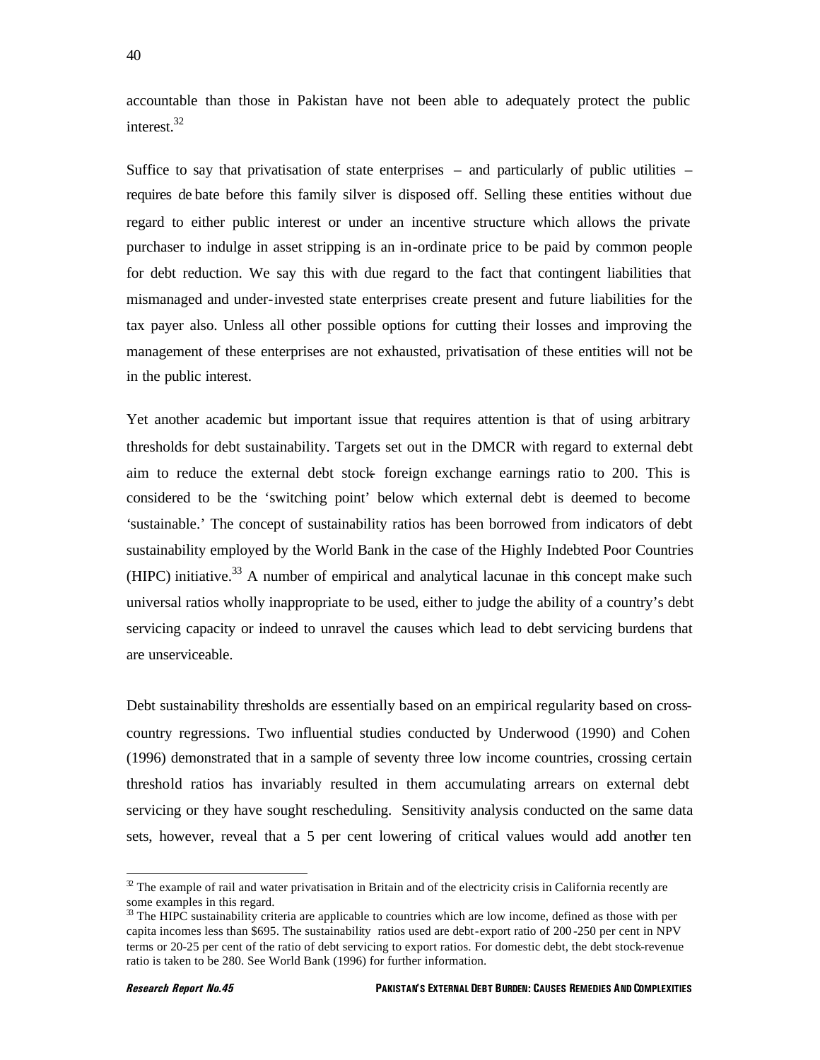accountable than those in Pakistan have not been able to adequately protect the public interest.[32]

Suffice to say that privatisation of state enterprises – and particularly of public utilities – requires debate before this family silver is disposed off. Selling these entities without due regard to either public interest or under an incentive structure which allows the private purchaser to indulge in asset stripping is an in-ordinate price to be paid by common people for debt reduction. We say this with due regard to the fact that contingent liabilities that mismanaged and under-invested state enterprises create present and future liabilities for the tax payer also. Unless all other possible options for cutting their losses and improving the management of these enterprises are not exhausted, privatisation of these entities will not be in the public interest.

Yet another academic but important issue that requires attention is that of using arbitrary thresholds for debt sustainability. Targets set out in the DMCR with regard to external debt aim to reduce the external debt stock- foreign exchange earnings ratio to 200. This is considered to be the 'switching point' below which external debt is deemed to become 'sustainable.' The concept of sustainability ratios has been borrowed from indicators of debt sustainability employed by the World Bank in the case of the Highly Indebted Poor Countries (HIPC) initiative.[33] A number of empirical and analytical lacunae in this concept make such universal ratios wholly inappropriate to be used, either to judge the ability of a country's debt servicing capacity or indeed to unravel the causes which lead to debt servicing burdens that are unserviceable.

Debt sustainability thresholds are essentially based on an empirical regularity based on cross-country regressions. Two influential studies conducted by Underwood (1990) and Cohen (1996) demonstrated that in a sample of seventy three low income countries, crossing certain threshold ratios has invariably resulted in them accumulating arrears on external debt servicing or they have sought rescheduling. Sensitivity analysis conducted on the same data sets, however, reveal that a 5 per cent lowering of critical values would add another ten

---

[32] The example of rail and water privatisation in Britain and of the electricity crisis in California recently are some examples in this regard.

[33] The HIPC sustainability criteria are applicable to countries which are low income, defined as those with per capita incomes less than \$695. The sustainability ratios used are debt-export ratio of 200-250 per cent in NPV terms or 20-25 per cent of the ratio of debt servicing to export ratios. For domestic debt, the debt stock-revenue ratio is taken to be 280. See World Bank (1996) for further information.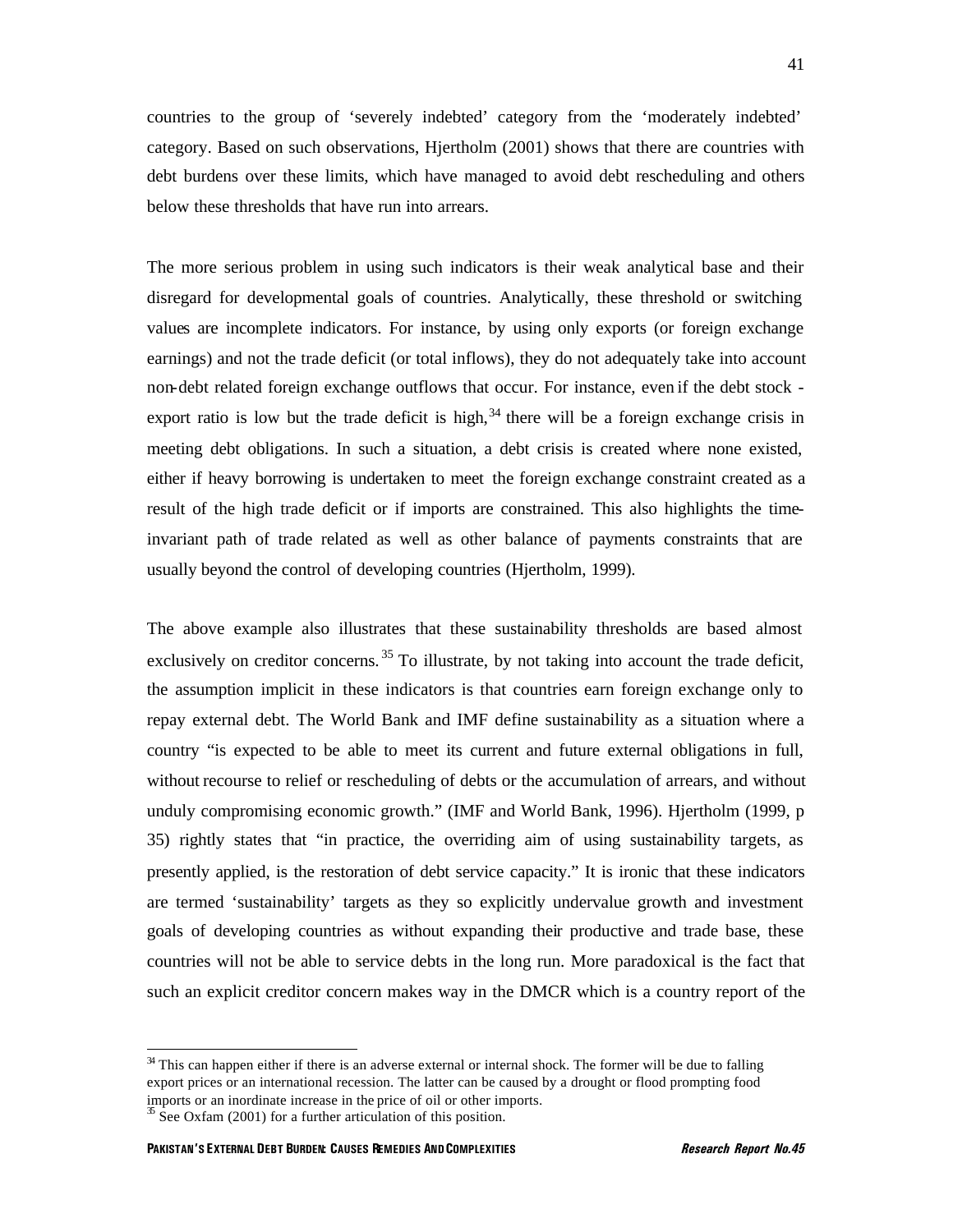countries to the group of 'severely indebted' category from the 'moderately indebted' category. Based on such observations, Hjertholm (2001) shows that there are countries with debt burdens over these limits, which have managed to avoid debt rescheduling and others below these thresholds that have run into arrears.

The more serious problem in using such indicators is their weak analytical base and their disregard for developmental goals of countries. Analytically, these threshold or switching values are incomplete indicators. For instance, by using only exports (or foreign exchange earnings) and not the trade deficit (or total inflows), they do not adequately take into account non-debt related foreign exchange outflows that occur. For instance, even if the debt stock - export ratio is low but the trade deficit is high,[34] there will be a foreign exchange crisis in meeting debt obligations. In such a situation, a debt crisis is created where none existed, either if heavy borrowing is undertaken to meet the foreign exchange constraint created as a result of the high trade deficit or if imports are constrained. This also highlights the time-invariant path of trade related as well as other balance of payments constraints that are usually beyond the control of developing countries (Hjertholm, 1999).

The above example also illustrates that these sustainability thresholds are based almost exclusively on creditor concerns.[35] To illustrate, by not taking into account the trade deficit, the assumption implicit in these indicators is that countries earn foreign exchange only to repay external debt. The World Bank and IMF define sustainability as a situation where a country "is expected to be able to meet its current and future external obligations in full, without recourse to relief or rescheduling of debts or the accumulation of arrears, and without unduly compromising economic growth." (IMF and World Bank, 1996). Hjertholm (1999, p 35) rightly states that "in practice, the overriding aim of using sustainability targets, as presently applied, is the restoration of debt service capacity." It is ironic that these indicators are termed 'sustainability' targets as they so explicitly undervalue growth and investment goals of developing countries as without expanding their productive and trade base, these countries will not be able to service debts in the long run. More paradoxical is the fact that such an explicit creditor concern makes way in the DMCR which is a country report of the

---

[34] This can happen either if there is an adverse external or internal shock. The former will be due to falling export prices or an international recession. The latter can be caused by a drought or flood prompting food imports or an inordinate increase in the price of oil or other imports.

[35] See Oxfam (2001) for a further articulation of this position.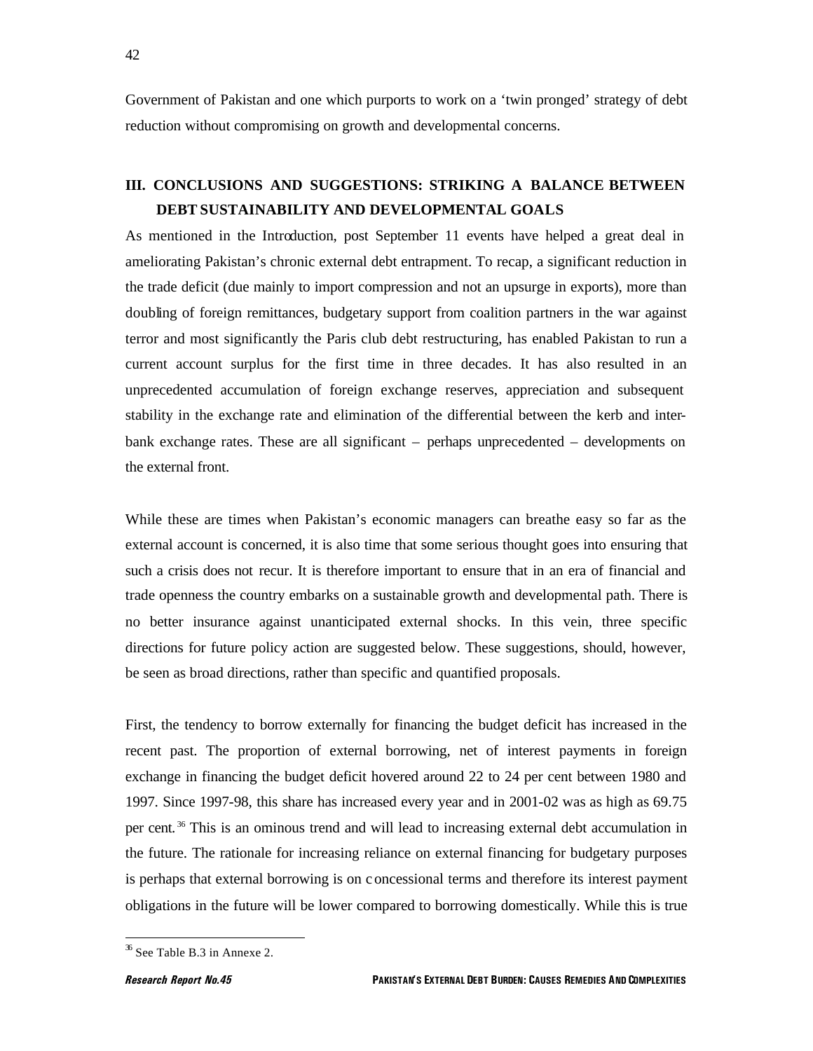Government of Pakistan and one which purports to work on a 'twin pronged' strategy of debt reduction without compromising on growth and developmental concerns.

## III. CONCLUSIONS AND SUGGESTIONS: STRIKING A BALANCE BETWEEN DEBT SUSTAINABILITY AND DEVELOPMENTAL GOALS

As mentioned in the Introduction, post September 11 events have helped a great deal in ameliorating Pakistan's chronic external debt entrapment. To recap, a significant reduction in the trade deficit (due mainly to import compression and not an upsurge in exports), more than doubling of foreign remittances, budgetary support from coalition partners in the war against terror and most significantly the Paris club debt restructuring, has enabled Pakistan to run a current account surplus for the first time in three decades. It has also resulted in an unprecedented accumulation of foreign exchange reserves, appreciation and subsequent stability in the exchange rate and elimination of the differential between the kerb and inter-bank exchange rates. These are all significant – perhaps unprecedented – developments on the external front.

While these are times when Pakistan's economic managers can breathe easy so far as the external account is concerned, it is also time that some serious thought goes into ensuring that such a crisis does not recur. It is therefore important to ensure that in an era of financial and trade openness the country embarks on a sustainable growth and developmental path. There is no better insurance against unanticipated external shocks. In this vein, three specific directions for future policy action are suggested below. These suggestions, should, however, be seen as broad directions, rather than specific and quantified proposals.

First, the tendency to borrow externally for financing the budget deficit has increased in the recent past. The proportion of external borrowing, net of interest payments in foreign exchange in financing the budget deficit hovered around 22 to 24 per cent between 1980 and 1997. Since 1997-98, this share has increased every year and in 2001-02 was as high as 69.75 per cent.[36] This is an ominous trend and will lead to increasing external debt accumulation in the future. The rationale for increasing reliance on external financing for budgetary purposes is perhaps that external borrowing is on concessional terms and therefore its interest payment obligations in the future will be lower compared to borrowing domestically. While this is true

[36] See Table B.3 in Annexe 2.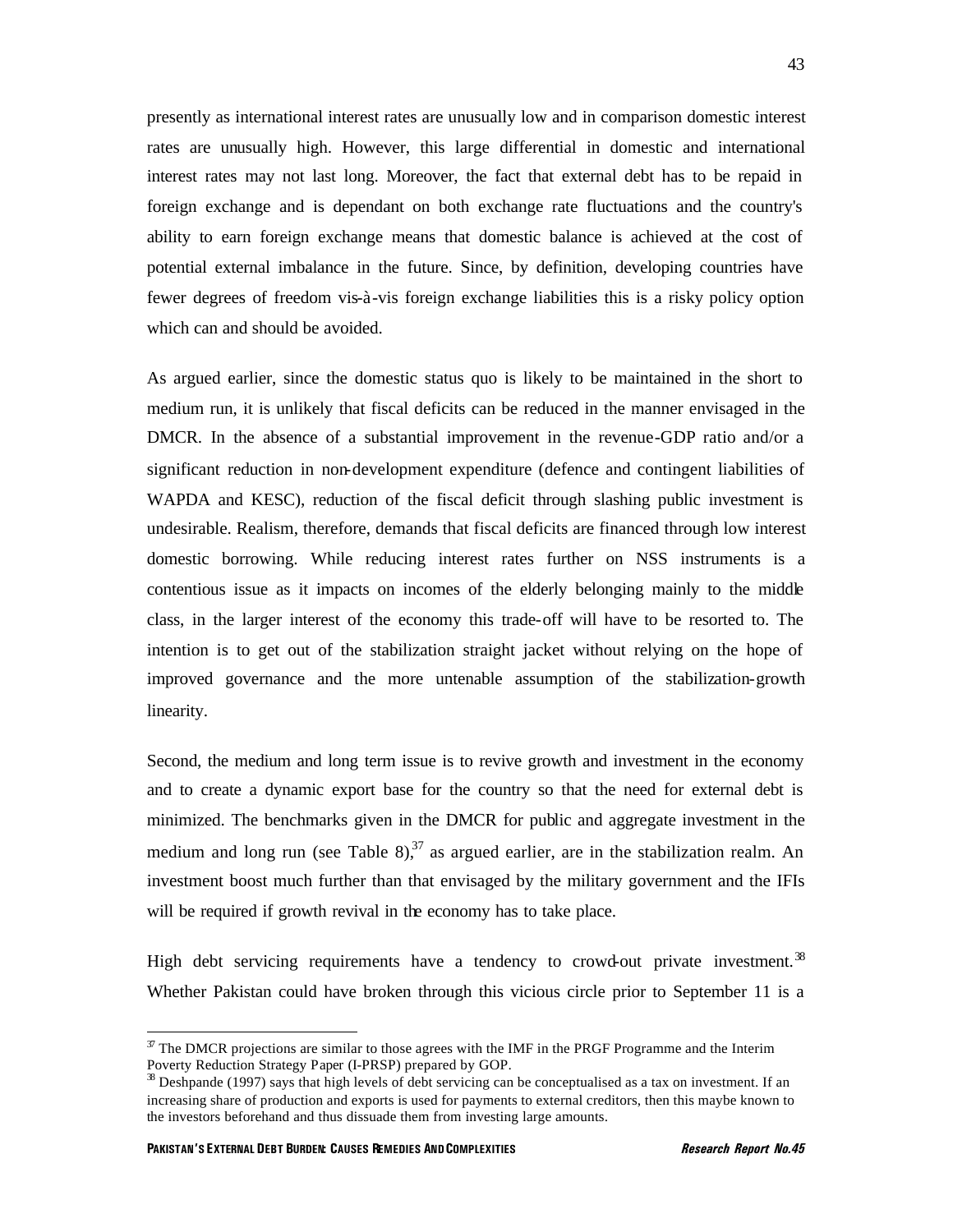presently as international interest rates are unusually low and in comparison domestic interest rates are unusually high. However, this large differential in domestic and international interest rates may not last long. Moreover, the fact that external debt has to be repaid in foreign exchange and is dependant on both exchange rate fluctuations and the country's ability to earn foreign exchange means that domestic balance is achieved at the cost of potential external imbalance in the future. Since, by definition, developing countries have fewer degrees of freedom vis-à-vis foreign exchange liabilities this is a risky policy option which can and should be avoided.

As argued earlier, since the domestic status quo is likely to be maintained in the short to medium run, it is unlikely that fiscal deficits can be reduced in the manner envisaged in the DMCR. In the absence of a substantial improvement in the revenue-GDP ratio and/or a significant reduction in non-development expenditure (defence and contingent liabilities of WAPDA and KESC), reduction of the fiscal deficit through slashing public investment is undesirable. Realism, therefore, demands that fiscal deficits are financed through low interest domestic borrowing. While reducing interest rates further on NSS instruments is a contentious issue as it impacts on incomes of the elderly belonging mainly to the middle class, in the larger interest of the economy this trade-off will have to be resorted to. The intention is to get out of the stabilization straight jacket without relying on the hope of improved governance and the more untenable assumption of the stabilization-growth linearity.

Second, the medium and long term issue is to revive growth and investment in the economy and to create a dynamic export base for the country so that the need for external debt is minimized. The benchmarks given in the DMCR for public and aggregate investment in the medium and long run (see Table 8),[37] as argued earlier, are in the stabilization realm. An investment boost much further than that envisaged by the military government and the IFIs will be required if growth revival in the economy has to take place.

High debt servicing requirements have a tendency to crowd-out private investment.[38] Whether Pakistan could have broken through this vicious circle prior to September 11 is a

---

[37] The DMCR projections are similar to those agrees with the IMF in the PRGF Programme and the Interim Poverty Reduction Strategy Paper (I-PRSP) prepared by GOP.

[38] Deshpande (1997) says that high levels of debt servicing can be conceptualised as a tax on investment. If an increasing share of production and exports is used for payments to external creditors, then this maybe known to the investors beforehand and thus dissuade them from investing large amounts.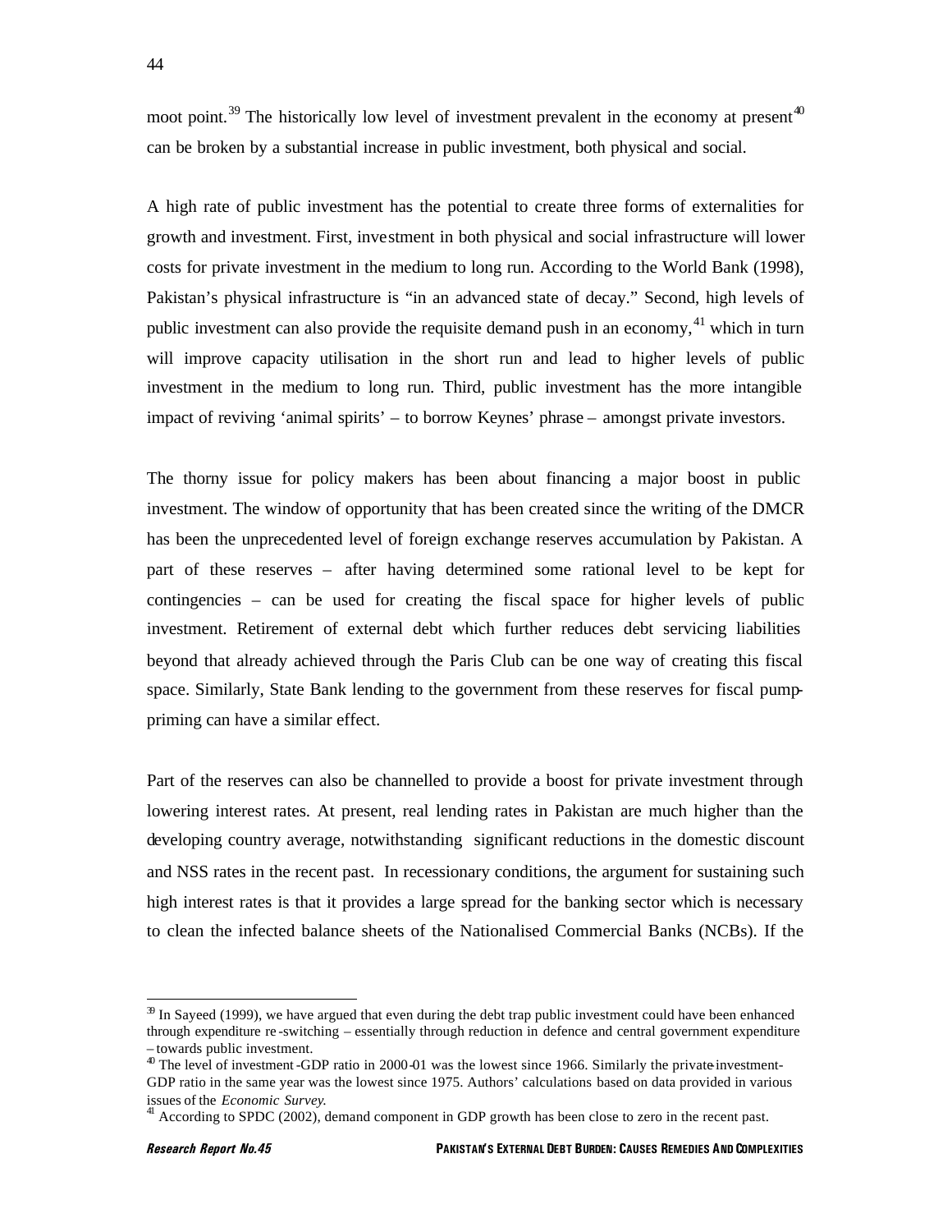moot point.[39] The historically low level of investment prevalent in the economy at present[40] can be broken by a substantial increase in public investment, both physical and social.

A high rate of public investment has the potential to create three forms of externalities for growth and investment. First, investment in both physical and social infrastructure will lower costs for private investment in the medium to long run. According to the World Bank (1998), Pakistan's physical infrastructure is "in an advanced state of decay." Second, high levels of public investment can also provide the requisite demand push in an economy,[41] which in turn will improve capacity utilisation in the short run and lead to higher levels of public investment in the medium to long run. Third, public investment has the more intangible impact of reviving 'animal spirits' – to borrow Keynes' phrase – amongst private investors.

The thorny issue for policy makers has been about financing a major boost in public investment. The window of opportunity that has been created since the writing of the DMCR has been the unprecedented level of foreign exchange reserves accumulation by Pakistan. A part of these reserves – after having determined some rational level to be kept for contingencies – can be used for creating the fiscal space for higher levels of public investment. Retirement of external debt which further reduces debt servicing liabilities beyond that already achieved through the Paris Club can be one way of creating this fiscal space. Similarly, State Bank lending to the government from these reserves for fiscal pump-priming can have a similar effect.

Part of the reserves can also be channelled to provide a boost for private investment through lowering interest rates. At present, real lending rates in Pakistan are much higher than the developing country average, notwithstanding significant reductions in the domestic discount and NSS rates in the recent past. In recessionary conditions, the argument for sustaining such high interest rates is that it provides a large spread for the banking sector which is necessary to clean the infected balance sheets of the Nationalised Commercial Banks (NCBs). If the

---

[39] In Sayeed (1999), we have argued that even during the debt trap public investment could have been enhanced through expenditure re-switching – essentially through reduction in defence and central government expenditure – towards public investment.

[40] The level of investment-GDP ratio in 2000-01 was the lowest since 1966. Similarly the private-investment-GDP ratio in the same year was the lowest since 1975. Authors' calculations based on data provided in various issues of the *Economic Survey*.

[41] According to SPDC (2002), demand component in GDP growth has been close to zero in the recent past.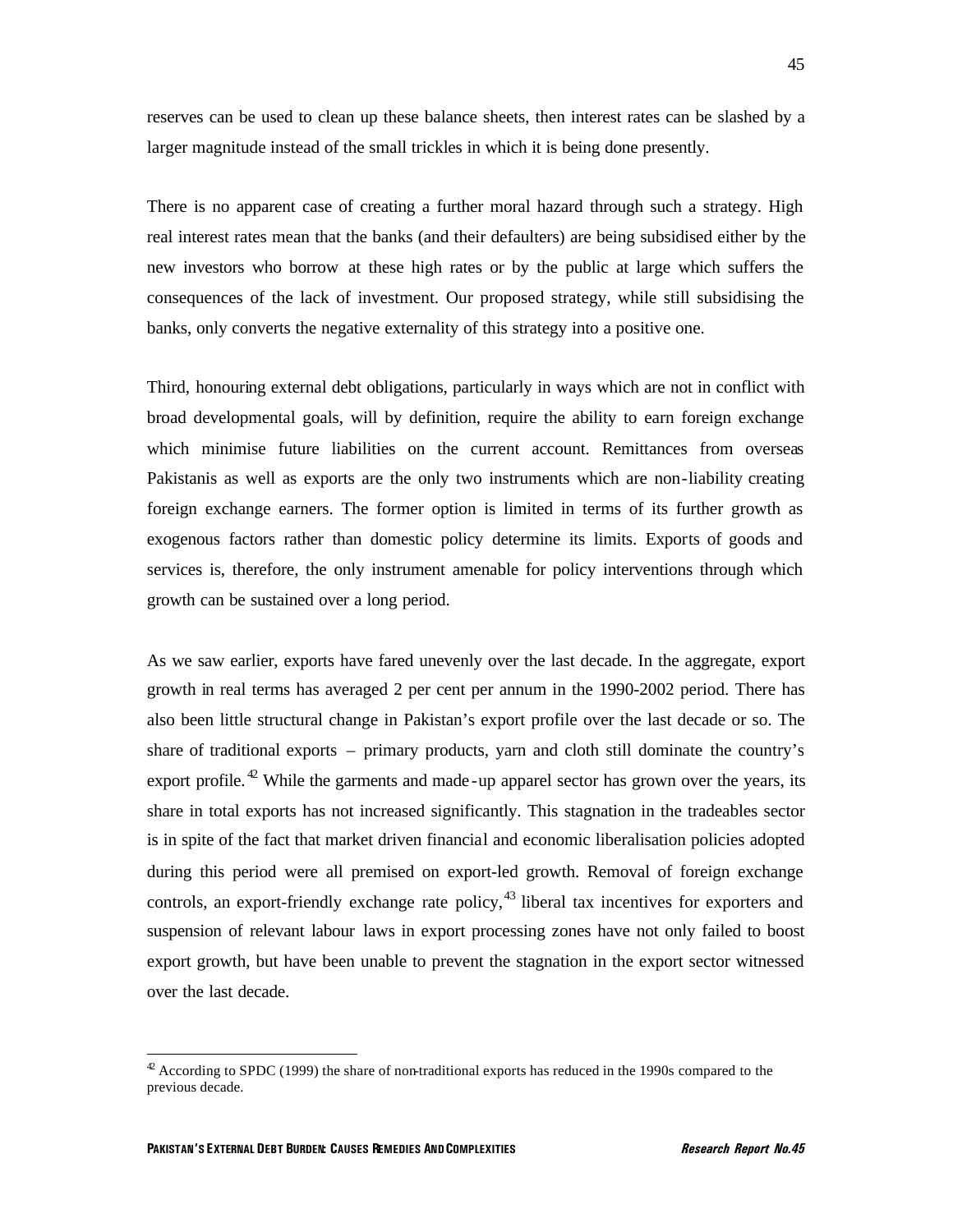reserves can be used to clean up these balance sheets, then interest rates can be slashed by a larger magnitude instead of the small trickles in which it is being done presently.

There is no apparent case of creating a further moral hazard through such a strategy. High real interest rates mean that the banks (and their defaulters) are being subsidised either by the new investors who borrow at these high rates or by the public at large which suffers the consequences of the lack of investment. Our proposed strategy, while still subsidising the banks, only converts the negative externality of this strategy into a positive one.

Third, honouring external debt obligations, particularly in ways which are not in conflict with broad developmental goals, will by definition, require the ability to earn foreign exchange which minimise future liabilities on the current account. Remittances from overseas Pakistanis as well as exports are the only two instruments which are non-liability creating foreign exchange earners. The former option is limited in terms of its further growth as exogenous factors rather than domestic policy determine its limits. Exports of goods and services is, therefore, the only instrument amenable for policy interventions through which growth can be sustained over a long period.

As we saw earlier, exports have fared unevenly over the last decade. In the aggregate, export growth in real terms has averaged 2 per cent per annum in the 1990-2002 period. There has also been little structural change in Pakistan's export profile over the last decade or so. The share of traditional exports – primary products, yarn and cloth still dominate the country's export profile.[42] While the garments and made-up apparel sector has grown over the years, its share in total exports has not increased significantly. This stagnation in the tradeables sector is in spite of the fact that market driven financial and economic liberalisation policies adopted during this period were all premised on export-led growth. Removal of foreign exchange controls, an export-friendly exchange rate policy,[43] liberal tax incentives for exporters and suspension of relevant labour laws in export processing zones have not only failed to boost export growth, but have been unable to prevent the stagnation in the export sector witnessed over the last decade.

[42] According to SPDC (1999) the share of non-traditional exports has reduced in the 1990s compared to the previous decade.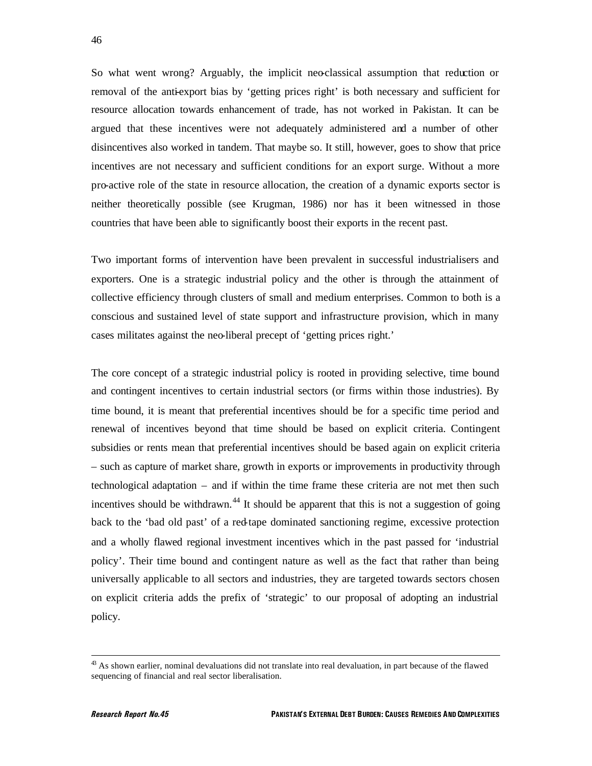So what went wrong? Arguably, the implicit neo-classical assumption that reduction or removal of the anti-export bias by 'getting prices right' is both necessary and sufficient for resource allocation towards enhancement of trade, has not worked in Pakistan. It can be argued that these incentives were not adequately administered and a number of other disincentives also worked in tandem. That maybe so. It still, however, goes to show that price incentives are not necessary and sufficient conditions for an export surge. Without a more pro-active role of the state in resource allocation, the creation of a dynamic exports sector is neither theoretically possible (see Krugman, 1986) nor has it been witnessed in those countries that have been able to significantly boost their exports in the recent past.

Two important forms of intervention have been prevalent in successful industrialisers and exporters. One is a strategic industrial policy and the other is through the attainment of collective efficiency through clusters of small and medium enterprises. Common to both is a conscious and sustained level of state support and infrastructure provision, which in many cases militates against the neo-liberal precept of 'getting prices right.'

The core concept of a strategic industrial policy is rooted in providing selective, time bound and contingent incentives to certain industrial sectors (or firms within those industries). By time bound, it is meant that preferential incentives should be for a specific time period and renewal of incentives beyond that time should be based on explicit criteria. Contingent subsidies or rents mean that preferential incentives should be based again on explicit criteria – such as capture of market share, growth in exports or improvements in productivity through technological adaptation – and if within the time frame these criteria are not met then such incentives should be withdrawn.[44] It should be apparent that this is not a suggestion of going back to the 'bad old past' of a red-tape dominated sanctioning regime, excessive protection and a wholly flawed regional investment incentives which in the past passed for 'industrial policy'. Their time bound and contingent nature as well as the fact that rather than being universally applicable to all sectors and industries, they are targeted towards sectors chosen on explicit criteria adds the prefix of 'strategic' to our proposal of adopting an industrial policy.

---

[43] As shown earlier, nominal devaluations did not translate into real devaluation, in part because of the flawed sequencing of financial and real sector liberalisation.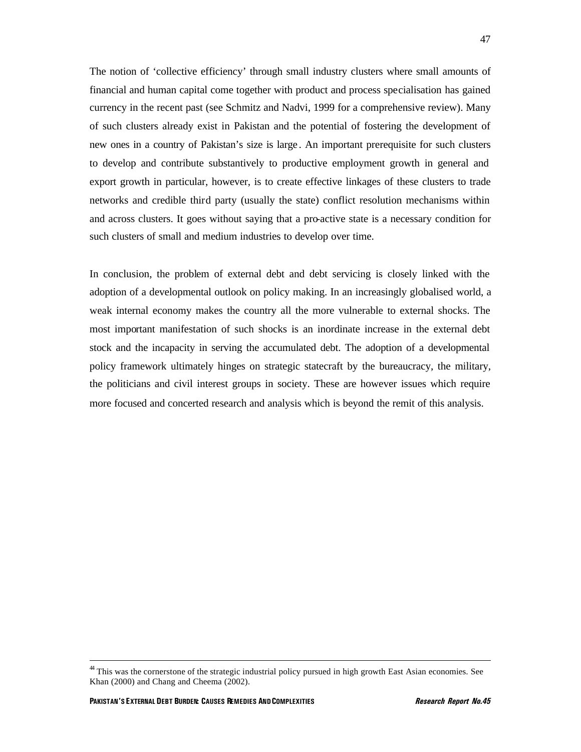The notion of 'collective efficiency' through small industry clusters where small amounts of financial and human capital come together with product and process specialisation has gained currency in the recent past (see Schmitz and Nadvi, 1999 for a comprehensive review). Many of such clusters already exist in Pakistan and the potential of fostering the development of new ones in a country of Pakistan's size is large. An important prerequisite for such clusters to develop and contribute substantively to productive employment growth in general and export growth in particular, however, is to create effective linkages of these clusters to trade networks and credible third party (usually the state) conflict resolution mechanisms within and across clusters. It goes without saying that a pro-active state is a necessary condition for such clusters of small and medium industries to develop over time.

In conclusion, the problem of external debt and debt servicing is closely linked with the adoption of a developmental outlook on policy making. In an increasingly globalised world, a weak internal economy makes the country all the more vulnerable to external shocks. The most important manifestation of such shocks is an inordinate increase in the external debt stock and the incapacity in serving the accumulated debt. The adoption of a developmental policy framework ultimately hinges on strategic statecraft by the bureaucracy, the military, the politicians and civil interest groups in society. These are however issues which require more focused and concerted research and analysis which is beyond the remit of this analysis.

---

[44] This was the cornerstone of the strategic industrial policy pursued in high growth East Asian economies. See Khan (2000) and Chang and Cheema (2002).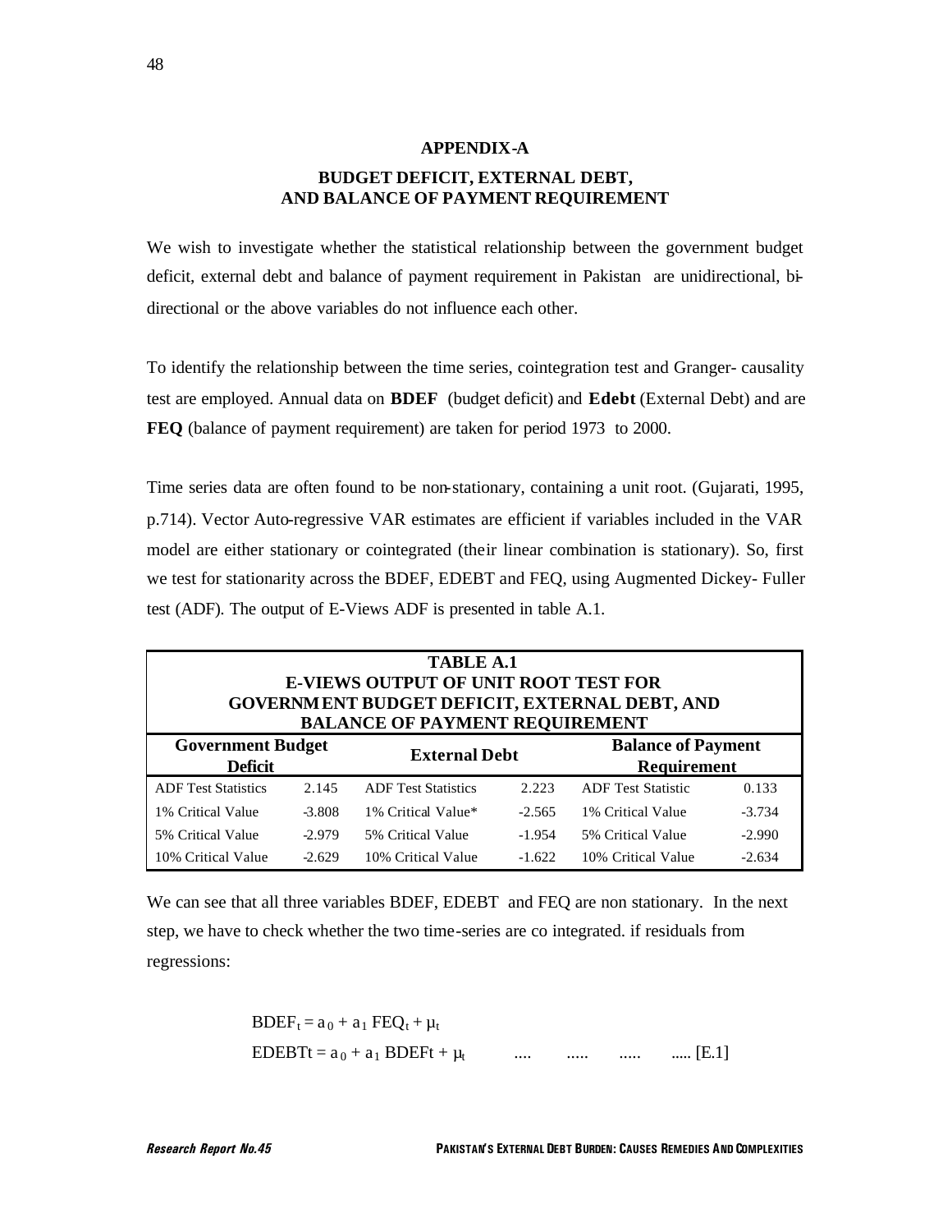## APPENDIX-A

### BUDGET DEFICIT, EXTERNAL DEBT, AND BALANCE OF PAYMENT REQUIREMENT

We wish to investigate whether the statistical relationship between the government budget deficit, external debt and balance of payment requirement in Pakistan are unidirectional, bi-directional or the above variables do not influence each other.

To identify the relationship between the time series, cointegration test and Granger- causality test are employed. Annual data on **BDEF** (budget deficit) and **Edebt** (External Debt) and are **FEQ** (balance of payment requirement) are taken for period 1973 to 2000.

Time series data are often found to be non-stationary, containing a unit root. (Gujarati, 1995, p.714). Vector Auto-regressive VAR estimates are efficient if variables included in the VAR model are either stationary or cointegrated (their linear combination is stationary). So, first we test for stationarity across the BDEF, EDEBT and FEQ, using Augmented Dickey- Fuller test (ADF). The output of E-Views ADF is presented in table A.1.

**TABLE A.1**
**E-VIEWS OUTPUT OF UNIT ROOT TEST FOR GOVERNMENT BUDGET DEFICIT, EXTERNAL DEBT, AND BALANCE OF PAYMENT REQUIREMENT**

| Government Budget Deficit | | External Debt | | Balance of Payment Requirement | |
|---|---|---|---|---|---|
| ADF Test Statistics | 2.145 | ADF Test Statistics | 2.223 | ADF Test Statistic | 0.133 |
| 1% Critical Value | -3.808 | 1% Critical Value* | -2.565 | 1% Critical Value | -3.734 |
| 5% Critical Value | -2.979 | 5% Critical Value | -1.954 | 5% Critical Value | -2.990 |
| 10% Critical Value | -2.629 | 10% Critical Value | -1.622 | 10% Critical Value | -2.634 |

We can see that all three variables BDEF, EDEBT and FEQ are non stationary. In the next step, we have to check whether the two time-series are co integrated. if residuals from regressions:

$$BDEF_t = a_0 + a_1\, FEQ_t + \mu_t$$

$$EDEBTt = a_0 + a_1\, BDEFt + \mu_t \quad \ldots\ldots \quad [E.1]$$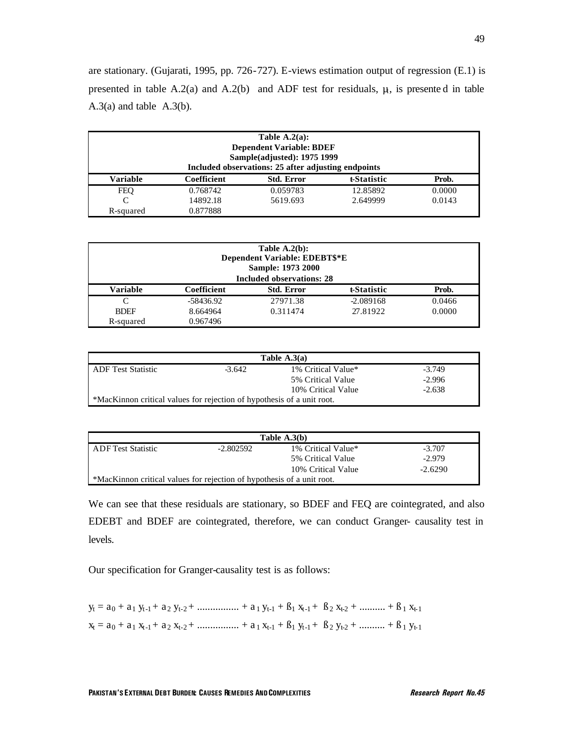are stationary. (Gujarati, 1995, pp. 726-727). E-views estimation output of regression (E.1) is presented in table A.2(a) and A.2(b) and ADF test for residuals, $\mu$, is presented in table A.3(a) and table A.3(b).

| Table A.2(a): Dependent Variable: BDEF Sample(adjusted): 1975 1999 Included observations: 25 after adjusting endpoints | | | | |
|---|---|---|---|---|
| **Variable** | **Coefficient** | **Std. Error** | **t-Statistic** | **Prob.** |
| FEQ | 0.768742 | 0.059783 | 12.85892 | 0.0000 |
| C | 14892.18 | 5619.693 | 2.649999 | 0.0143 |
| R-squared | 0.877888 | | | |

| Table A.2(b): Dependent Variable: EDEBT$*E Sample: 1973 2000 Included observations: 28 | | | | |
|---|---|---|---|---|
| **Variable** | **Coefficient** | **Std. Error** | **t-Statistic** | **Prob.** |
| C | -58436.92 | 27971.38 | -2.089168 | 0.0466 |
| BDEF | 8.664964 | 0.311474 | 27.81922 | 0.0000 |
| R-squared | 0.967496 | | | |

| Table A.3(a) | | | |
|---|---|---|---|
| ADF Test Statistic | -3.642 | 1% Critical Value* | -3.749 |
| | | 5% Critical Value | -2.996 |
| | | 10% Critical Value | -2.638 |
| *MacKinnon critical values for rejection of hypothesis of a unit root. | | | |

| Table A.3(b) | | | |
|---|---|---|---|
| ADF Test Statistic | -2.802592 | 1% Critical Value* | -3.707 |
| | | 5% Critical Value | -2.979 |
| | | 10% Critical Value | -2.6290 |
| *MacKinnon critical values for rejection of hypothesis of a unit root. | | | |

We can see that these residuals are stationary, so BDEF and FEQ are cointegrated, and also EDEBT and BDEF are cointegrated, therefore, we can conduct Granger- causality test in levels.

Our specification for Granger-causality test is as follows:

$$y_t = a_0 + a_1 y_{t-1} + a_2 y_{t-2} + \dots\dots\dots\dots + a_1 y_{t-1} + ß_1 x_{t-1} + ß_2 x_{t-2} + \dots\dots\dots + ß_1 x_{t-1}$$

$$x_t = a_0 + a_1 x_{t-1} + a_2 x_{t-2} + \dots\dots\dots\dots + a_1 x_{t-1} + ß_1 y_{t-1} + ß_2 y_{t-2} + \dots\dots\dots + ß_1 y_{t-1}$$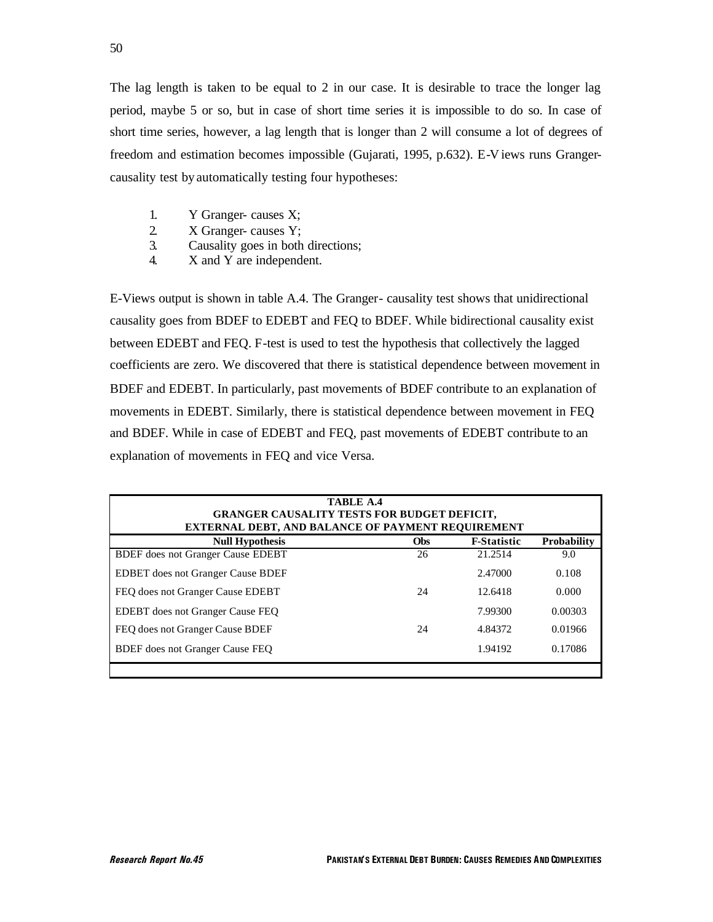The lag length is taken to be equal to 2 in our case. It is desirable to trace the longer lag period, maybe 5 or so, but in case of short time series it is impossible to do so. In case of short time series, however, a lag length that is longer than 2 will consume a lot of degrees of freedom and estimation becomes impossible (Gujarati, 1995, p.632). E-Views runs Granger-causality test by automatically testing four hypotheses:

1. Y Granger- causes X;
2. X Granger- causes Y;
3. Causality goes in both directions;
4. X and Y are independent.

E-Views output is shown in table A.4. The Granger- causality test shows that unidirectional causality goes from BDEF to EDEBT and FEQ to BDEF. While bidirectional causality exist between EDEBT and FEQ. F-test is used to test the hypothesis that collectively the lagged coefficients are zero. We discovered that there is statistical dependence between movement in BDEF and EDEBT. In particularly, past movements of BDEF contribute to an explanation of movements in EDEBT. Similarly, there is statistical dependence between movement in FEQ and BDEF. While in case of EDEBT and FEQ, past movements of EDEBT contribute to an explanation of movements in FEQ and vice Versa.

**TABLE A.4**
**GRANGER CAUSALITY TESTS FOR BUDGET DEFICIT, EXTERNAL DEBT, AND BALANCE OF PAYMENT REQUIREMENT**

| Null Hypothesis | Obs | F-Statistic | Probability |
|---|---|---|---|
| BDEF does not Granger Cause EDEBT | 26 | 21.2514 | 9.0 |
| EDBET does not Granger Cause BDEF | | 2.47000 | 0.108 |
| FEQ does not Granger Cause EDEBT | 24 | 12.6418 | 0.000 |
| EDEBT does not Granger Cause FEQ | | 7.99300 | 0.00303 |
| FEQ does not Granger Cause BDEF | 24 | 4.84372 | 0.01966 |
| BDEF does not Granger Cause FEQ | | 1.94192 | 0.17086 |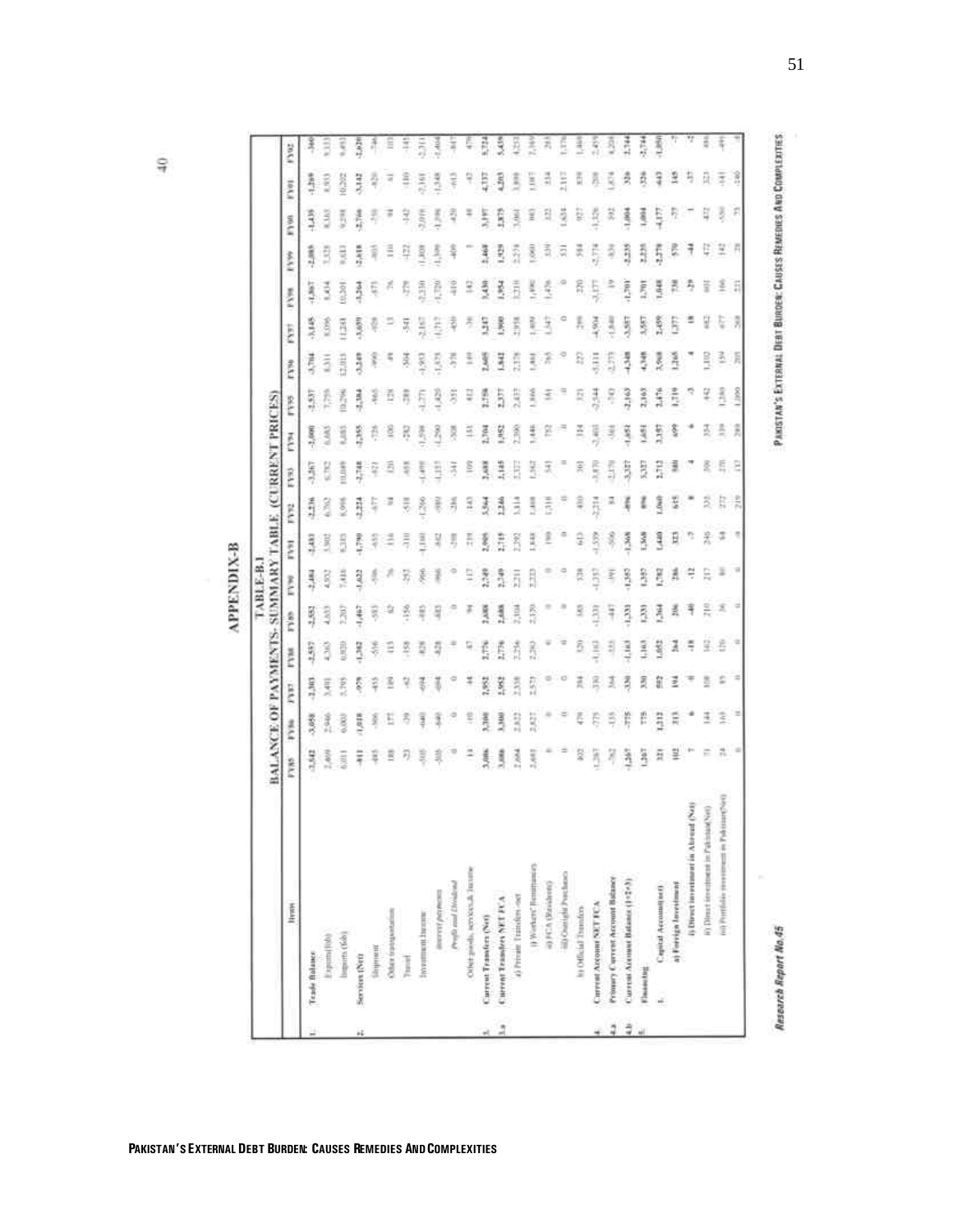# APPENDIX-B

## TABLE-B.1
## BALANCE OF PAYMENTS: SUMMARY TABLE (CURRENT PRICES)

| | Item | FY85 | FY86 | FY87 | FY88 | FY89 | FY90 | FY91 | FY92 | FY93 | FY94 | FY95 | FY96 | FY97 | FY98 | FY99 | FY00 | FY01 | FY02 |
|---|---|---|---|---|---|---|---|---|---|---|---|---|---|---|---|---|---|---|---|
| 1. | **Trade Balance** | -3,642 | -3,058 | -2,303 | -2,557 | -2,552 | -2,484 | -2,483 | -2,236 | -3,367 | -2,000 | -2,537 | -3,704 | -3,145 | -1,867 | -2,085 | -1,439 | -1,269 | -340 |
| | Exports (fob) | 2,469 | 2,946 | 3,498 | 4,363 | 4,655 | 4,952 | 5,902 | 6,762 | 6,782 | 6,685 | 7,759 | 8,311 | 8,096 | 8,434 | 7,528 | 8,163 | 8,933 | 9,133 |
| | Imports (fob) | 6,111 | 6,003 | 5,799 | 6,920 | 7,207 | 7,436 | 8,385 | 8,998 | 10,049 | 8,685 | 10,296 | 12,015 | 11,241 | 10,301 | 9,613 | 9,598 | 10,202 | 9,473 |
| 2. | **Services (Net)** | -811 | -1,018 | -979 | -1,382 | -1,467 | -1,622 | -1,790 | -2,224 | -2,748 | -2,355 | -3,384 | -3,249 | -3,659 | -3,264 | -2,618 | -2,766 | -3,142 | -2,620 |
| | Shipment | -485 | -506 | -455 | -556 | -553 | -586 | -655 | -677 | -621 | -725 | -965 | -990 | -959 | -873 | -805 | -750 | -820 | -746 |
| | Other transportation | 188 | 177 | 189 | 113 | 62 | 76 | 116 | 94 | 120 | 100 | 129 | 49 | 13 | 76 | 110 | 94 | 61 | 103 |
| | Travel | -73 | -39 | -62 | -158 | -156 | -252 | -310 | -518 | -658 | -282 | -288 | -304 | -541 | -279 | -172 | -142 | -180 | -145 |
| | Investment Income | -505 | -640 | -694 | -829 | -885 | -966 | -1,180 | -1,286 | -1,498 | -1,598 | -1,771 | -1,953 | -2,167 | -2,230 | -1,808 | -2,016 | -2,163 | -2,311 |
| | *Interest payment* | -505 | -640 | -694 | -829 | -885 | -966 | -882 | -980 | -1,157 | -1,290 | -1,420 | -1,575 | -1,717 | -1,720 | -1,399 | -1,596 | -1,548 | -1,464 |
| | *Profit and Dividend* | 0 | 0 | 0 | 0 | 0 | 0 | -298 | -306 | -341 | -308 | -351 | -378 | -450 | -510 | -409 | -420 | -613 | -847 |
| | Other goods, services & income | 14 | -10 | 44 | 47 | 94 | 117 | 235 | 143 | 109 | 151 | 412 | 149 | -38 | 142 | 1 | 48 | -42 | 479 |
| 3. | **Current Transfers (Net)** | 3,086 | 3,300 | 1,952 | 2,776 | 2,688 | 2,749 | 2,905 | 3,564 | 2,688 | 2,704 | 2,758 | 2,605 | 3,247 | 3,430 | 2,460 | 3,197 | 4,337 | 5,724 |
| 3.a | **Current Transfers NET FCA** | 3,086 | 3,300 | 1,952 | 2,776 | 2,688 | 2,749 | 2,715 | 2,246 | 2,145 | 1,952 | 2,377 | 1,842 | 1,900 | 1,954 | 1,929 | 2,879 | 4,203 | 5,439 |
| | a) Private Transfers net | 2,684 | 2,822 | 2,338 | 2,256 | 2,304 | 2,211 | 2,292 | 3,414 | 2,327 | 2,300 | 2,437 | 2,378 | 2,938 | 3,210 | 2,274 | 3,063 | 3,898 | 4,253 |
| | i) Workers' Remittances | 2,445 | 2,827 | 2,573 | 2,263 | 2,370 | 2,223 | 1,848 | 1,468 | 1,562 | 1,446 | 1,866 | 1,461 | 1,409 | 1,490 | 1,060 | 983 | 1,087 | 2,389 |
| | ii) FCA (Residents) | 0 | 0 | 0 | 0 | 0 | 0 | 190 | 1,310 | 543 | 752 | 541 | 765 | 1,347 | 1,476 | 530 | 332 | 534 | 285 |
| | iii) Outright Purchases | 0 | 0 | 0 | 0 | 0 | 0 | 0 | 0 | 0 | 0 | 0 | 0 | 0 | 0 | 531 | 1,634 | 2,117 | 1,576 |
| | b) Official Transfers | 402 | 479 | 394 | 520 | 385 | 538 | 613 | 410 | 361 | 314 | 321 | 227 | 299 | 220 | 354 | 927 | 839 | 1,469 |
| 4. | **Current Account NET FCA** | -1,367 | -779 | -330 | -1,163 | -1,331 | -1,357 | -1,559 | -2,214 | -3,470 | -2,403 | -2,544 | -5,111 | -4,904 | -3,177 | -2,774 | -1,320 | -209 | 2,459 |
| 4.a | **Primary Current Account Balance** | -862 | -135 | 364 | -335 | -447 | -391 | -306 | 84 | -2,170 | -361 | -743 | -2,773 | -1,840 | 19 | -830 | 392 | 1,874 | 4,208 |
| 4.b | **Current Account Balance (1+2+3)** | -1,367 | -775 | -330 | -1,163 | -1,331 | -1,357 | -1,368 | -896 | -3,327 | -1,651 | -2,163 | -4,348 | -3,557 | -1,701 | -2,235 | -1,004 | 326 | 2,744 |
| 5. | **Financing** | 1,367 | 775 | 330 | 1,163 | 1,331 | 1,357 | 1,368 | 896 | 3,327 | 1,651 | 2,163 | 4,348 | 3,557 | 1,701 | 2,235 | 1,004 | -326 | -2,744 |
| | 1. Capital Account(net) | 321 | 1,212 | 802 | 1,052 | 1,364 | 1,782 | 1,480 | 1,060 | 2,712 | 3,157 | 2,476 | 3,968 | 2,459 | 1,048 | -2,278 | -4,177 | -643 | -1,050 |
| | a) Foreign Investment | 102 | 313 | 104 | 264 | 206 | 286 | 323 | 615 | 580 | 699 | 1,719 | 1,265 | 1,377 | 738 | 570 | -77 | 145 | -7 |
| | i) Direct Investment in Abroad (Net) | 7 | 6 | 0 | -18 | -40 | -12 | -7 | 8 | 4 | 6 | -3 | 4 | 18 | -29 | -44 | 1 | -37 | -2 |
| | ii) Direct Investment in Pakistan (Net) | 71 | 144 | 108 | 162 | 210 | 217 | 246 | 335 | 306 | 354 | 442 | 1,102 | 682 | 601 | 472 | 472 | 323 | 484 |
| | iii) Portfolio Investment in Pakistan (Net) | 24 | 163 | 95 | 120 | 36 | 80 | 84 | 272 | 270 | 339 | 1,280 | 159 | 677 | 166 | 142 | -550 | -141 | -491 |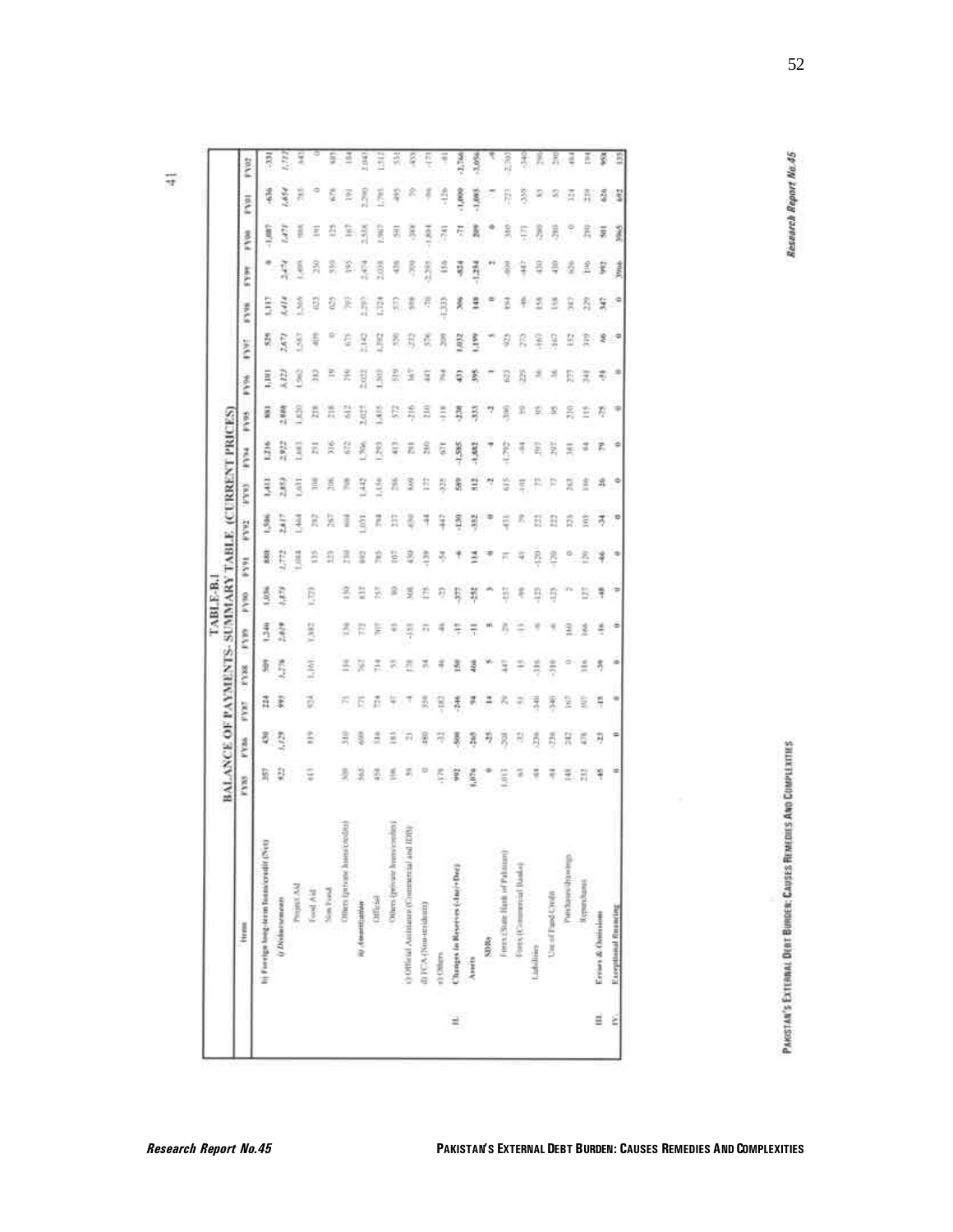**TABLE-B.1**

**BALANCE OF PAYMENTS- SUMMARY TABLE (CURRENT PRICES)**

| | Items | FY85 | FY86 | FY87 | FY88 | FY89 | FY90 | FY91 | FY92 | FY93 | FY94 | FY95 | FY96 | FY97 | FY98 | FY99 | FY00 | FY01 | FY02 |
|---|---|---|---|---|---|---|---|---|---|---|---|---|---|---|---|---|---|---|---|
| | **b) Foreign long-term loans/credit (Net)** | 357 | 430 | 224 | 509 | 1,240 | 1,036 | 880 | 1,506 | 1,411 | 1,216 | 881 | 1,101 | 929 | 1,117 | 0 | -1,087 | -636 | -331 |
| | *i) Disbursements* | 922 | 1,129 | 993 | 1,270 | 2,019 | 1,873 | 1,772 | 2,417 | 2,853 | 2,922 | 2,900 | 3,323 | 2,671 | 3,414 | 2,474 | 1,471 | 1,654 | 1,772 |
| | Project Aid | 413 | 819 | 924 | 1,161 | 1,882 | 1,723 | 1,084 | 1,464 | 1,631 | 1,683 | 1,820 | 1,962 | 1,587 | 1,366 | 1,495 | 988 | 785 | 843 |
| | Food Aid | | | | | | | 135 | 282 | 308 | 251 | 259 | 383 | 409 | 623 | 250 | 191 | 0 | 0 |
| | Non Food | | | | | | | 323 | 267 | 206 | 316 | 218 | 19 | 0 | 625 | 559 | 125 | 678 | 897 |
| | Others (private loans/credits) | 509 | 310 | 71 | 110 | 138 | 138 | 250 | 604 | 708 | 672 | 612 | 596 | 675 | 701 | 195 | 167 | 191 | 184 |
| | **ii) Amortization** | 565 | 699 | 771 | 767 | 772 | 837 | 892 | 1,031 | 1,442 | 1,706 | 2,027 | 2,022 | 2,142 | 2,297 | 2,474 | 2,558 | 2,290 | 2,043 |
| | Official | 458 | 516 | 724 | 714 | 707 | 757 | 785 | 794 | 1,156 | 1,293 | 1,455 | 1,503 | 1,582 | 1,724 | 2,038 | 1,967 | 1,795 | 1,512 |
| | Others (private loans/credits) | 106 | 183 | 47 | 53 | 65 | 80 | 107 | 237 | 286 | 413 | 572 | 519 | 550 | 573 | 436 | 591 | 495 | 531 |
| | c) Official Assistance (Commercial and IDB) | 59 | 21 | -4 | 178 | -133 | 368 | 430 | 650 | 660 | 291 | -216 | 567 | -232 | 598 | -309 | -388 | 70 | -455 |
| | d) FCA (Non-residents) | 0 | 480 | 359 | 34 | 21 | 175 | -139 | -44 | 177 | 280 | 330 | 441 | 576 | -70 | -2,595 | -1,894 | -96 | -173 |
| | e) Others | -178 | -32 | -182 | -46 | -46 | -23 | -54 | -447 | -325 | 671 | -118 | 764 | 209 | -1,335 | 156 | -741 | -126 | -41 |
| II. | **Changes in Reserves (-Inc/+Dec)** | 992 | -508 | -246 | 150 | -17 | -377 | -6 | -130 | 589 | -1,585 | -238 | 431 | 1,032 | 306 | -824 | -71 | -1,000 | -2,766 |
| | **Assets** | 1,076 | -265 | 94 | 466 | -11 | -252 | 114 | -352 | 512 | -1,882 | -333 | 395 | 1,199 | 148 | -1,254 | 209 | -1,085 | -3,056 |
| | SDRs | 0 | -35 | 14 | 5 | 5 | 3 | 0 | 0 | -2 | -4 | -2 | 1 | 1 | 0 | 2 | 0 | 1 | -9 |
| | Forex (State Bank of Pakistan) | 1,011 | -208 | 29 | 447 | -29 | -157 | 71 | -431 | 615 | -1,792 | -300 | 623 | 923 | 154 | -800 | 380 | -727 | -2,703 |
| | Forex (Commercial Banks) | 65 | -32 | 51 | 15 | 13 | -98 | 43 | 79 | -101 | -86 | -30 | -229 | 275 | -6 | -447 | -171 | -359 | -340 |
| | Liabilities | -84 | -236 | -340 | -316 | -6 | -125 | -120 | 222 | 77 | 297 | 95 | 36 | -167 | 158 | 430 | -280 | 85 | 290 |
| | Use of Fund Credit | -84 | -236 | -340 | -316 | -6 | -125 | -120 | 222 | 77 | 297 | 95 | 36 | -167 | 158 | 430 | -280 | 85 | 290 |
| | Purchases/drawings | 148 | 242 | 167 | 0 | 160 | 2 | 0 | 325 | 263 | 381 | 210 | 277 | 152 | 387 | 626 | 0 | 324 | 484 |
| | Repurchases | 232 | 478 | 507 | 316 | 166 | 127 | 120 | 103 | 186 | 84 | 115 | 241 | 319 | 229 | 196 | 280 | 239 | 194 |
| III. | **Errors & Omissions** | -45 | -23 | -15 | -39 | -16 | -48 | -46 | -34 | 26 | 79 | -75 | -74 | 66 | 347 | 992 | 501 | 626 | 958 |
| IV. | **Exceptional financing** | 0 | 0 | 0 | 0 | 0 | 0 | 0 | 0 | 0 | 0 | 0 | 0 | 0 | 0 | 3966 | 3065 | 692 | 155 |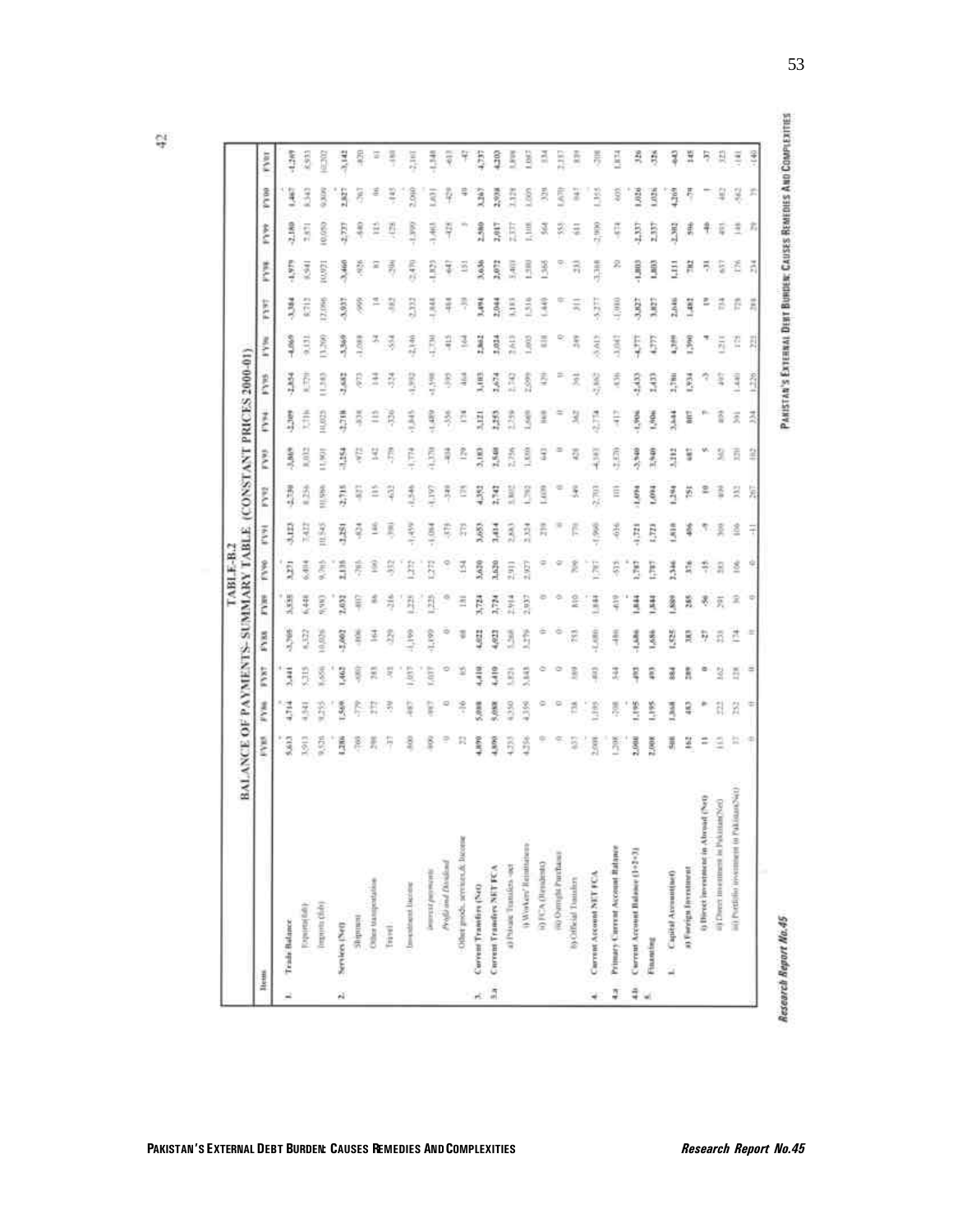# TABLE-B.2

## BALANCE OF PAYMENTS- SUMMARY TABLE (CONSTANT PRICES 2000-01)

| Items | | FY85 | FY86 | FY87 | FY88 | FY89 | FY90 | FY91 | FY92 | FY93 | FY94 | FY95 | FY96 | FY97 | FY98 | FY99 | FY00 | FY01 |
|---|---|---|---|---|---|---|---|---|---|---|---|---|---|---|---|---|---|---|
| 1. | Trade Balance | -5,613 | -4,714 | -3,441 | -3,768 | -3,558 | -3,271 | -3,123 | -2,730 | -3,869 | -2,309 | -2,854 | -4,069 | -3,384 | -1,979 | -2,180 | -1,467 | -1,269 |
| | Exports(fob) | 3,913 | 4,541 | 5,215 | 6,322 | 6,448 | 6,494 | 7,422 | 8,236 | 8,032 | 7,716 | 8,779 | 9,131 | 8,712 | 8,941 | 7,871 | 8,343 | 8,933 |
| | Imports (fob) | 9,526 | 9,255 | 8,656 | 10,026 | 9,983 | 9,765 | 10,545 | 10,966 | 11,901 | 10,025 | 11,383 | 13,200 | 12,096 | 10,921 | 10,050 | 9,809 | 10,202 |
| 2. | Services (Net) | -1,286 | -1,569 | -1,462 | -2,002 | -2,032 | -2,135 | -2,251 | -2,715 | -3,254 | -2,718 | -2,632 | -3,569 | -3,937 | -3,460 | -2,737 | -2,837 | -3,142 |
| | Shipment | -769 | -779 | -680 | -806 | -807 | -765 | -824 | -827 | -972 | -838 | -973 | -1,088 | -999 | -926 | -640 | -763 | -820 |
| | Other transportation | 298 | 272 | 283 | 164 | 86 | 100 | 146 | 115 | 142 | 115 | 144 | 34 | 14 | 83 | 115 | 96 | 61 |
| | Travel | -37 | -59 | -91 | -329 | -216 | -332 | -390 | -432 | -379 | -326 | -324 | -554 | -382 | -290 | -128 | -145 | -180 |
| | Investment Income | -800 | -887 | -1,037 | -1,190 | -1,225 | -1,272 | -1,459 | -1,546 | -1,774 | -1,845 | -1,992 | -2,146 | -2,332 | -2,470 | -1,899 | -2,060 | -2,161 |
| | *Interest payments* | -800 | -887 | -1,037 | -1,190 | -1,225 | -1,272 | -1,084 | -1,197 | -1,370 | -1,489 | -1,598 | -1,730 | -1,848 | -1,823 | -1,463 | -1,631 | -1,548 |
| | *Profit and Dividend* | 0 | 0 | 0 | 0 | 0 | 0 | -375 | -349 | -404 | -356 | -393 | -415 | -484 | -647 | -435 | -429 | -613 |
| | Other goods, services & income | 22 | -16 | 65 | 68 | 181 | 154 | 275 | 175 | 129 | 174 | 464 | 164 | -39 | 151 | 3 | 49 | -47 |
| 3. | Current Transfers (Net) | 4,890 | 5,088 | 4,410 | 4,022 | 3,724 | 3,620 | 3,653 | 4,352 | 3,183 | 3,121 | 3,103 | 2,862 | 3,494 | 3,636 | 2,580 | 3,267 | 4,737 |
| 3.a | Current Transfers NET FCA | 4,890 | 5,088 | 4,410 | 4,022 | 3,724 | 3,620 | 3,414 | 2,742 | 2,540 | 2,253 | 2,674 | 2,024 | 2,044 | 2,072 | 2,017 | 2,938 | 4,203 |
| | a) Private Transfers -net | 4,253 | 4,350 | 3,821 | 3,268 | 2,914 | 2,911 | 2,883 | 3,802 | 2,756 | 2,759 | 2,742 | 2,613 | 3,183 | 3,403 | 2,377 | 3,129 | 3,898 |
| | i) Workers' Remittances | 4,256 | 4,356 | 3,848 | 3,270 | 2,937 | 2,927 | 2,324 | 1,792 | 1,560 | 1,669 | 2,099 | 1,602 | 1,516 | 1,580 | 1,108 | 1,005 | 1,087 |
| | ii) FCA (Residents) | 0 | 0 | 0 | 0 | 0 | 0 | 259 | 1,659 | 643 | 868 | 420 | 838 | 1,449 | 1,365 | 564 | 329 | 534 |
| | iii) Outright Purchases | 0 | 0 | 0 | 0 | 0 | 0 | 0 | 0 | 0 | 0 | 0 | 0 | 0 | 0 | 555 | 1,670 | 2,137 |
| | b) Official Transfers | 637 | 738 | 589 | 753 | 810 | 709 | 770 | 549 | 428 | 362 | 361 | 249 | 311 | 233 | 611 | 847 | 839 |
| 4. | Current Account NET FCA | -2,008 | -1,195 | -493 | -1,680 | -1,844 | -1,787 | -1,960 | -2,703 | -4,183 | -2,774 | -2,862 | -5,615 | -5,277 | -3,368 | -2,930 | -1,355 | -208 |
| 4.a | Primary Current Account Balance | -1,208 | -208 | 544 | -486 | -619 | -515 | -636 | 111 | -2,470 | -417 | -836 | -3,047 | -3,080 | 20 | -674 | 605 | 1,874 |
| 4.b | Current Account Balance (1+2+3) | -2,008 | -1,195 | -493 | -1,686 | -1,844 | -1,787 | -1,721 | -1,094 | -3,940 | -1,906 | -2,433 | -4,777 | -3,827 | -1,803 | -2,337 | -1,026 | 326 |
| 5. | Financing | 2,008 | 1,195 | 493 | 1,686 | 1,844 | 1,787 | 1,721 | 1,094 | 3,940 | 1,906 | 2,433 | 4,777 | 3,827 | 1,803 | 2,337 | 1,026 | -326 |
| 1. | Capital Account(net) | 588 | 1,868 | 884 | 1,425 | 1,889 | 2,346 | 1,810 | 1,294 | 3,212 | 3,344 | 2,780 | 4,399 | 2,646 | 1,111 | -2,302 | 4,269 | -643 |
| | a) Foreign Investment | 162 | 483 | 289 | 383 | 285 | 376 | 496 | 751 | 487 | 807 | 1,934 | 1,390 | 1,482 | 782 | 596 | 74 | 145 |
| | i) Direct investment in Abroad (Net) | 11 | 9 | 8 | -27 | -56 | -15 | -9 | 10 | 5 | 7 | -3 | 4 | 19 | -31 | -4 | 7 | -37 |
| | ii) Direct investment in Pakistan(Net) | 113 | 222 | 162 | 233 | 291 | 283 | 300 | 409 | 365 | 859 | 497 | 1,211 | 724 | 657 | 495 | 482 | 323 |
| | iii) Portfolio investment in Pakistan(Net) | 37 | 252 | 128 | 174 | 30 | 106 | 106 | 332 | 320 | 391 | 1,440 | 175 | 778 | 176 | 148 | 562 | -141 |
| | | 0 | 0 | 0 | 0 | 0 | 0 | -11 | 267 | 102 | 334 | 1,226 | 225 | 298 | 254 | 29 | 35 | -140 |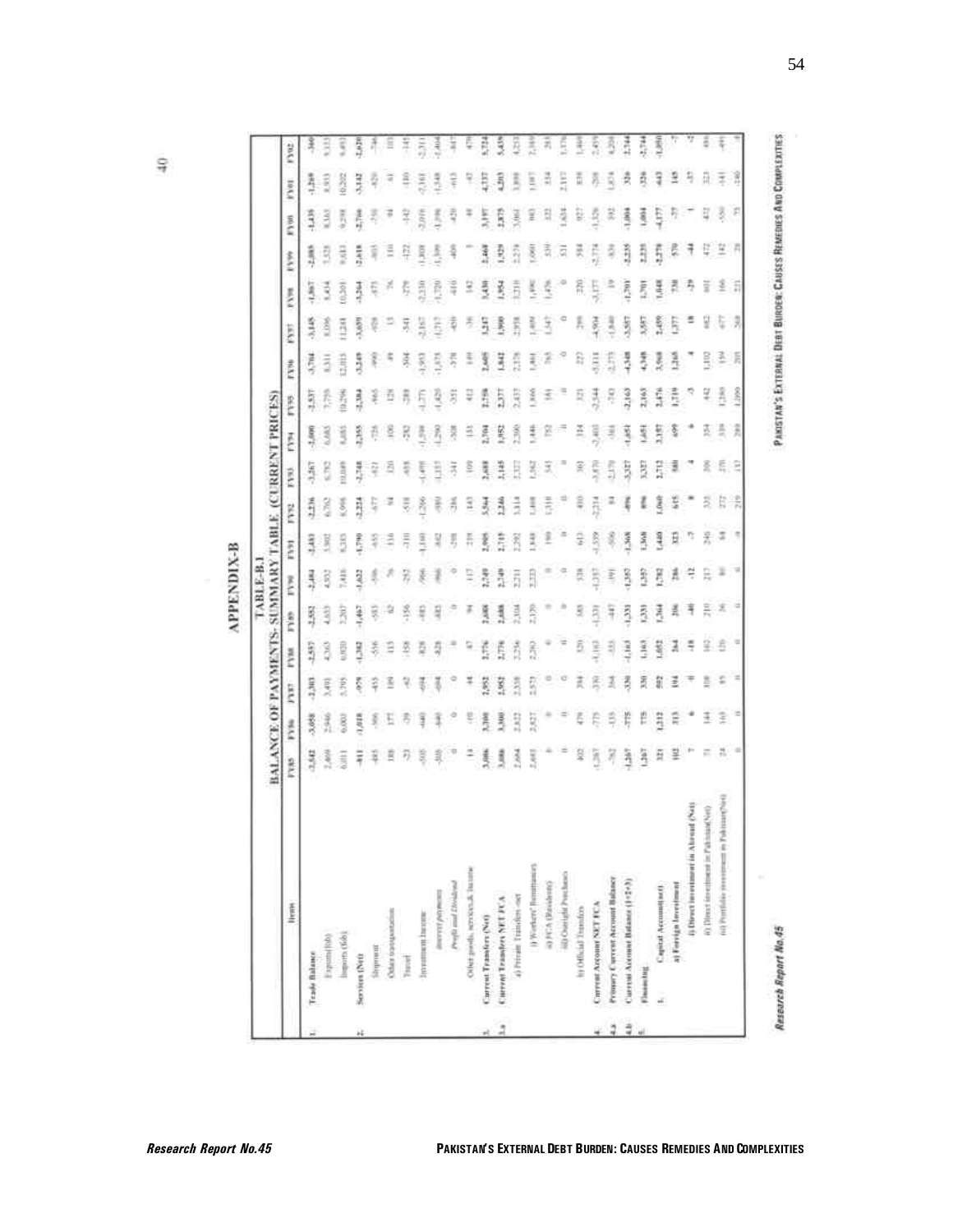# APPENDIX-B

## TABLE-B.1

### BALANCE OF PAYMENTS: SUMMARY TABLE (CURRENT PRICES)

| | Item | FY85 | FY86 | FY87 | FY88 | FY89 | FY90 | FY91 | FY92 | FY93 | FY94 | FY95 | FY96 | FY97 | FY98 | FY99 | FY00 | FY01 | FY02 |
|---|---|---|---|---|---|---|---|---|---|---|---|---|---|---|---|---|---|---|---|
| 1. | **Trade Balance** | -3,542 | -3,058 | -2,303 | -2,557 | -2,552 | -2,484 | -2,483 | -2,236 | -3,367 | -2,000 | -2,837 | -3,704 | -3,145 | -1,867 | -2,085 | -1,439 | -1,269 | -360 |
| | Exports (fob) | 2,469 | 2,946 | 3,498 | 4,363 | 4,633 | 4,932 | 5,902 | 6,762 | 6,782 | 6,685 | 7,759 | 8,311 | 8,096 | 8,434 | 7,528 | 8,163 | 8,933 | 9,133 |
| | Imports (fob) | 6,011 | 6,003 | 5,795 | 6,920 | 7,207 | 7,418 | 8,385 | 8,998 | 10,149 | 8,685 | 10,296 | 12,015 | 11,241 | 10,301 | 9,613 | 9,598 | 10,202 | 9,493 |
| 2. | **Services (Net)** | -811 | -1,018 | -979 | -1,382 | -1,467 | -1,622 | -1,790 | -2,224 | -2,748 | -2,355 | -2,384 | -3,249 | -3,659 | -3,264 | -2,618 | -2,766 | -3,142 | -2,620 |
| | Shipment | -485 | -506 | -455 | -556 | -553 | -596 | -655 | -677 | -621 | -726 | -965 | -990 | -959 | -873 | -803 | -750 | -820 | -746 |
| | Other transportation | 188 | 177 | 189 | 115 | 82 | 76 | 116 | 94 | 120 | 100 | 128 | 49 | 13 | 76 | 110 | 94 | 61 | 103 |
| | Travel | -23 | -39 | -62 | -158 | -156 | -252 | -310 | -518 | -658 | -282 | -288 | -304 | -341 | -279 | -122 | -142 | -180 | -145 |
| | Investment Income | -505 | -640 | -694 | -828 | -885 | -966 | -1,160 | -1,286 | -1,498 | -1,598 | -1,771 | -1,953 | -2,167 | -2,230 | -1,808 | -2,016 | -2,163 | -2,311 |
| | *Interest payments* | -505 | -640 | -694 | -828 | -885 | -966 | -942 | -980 | -1,157 | -1,290 | -1,420 | -1,575 | -1,717 | -1,720 | -1,399 | -1,596 | -1,548 | -1,464 |
| | *Profit and Dividend* | 0 | 0 | 0 | 0 | 0 | 0 | -208 | -306 | -341 | -308 | -351 | -378 | -450 | -510 | -409 | -420 | -613 | -847 |
| | Other goods, services & Income | 14 | -10 | 44 | 47 | 94 | 117 | 235 | 143 | 109 | 151 | 412 | 149 | -38 | 142 | 7 | 48 | -42 | 479 |
| 3. | **Current Transfers (Net)** | 3,086 | 3,300 | 1,952 | 2,776 | 2,688 | 2,749 | 2,905 | 3,564 | 2,688 | 2,704 | 2,758 | 2,605 | 3,247 | 3,430 | 2,460 | 3,197 | 4,337 | 5,724 |
| 3.a | **Current Transfers NET FCA** | 3,086 | 3,300 | 1,952 | 2,776 | 2,688 | 2,749 | 2,715 | 2,246 | 2,145 | 1,952 | 2,377 | 1,842 | 1,900 | 1,954 | 1,929 | 2,875 | 4,203 | 5,439 |
| | a) Private Transfers net | 2,684 | 2,822 | 2,338 | 2,256 | 2,304 | 2,211 | 2,292 | 3,114 | 2,327 | 2,390 | 2,437 | 2,378 | 2,958 | 3,210 | 2,279 | 3,063 | 3,898 | 4,253 |
| | i) Workers' Remittances | 2,685 | 2,827 | 2,573 | 2,263 | 2,130 | 2,223 | 1,848 | 1,468 | 1,562 | 1,446 | 1,866 | 1,461 | 1,409 | 1,490 | 1,060 | 983 | 1,087 | 2,389 |
| | ii) FCA (Residents) | 0 | 0 | 0 | 0 | 0 | 0 | 190 | 1,318 | 543 | 752 | 161 | 765 | 1,347 | 1,476 | 530 | 335 | 534 | 283 |
| | iii) Outright Purchases | 0 | 0 | 0 | 0 | 0 | 0 | 0 | 0 | 0 | 0 | 0 | 0 | 0 | 0 | 531 | 1,634 | 2,117 | 1,376 |
| | b) Official Transfers | 402 | 478 | 394 | 520 | 385 | 538 | 613 | 450 | 361 | 314 | 321 | 227 | 289 | 220 | 184 | 927 | 839 | 1,469 |
| 4. | **Current Account NET FCA** | -1,267 | -775 | -330 | -1,163 | -1,331 | -1,357 | -1,559 | -2,214 | -3,870 | -2,403 | -2,544 | -5,111 | -4,904 | -3,177 | -2,774 | -1,326 | -208 | 2,459 |
| 4.a | **Primary Current Account Balance** | -762 | -135 | 364 | -335 | -447 | -391 | -506 | 84 | -2,370 | -361 | -743 | -2,773 | -1,840 | 19 | -839 | 392 | 1,874 | 4,208 |
| 4.b | **Current Account Balance (1+2+3)** | -1,267 | -775 | -330 | -1,163 | -1,331 | -1,357 | -1,368 | -896 | -3,327 | -1,651 | -2,163 | -4,348 | -3,557 | -1,701 | -2,235 | -1,004 | 326 | 2,744 |
| 5. | **Financing** | 1,267 | 775 | 330 | 1,163 | 1,331 | 1,357 | 1,368 | 896 | 3,327 | 1,651 | 2,163 | 4,348 | 3,557 | 1,701 | 2,235 | 1,004 | -326 | -2,744 |
| I. | **Capital Account (net)** | 321 | 1,212 | 802 | 1,052 | 1,364 | 1,782 | 1,480 | 1,060 | 2,712 | 3,357 | 2,476 | 3,968 | 2,459 | 1,048 | -2,278 | -4,177 | -643 | -1,050 |
| | **a) Foreign Investment** | 102 | 313 | 104 | 264 | 206 | 286 | 323 | 615 | 580 | 699 | 1,719 | 1,265 | 1,377 | 738 | 570 | -77 | 145 | -7 |
| | i) Direct investment in Abroad (Net) | 7 | 6 | 0 | -18 | -40 | -12 | -7 | 8 | 4 | 6 | -3 | 4 | 18 | -29 | -44 | 1 | -37 | -2 |
| | ii) Direct investment in Pakistan (Net) | 71 | 144 | 108 | 162 | 210 | 217 | 246 | 335 | 306 | 354 | 442 | 1,102 | 682 | 601 | 472 | 472 | 323 | 484 |
| | iii) Portfolio investment in Pakistan (Net) | 24 | 163 | 85 | 120 | 36 | 80 | 84 | 272 | 270 | 339 | 1,280 | 159 | 677 | 166 | 142 | -550 | -141 | -491 |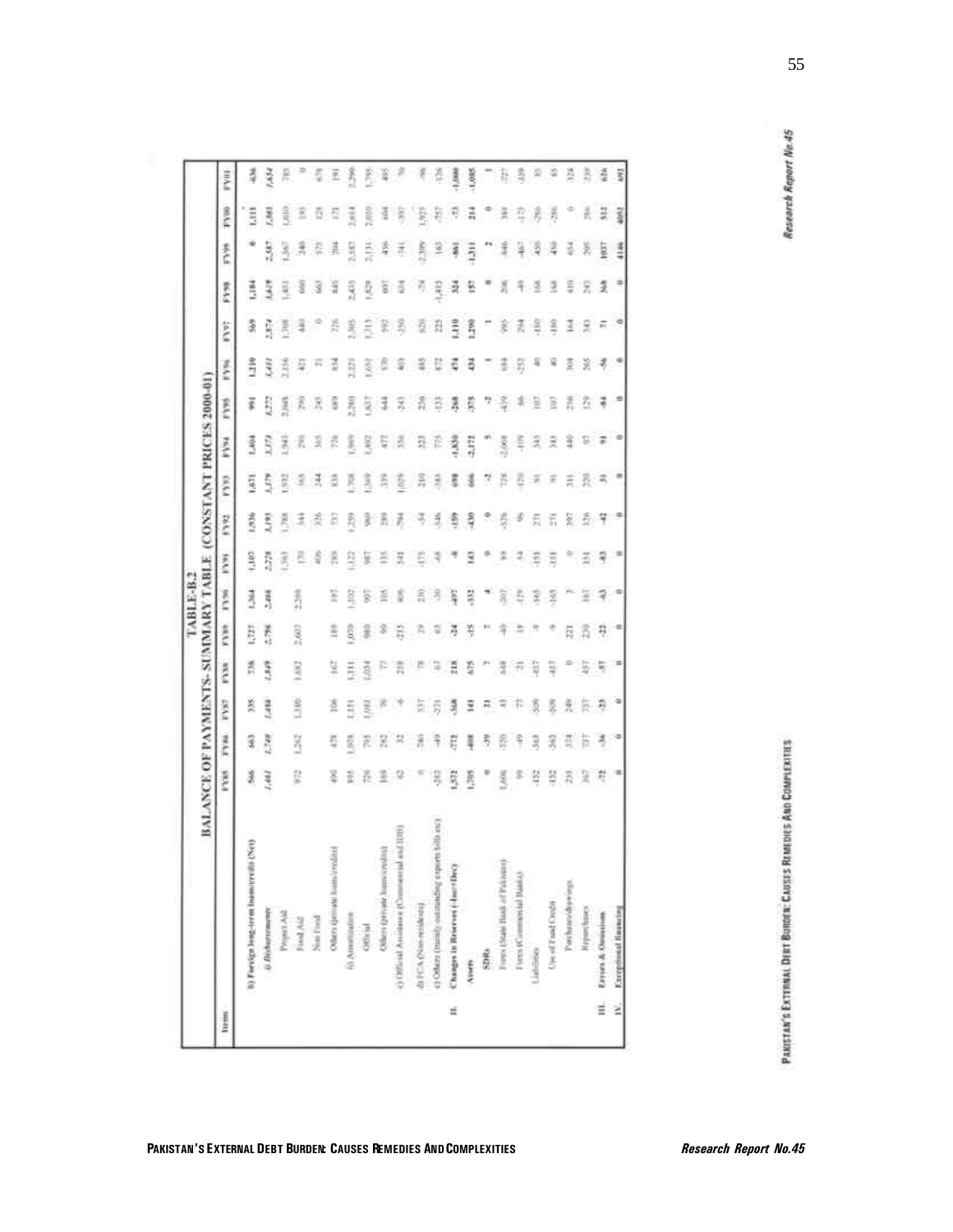# TABLE-B.2

## BALANCE OF PAYMENTS- SUMMARY TABLE (CONSTANT PRICES 2000-01)

| Items | FY85 | FY86 | FY87 | FY88 | FY89 | FY90 | FY91 | FY92 | FY93 | FY94 | FY95 | FY96 | FY97 | FY98 | FY99 | FY00 | FY01 |
|---|---|---|---|---|---|---|---|---|---|---|---|---|---|---|---|---|---|
| **b) Foreign long-term loans/credits (Net)** | 566 | 663 | 335 | 738 | 1,727 | 1,364 | 1,107 | 1,936 | 1,671 | 1,404 | 991 | 1,210 | 569 | 1,184 | 6 | 1,111 | -436 |
| *i) Disbursements* | *1,461* | *1,749* | *1,484* | *1,849* | *2,796* | *2,466* | *2,228* | *3,193* | *3,179* | *3,373* | *3,272* | *3,441* | *2,874* | *3,419* | *2,387* | *3,863* | *1,654* |
| Project Aid | 972 | 1,262 | 1,180 | 1,682 | 2,607 | 2,269 | 1,363 | 1,788 | 1,932 | 1,943 | 2,048 | 2,156 | 1,708 | 1,451 | 1,367 | 1,010 | 785 |
| Food Aid | | | | | | | 170 | 344 | 365 | 291 | 290 | 421 | 443 | 600 | 240 | 193 | 0 |
| Non Food | | | | | | | 405 | 326 | 244 | 305 | 245 | 21 | 0 | 663 | 573 | 128 | 678 |
| Others (private loans/credits) | 490 | 478 | 106 | 167 | 189 | 197 | 289 | 737 | 838 | 776 | 689 | 854 | 726 | 845 | 304 | 171 | 191 |
| ii) Amortization | 895 | 1,058 | 1,151 | 1,111 | 1,070 | 1,102 | 1,122 | 1,259 | 1,708 | 1,969 | 2,280 | 2,221 | 2,305 | 2,435 | 2,587 | 2,614 | 2,090 |
| Official | 726 | 795 | 1,081 | 1,034 | 980 | 997 | 987 | 960 | 1,369 | 1,492 | 1,637 | 1,651 | 1,713 | 1,829 | 2,131 | 2,010 | 1,795 |
| Others (private loans/credits) | 169 | 262 | 70 | 77 | 90 | 105 | 135 | 299 | 339 | 477 | 644 | 570 | 592 | 607 | 456 | 604 | 495 |
| c) Official Assistance (Commercial and IDB) | 62 | 32 | -4 | 298 | -215 | 406 | 548 | -794 | 1,029 | 336 | -243 | 403 | -250 | 634 | -741 | -397 | 70 |
| d) FCA (Non-residents) | 0 | 580 | 537 | 78 | 29 | 230 | -175 | -54 | 310 | 323 | 256 | 485 | 620 | -74 | -2,309 | 1,925 | -96 |
| e) Others (mainly outstanding exports bills etc) | -242 | -49 | -271 | 67 | 63 | -30 | -68 | -346 | -383 | 775 | -133 | 872 | 225 | -1,415 | 163 | -357 | 126 |
| **II. Changes in Reserves (-Inc/+Dec)** | 1,572 | -772 | -368 | 218 | -24 | -497 | -8 | -159 | 698 | -1,830 | -268 | 474 | 1,110 | 324 | -961 | -73 | -1,080 |
| **Assets** | 1,705 | -408 | 141 | 675 | -15 | -332 | 143 | -430 | 666 | -2,172 | 375 | 434 | 1,290 | 157 | -1,311 | 214 | -1,085 |
| **SDRs** | 0 | -39 | 11 | 7 | 7 | 4 | 0 | 0 | -2 | 5 | -2 | 1 | 1 | 0 | 2 | 0 | 1 |
| Forex (State Bank of Pakistan) | 1,606 | -320 | 43 | 648 | -45 | -307 | 89 | -536 | 778 | -2,068 | -439 | 684 | 995 | 206 | -846 | 388 | -727 |
| Forex (Commercial Banks) | 99 | -49 | 77 | 21 | 18 | -179 | 54 | 96 | -120 | -109 | 66 | -252 | 294 | -49 | -467 | -173 | -359 |
| Liabilities | -132 | -363 | -509 | -457 | -9 | -165 | -151 | 271 | 31 | 343 | 107 | 40 | -180 | 168 | 450 | -286 | 85 |
| Use of Fund Credit | -132 | -363 | -509 | -457 | -9 | -165 | -151 | 271 | 31 | 343 | 107 | 40 | -180 | 168 | 450 | -286 | 85 |
| Purchases/drawings | 235 | 374 | 249 | 0 | 221 | 7 | 0 | 397 | 311 | 440 | 236 | 308 | 164 | 410 | 654 | 0 | 324 |
| Repurchases | 367 | 737 | 757 | 457 | 230 | 167 | 151 | 126 | 280 | 97 | 129 | 265 | 343 | 243 | 205 | 286 | 239 |
| **III. Errors & Omissions** | -72 | -36 | -33 | -87 | -22 | -43 | -83 | -42 | 31 | 91 | -84 | -56 | 71 | 368 | 1037 | 512 | 626 |
| **IV. Exceptional financing** | 0 | 0 | 0 | 0 | 0 | 0 | 0 | 0 | 0 | 0 | 0 | 0 | 0 | 0 | 4146 | 4052 | 692 |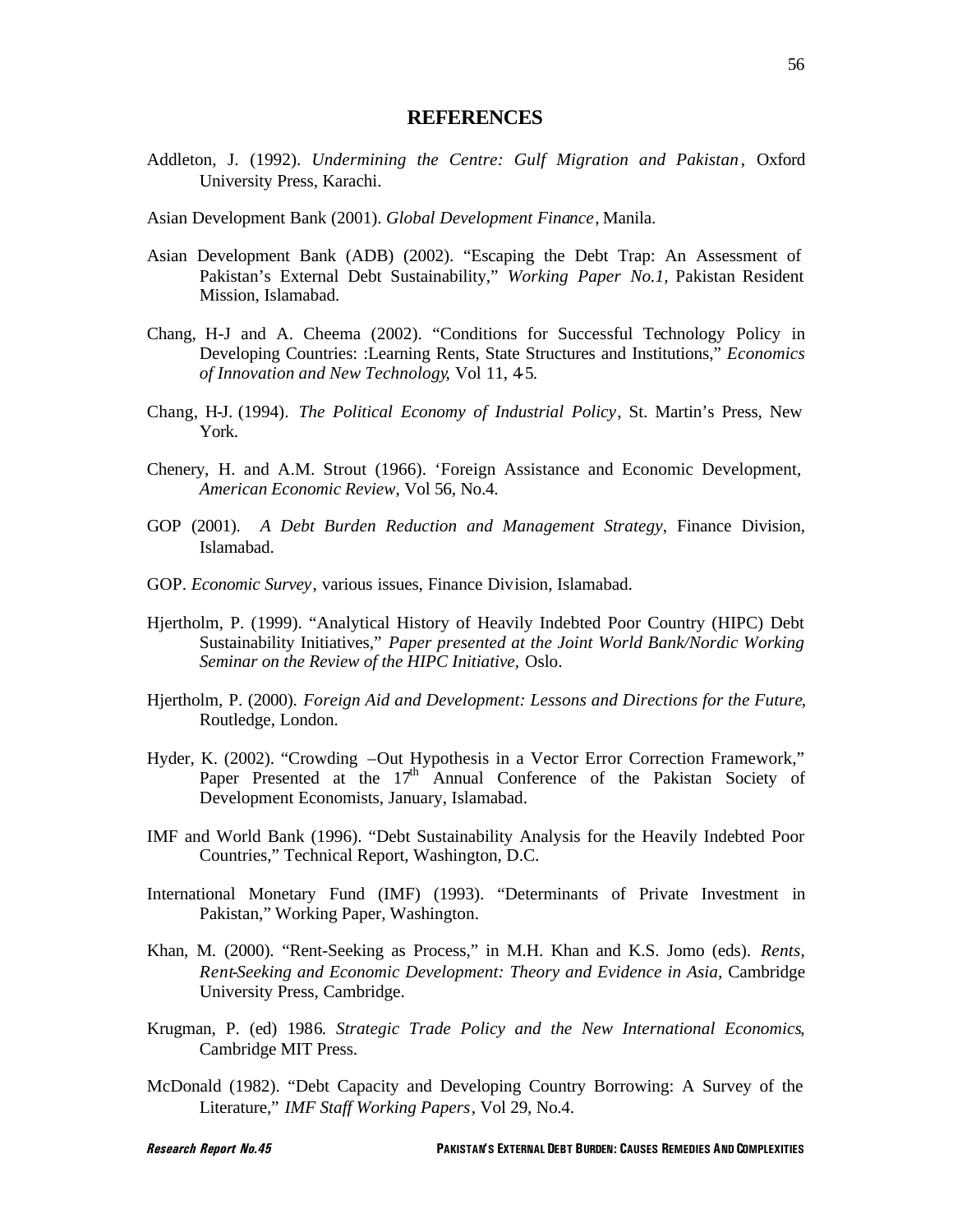## REFERENCES

Addleton, J. (1992). *Undermining the Centre: Gulf Migration and Pakistan*, Oxford University Press, Karachi.

Asian Development Bank (2001). *Global Development Finance*, Manila.

Asian Development Bank (ADB) (2002). "Escaping the Debt Trap: An Assessment of Pakistan's External Debt Sustainability," *Working Paper No.1*, Pakistan Resident Mission, Islamabad.

Chang, H-J and A. Cheema (2002). "Conditions for Successful Technology Policy in Developing Countries: :Learning Rents, State Structures and Institutions," *Economics of Innovation and New Technology*, Vol 11, 4-5.

Chang, H-J. (1994). *The Political Economy of Industrial Policy*, St. Martin's Press, New York.

Chenery, H. and A.M. Strout (1966). 'Foreign Assistance and Economic Development, *American Economic Review*, Vol 56, No.4.

GOP (2001). *A Debt Burden Reduction and Management Strategy*, Finance Division, Islamabad.

GOP. *Economic Survey*, various issues, Finance Division, Islamabad.

Hjertholm, P. (1999). "Analytical History of Heavily Indebted Poor Country (HIPC) Debt Sustainability Initiatives," *Paper presented at the Joint World Bank/Nordic Working Seminar on the Review of the HIPC Initiative*, Oslo.

Hjertholm, P. (2000). *Foreign Aid and Development: Lessons and Directions for the Future*, Routledge, London.

Hyder, K. (2002). "Crowding –Out Hypothesis in a Vector Error Correction Framework," Paper Presented at the 17th Annual Conference of the Pakistan Society of Development Economists, January, Islamabad.

IMF and World Bank (1996). "Debt Sustainability Analysis for the Heavily Indebted Poor Countries," Technical Report, Washington, D.C.

International Monetary Fund (IMF) (1993). "Determinants of Private Investment in Pakistan," Working Paper, Washington.

Khan, M. (2000). "Rent-Seeking as Process," in M.H. Khan and K.S. Jomo (eds). *Rents, Rent-Seeking and Economic Development: Theory and Evidence in Asia*, Cambridge University Press, Cambridge.

Krugman, P. (ed) 1986. *Strategic Trade Policy and the New International Economics*, Cambridge MIT Press.

McDonald (1982). "Debt Capacity and Developing Country Borrowing: A Survey of the Literature," *IMF Staff Working Papers*, Vol 29, No.4.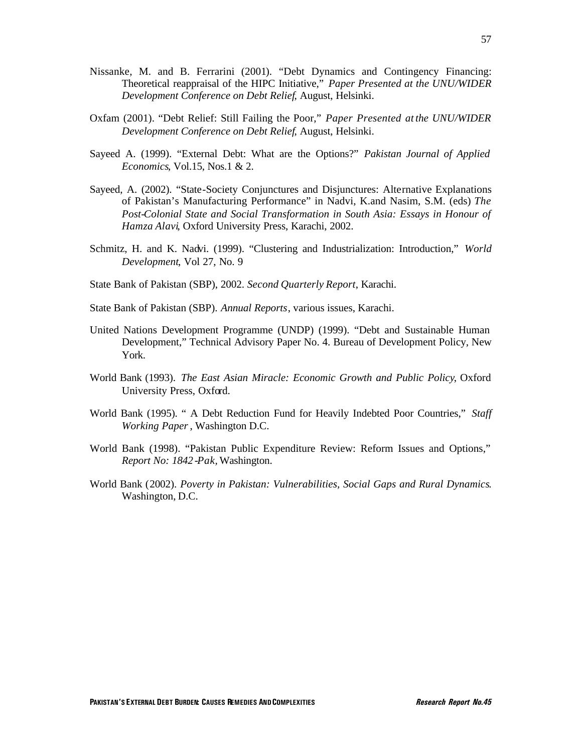Nissanke, M. and B. Ferrarini (2001). "Debt Dynamics and Contingency Financing: Theoretical reappraisal of the HIPC Initiative," *Paper Presented at the UNU/WIDER Development Conference on Debt Relief*, August, Helsinki.

Oxfam (2001). "Debt Relief: Still Failing the Poor," *Paper Presented at the UNU/WIDER Development Conference on Debt Relief*, August, Helsinki.

Sayeed A. (1999). "External Debt: What are the Options?" *Pakistan Journal of Applied Economics*, Vol.15, Nos.1 & 2.

Sayeed, A. (2002). "State-Society Conjunctures and Disjunctures: Alternative Explanations of Pakistan's Manufacturing Performance" in Nadvi, K.and Nasim, S.M. (eds) *The Post-Colonial State and Social Transformation in South Asia: Essays in Honour of Hamza Alavi*, Oxford University Press, Karachi, 2002.

Schmitz, H. and K. Nadvi. (1999). "Clustering and Industrialization: Introduction," *World Development*, Vol 27, No. 9

State Bank of Pakistan (SBP), 2002. *Second Quarterly Report*, Karachi.

State Bank of Pakistan (SBP). *Annual Reports*, various issues, Karachi.

United Nations Development Programme (UNDP) (1999). "Debt and Sustainable Human Development," Technical Advisory Paper No. 4. Bureau of Development Policy, New York.

World Bank (1993). *The East Asian Miracle: Economic Growth and Public Policy*, Oxford University Press, Oxford.

World Bank (1995). " A Debt Reduction Fund for Heavily Indebted Poor Countries," *Staff Working Paper* , Washington D.C.

World Bank (1998). "Pakistan Public Expenditure Review: Reform Issues and Options," *Report No: 1842-Pak*, Washington.

World Bank (2002). *Poverty in Pakistan: Vulnerabilities, Social Gaps and Rural Dynamics*. Washington, D.C.